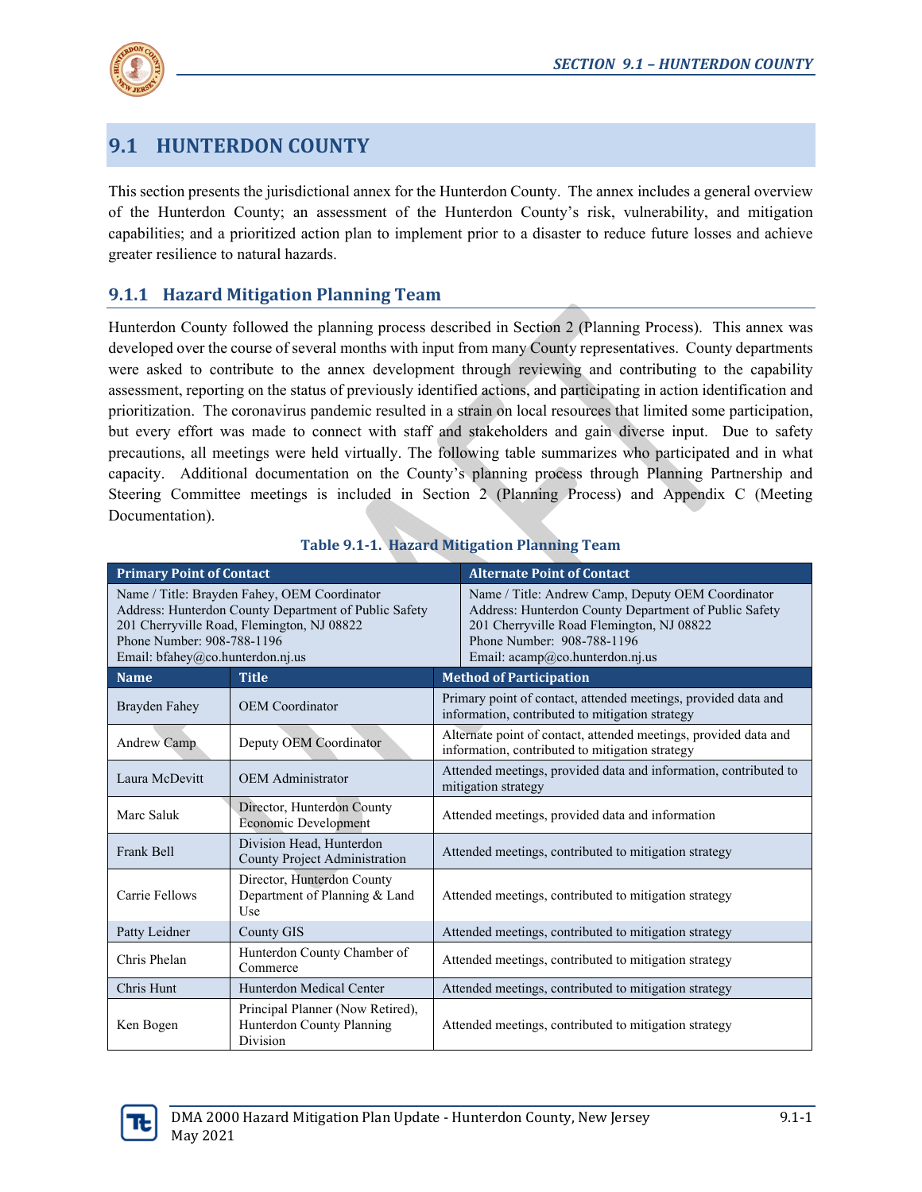# 9.1 HUNTERDON COUNTY

This section presents the jurisdictional annex for the Hunterdon County. The annex includes a general overview of the Hunterdon County; an assessment of the Hunterdon County's risk, vulnerability, and mitigation capabilities; and a prioritized action plan to implement prior to a disaster to reduce future losses and achieve greater resilience to natural hazards.

## 9.1.1 Hazard Mitigation Planning Team

Hunterdon County followed the planning process described in Section 2 (Planning Process). This annex was developed over the course of several months with input from many County representatives. County departments were asked to contribute to the annex development through reviewing and contributing to the capability assessment, reporting on the status of previously identified actions, and participating in action identification and prioritization. The coronavirus pandemic resulted in a strain on local resources that limited some participation, but every effort was made to connect with staff and stakeholders and gain diverse input. Due to safety precautions, all meetings were held virtually. The following table summarizes who participated and in what capacity. Additional documentation on the County's planning process through Planning Partnership and Steering Committee meetings is included in Section 2 (Planning Process) and Appendix C (Meeting Documentation).

**Table 9.1-1. Hazard Mitigation Planning Team**

| Primary Point of Contact | Alternate Point of Contact |
|---|---|
| Name / Title: Brayden Fahey, OEM Coordinator<br>Address: Hunterdon County Department of Public Safety<br>201 Cherryville Road, Flemington, NJ 08822<br>Phone Number: 908-788-1196<br>Email: bfahey@co.hunterdon.nj.us | Name / Title: Andrew Camp, Deputy OEM Coordinator<br>Address: Hunterdon County Department of Public Safety<br>201 Cherryville Road Flemington, NJ 08822<br>Phone Number: 908-788-1196<br>Email: acamp@co.hunterdon.nj.us |

| Name | Title | Method of Participation |
|---|---|---|
| Brayden Fahey | OEM Coordinator | Primary point of contact, attended meetings, provided data and information, contributed to mitigation strategy |
| Andrew Camp | Deputy OEM Coordinator | Alternate point of contact, attended meetings, provided data and information, contributed to mitigation strategy |
| Laura McDevitt | OEM Administrator | Attended meetings, provided data and information, contributed to mitigation strategy |
| Marc Saluk | Director, Hunterdon County Economic Development | Attended meetings, provided data and information |
| Frank Bell | Division Head, Hunterdon County Project Administration | Attended meetings, contributed to mitigation strategy |
| Carrie Fellows | Director, Hunterdon County Department of Planning & Land Use | Attended meetings, contributed to mitigation strategy |
| Patty Leidner | County GIS | Attended meetings, contributed to mitigation strategy |
| Chris Phelan | Hunterdon County Chamber of Commerce | Attended meetings, contributed to mitigation strategy |
| Chris Hunt | Hunterdon Medical Center | Attended meetings, contributed to mitigation strategy |
| Ken Bogen | Principal Planner (Now Retired), Hunterdon County Planning Division | Attended meetings, contributed to mitigation strategy |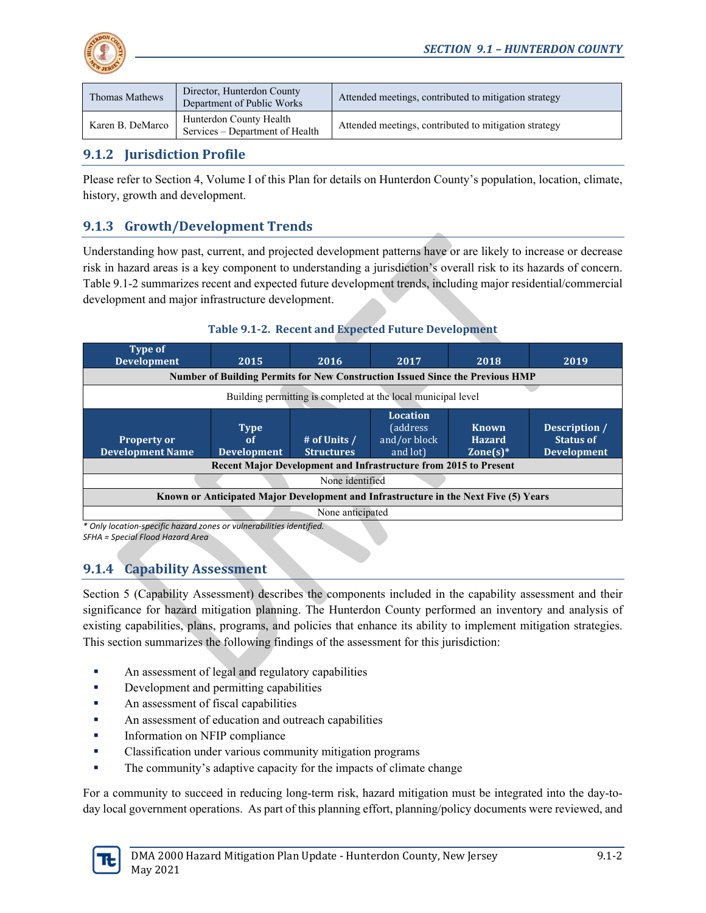| Thomas Mathews | Director, Hunterdon County Department of Public Works | Attended meetings, contributed to mitigation strategy |
|---|---|---|
| Karen B. DeMarco | Hunterdon County Health Services – Department of Health | Attended meetings, contributed to mitigation strategy |

## 9.1.2 Jurisdiction Profile

Please refer to Section 4, Volume I of this Plan for details on Hunterdon County's population, location, climate, history, growth and development.

## 9.1.3 Growth/Development Trends

Understanding how past, current, and projected development patterns have or are likely to increase or decrease risk in hazard areas is a key component to understanding a jurisdiction's overall risk to its hazards of concern. Table 9.1-2 summarizes recent and expected future development trends, including major residential/commercial development and major infrastructure development.

**Table 9.1-2. Recent and Expected Future Development**

| Type of Development | 2015 | 2016 | 2017 | 2018 | 2019 |
|---|---|---|---|---|---|
| **Number of Building Permits for New Construction Issued Since the Previous HMP** | | | | | |
| Building permitting is completed at the local municipal level | | | | | |
| **Property or Development Name** | **Type of Development** | **# of Units / Structures** | **Location (address and/or block and lot)** | **Known Hazard Zone(s)*** | **Description / Status of Development** |
| **Recent Major Development and Infrastructure from 2015 to Present** | | | | | |
| None identified | | | | | |
| **Known or Anticipated Major Development and Infrastructure in the Next Five (5) Years** | | | | | |
| None anticipated | | | | | |

*\* Only location-specific hazard zones or vulnerabilities identified.*
*SFHA = Special Flood Hazard Area*

## 9.1.4 Capability Assessment

Section 5 (Capability Assessment) describes the components included in the capability assessment and their significance for hazard mitigation planning. The Hunterdon County performed an inventory and analysis of existing capabilities, plans, programs, and policies that enhance its ability to implement mitigation strategies. This section summarizes the following findings of the assessment for this jurisdiction:

- An assessment of legal and regulatory capabilities
- Development and permitting capabilities
- An assessment of fiscal capabilities
- An assessment of education and outreach capabilities
- Information on NFIP compliance
- Classification under various community mitigation programs
- The community's adaptive capacity for the impacts of climate change

For a community to succeed in reducing long-term risk, hazard mitigation must be integrated into the day-to-day local government operations. As part of this planning effort, planning/policy documents were reviewed, and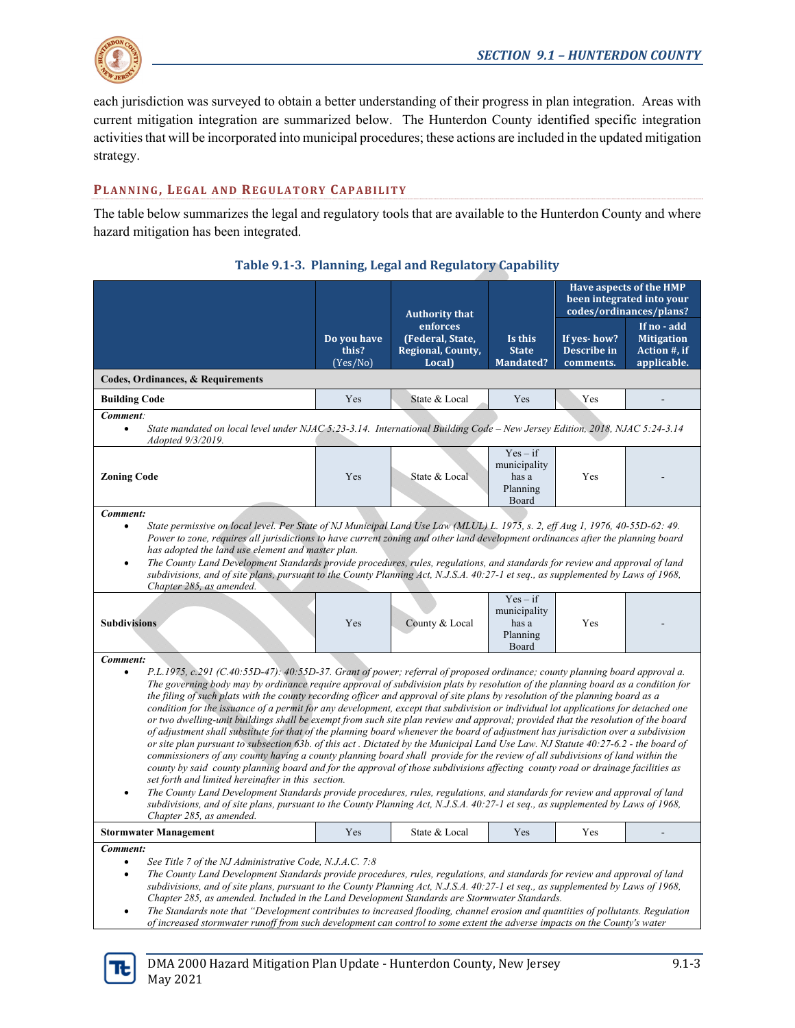each jurisdiction was surveyed to obtain a better understanding of their progress in plan integration. Areas with current mitigation integration are summarized below. The Hunterdon County identified specific integration activities that will be incorporated into municipal procedures; these actions are included in the updated mitigation strategy.

### PLANNING, LEGAL AND REGULATORY CAPABILITY

The table below summarizes the legal and regulatory tools that are available to the Hunterdon County and where hazard mitigation has been integrated.

**Table 9.1-3. Planning, Legal and Regulatory Capability**

| | Do you have this? (Yes/No) | Authority that enforces (Federal, State, Regional, County, Local) | Is this State Mandated? | Have aspects of the HMP been integrated into your codes/ordinances/plans? If yes- how? Describe in comments. | If no - add Mitigation Action #, if applicable. |
|---|---|---|---|---|---|
| **Codes, Ordinances, & Requirements** | | | | | |
| **Building Code** | Yes | State & Local | Yes | Yes | - |
| ***Comment:*** • *State mandated on local level under NJAC 5:23-3.14. International Building Code – New Jersey Edition, 2018, NJAC 5:24-3.14 Adopted 9/3/2019.* | | | | | |
| **Zoning Code** | Yes | State & Local | Yes – if municipality has a Planning Board | Yes | - |
| ***Comment:*** • *State permissive on local level. Per State of NJ Municipal Land Use Law (MLUL) L. 1975, s. 2, eff Aug 1, 1976, 40-55D-62: 49. Power to zone, requires all jurisdictions to have current zoning and other land development ordinances after the planning board has adopted the land use element and master plan.* • *The County Land Development Standards provide procedures, rules, regulations, and standards for review and approval of land subdivisions, and of site plans, pursuant to the County Planning Act, N.J.S.A. 40:27-1 et seq., as supplemented by Laws of 1968, Chapter 285, as amended.* | | | | | |
| **Subdivisions** | Yes | County & Local | Yes – if municipality has a Planning Board | Yes | - |
| ***Comment:*** • *P.L.1975, c.291 (C.40:55D-47): 40:55D-37. Grant of power; referral of proposed ordinance; county planning board approval a. The governing body may by ordinance require approval of subdivision plats by resolution of the planning board as a condition for the filing of such plats with the county recording officer and approval of site plans by resolution of the planning board as a condition for the issuance of a permit for any development, except that subdivision or individual lot applications for detached one or two dwelling-unit buildings shall be exempt from such site plan review and approval; provided that the resolution of the board of adjustment shall substitute for that of the planning board whenever the board of adjustment has jurisdiction over a subdivision or site plan pursuant to subsection 63b. of this act . Dictated by the Municipal Land Use Law. NJ Statute 40:27-6.2 - the board of commissioners of any county having a county planning board shall provide for the review of all subdivisions of land within the county by said county planning board and for the approval of those subdivisions affecting county road or drainage facilities as set forth and limited hereinafter in this section.* • *The County Land Development Standards provide procedures, rules, regulations, and standards for review and approval of land subdivisions, and of site plans, pursuant to the County Planning Act, N.J.S.A. 40:27-1 et seq., as supplemented by Laws of 1968, Chapter 285, as amended.* | | | | | |
| **Stormwater Management** | Yes | State & Local | Yes | Yes | - |
| ***Comment:*** • *See Title 7 of the NJ Administrative Code, N.J.A.C. 7:8* • *The County Land Development Standards provide procedures, rules, regulations, and standards for review and approval of land subdivisions, and of site plans, pursuant to the County Planning Act, N.J.S.A. 40:27-1 et seq., as supplemented by Laws of 1968, Chapter 285, as amended. Included in the Land Development Standards are Stormwater Standards.* • *The Standards note that "Development contributes to increased flooding, channel erosion and quantities of pollutants. Regulation of increased stormwater runoff from such development can control to some extent the adverse impacts on the County's water* | | | | | |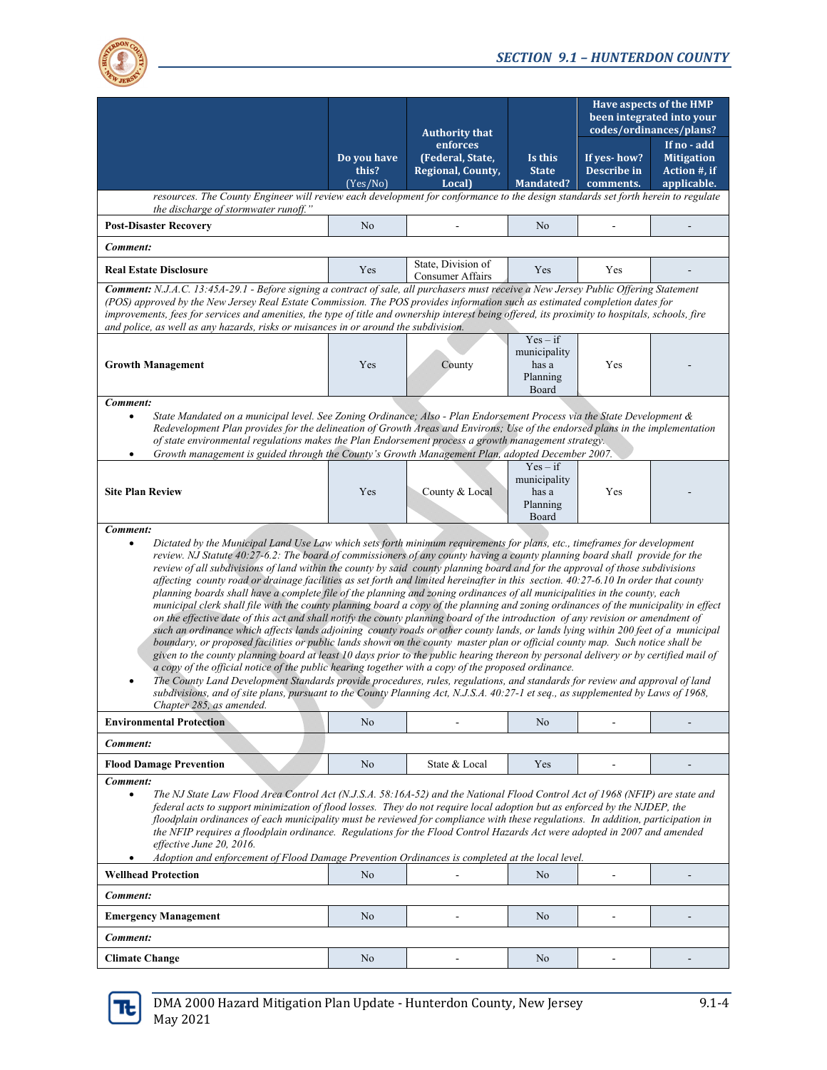| | Do you have this? (Yes/No) | Authority that enforces (Federal, State, Regional, County, Local) | Is this State Mandated? | Have aspects of the HMP been integrated into your codes/ordinances/plans? If yes- how? Describe in comments. | If no - add Mitigation Action #, if applicable. |
|---|---|---|---|---|---|
| *resources. The County Engineer will review each development for conformance to the design standards set forth herein to regulate the discharge of stormwater runoff."* | | | | | |
| **Post-Disaster Recovery** | No | - | No | - | - |
| ***Comment:*** | | | | | |
| **Real Estate Disclosure** | Yes | State, Division of Consumer Affairs | Yes | Yes | - |
| ***Comment:*** *N.J.A.C. 13:45A-29.1 - Before signing a contract of sale, all purchasers must receive a New Jersey Public Offering Statement (POS) approved by the New Jersey Real Estate Commission. The POS provides information such as estimated completion dates for improvements, fees for services and amenities, the type of title and ownership interest being offered, its proximity to hospitals, schools, fire and police, as well as any hazards, risks or nuisances in or around the subdivision.* | | | | | |
| **Growth Management** | Yes | County | Yes – if municipality has a Planning Board | Yes | - |
| ***Comment:*** • *State Mandated on a municipal level. See Zoning Ordinance; Also - Plan Endorsement Process via the State Development & Redevelopment Plan provides for the delineation of Growth Areas and Environs; Use of the endorsed plans in the implementation of state environmental regulations makes the Plan Endorsement process a growth management strategy.* • *Growth management is guided through the County's Growth Management Plan, adopted December 2007.* | | | | | |
| **Site Plan Review** | Yes | County & Local | Yes – if municipality has a Planning Board | Yes | - |
| ***Comment:*** • *Dictated by the Municipal Land Use Law which sets forth minimum requirements for plans, etc., timeframes for development review. NJ Statute 40:27-6.2: The board of commissioners of any county having a county planning board shall provide for the review of all subdivisions of land within the county by said county planning board and for the approval of those subdivisions affecting county road or drainage facilities as set forth and limited hereinafter in this section. 40:27-6.10 In order that county planning boards shall have a complete file of the planning and zoning ordinances of all municipalities in the county, each municipal clerk shall file with the county planning board a copy of the planning and zoning ordinances of the municipality in effect on the effective date of this act and shall notify the county planning board of the introduction of any revision or amendment of such an ordinance which affects lands adjoining county roads or other county lands, or lands lying within 200 feet of a municipal boundary, or proposed facilities or public lands shown on the county master plan or official county map. Such notice shall be given to the county planning board at least 10 days prior to the public hearing thereon by personal delivery or by certified mail of a copy of the official notice of the public hearing together with a copy of the proposed ordinance.* • *The County Land Development Standards provide procedures, rules, regulations, and standards for review and approval of land subdivisions, and of site plans, pursuant to the County Planning Act, N.J.S.A. 40:27-1 et seq., as supplemented by Laws of 1968, Chapter 285, as amended.* | | | | | |
| **Environmental Protection** | No | - | No | - | - |
| ***Comment:*** | | | | | |
| **Flood Damage Prevention** | No | State & Local | Yes | - | - |
| ***Comment:*** • *The NJ State Law Flood Area Control Act (N.J.S.A. 58:16A-52) and the National Flood Control Act of 1968 (NFIP) are state and federal acts to support minimization of flood losses. They do not require local adoption but as enforced by the NJDEP, the floodplain ordinances of each municipality must be reviewed for compliance with these regulations. In addition, participation in the NFIP requires a floodplain ordinance. Regulations for the Flood Control Hazards Act were adopted in 2007 and amended effective June 20, 2016.* • *Adoption and enforcement of Flood Damage Prevention Ordinances is completed at the local level.* | | | | | |
| **Wellhead Protection** | No | - | No | - | - |
| ***Comment:*** | | | | | |
| **Emergency Management** | No | - | No | - | - |
| ***Comment:*** | | | | | |
| **Climate Change** | No | - | No | - | - |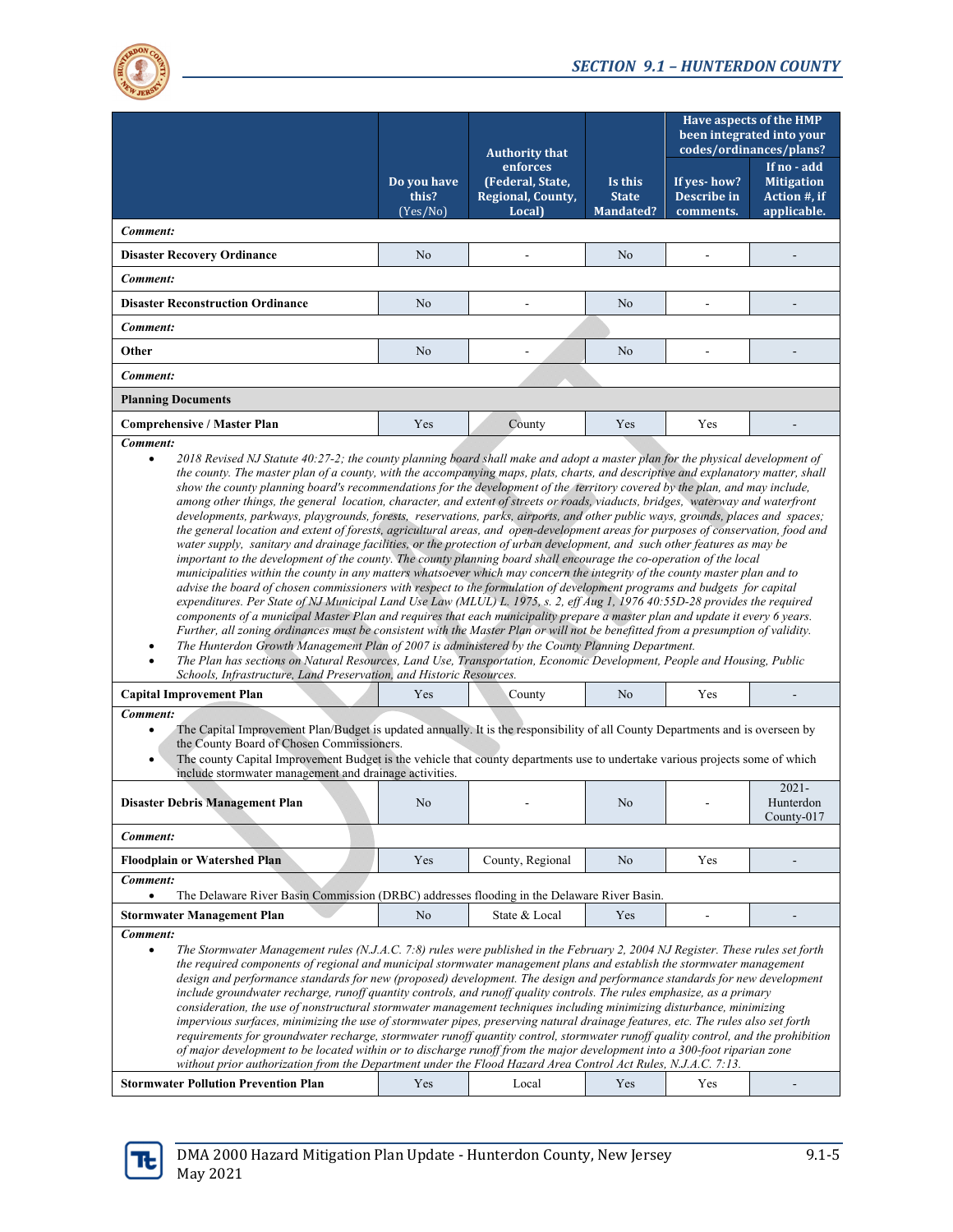| | Do you have this? (Yes/No) | Authority that enforces (Federal, State, Regional, County, Local) | Is this State Mandated? | Have aspects of the HMP been integrated into your codes/ordinances/plans? | |
|---|---|---|---|---|---|
| | | | | If yes- how? Describe in comments. | If no - add Mitigation Action #, if applicable. |
| ***Comment:*** | | | | | |
| **Disaster Recovery Ordinance** | No | - | No | - | - |
| ***Comment:*** | | | | | |
| **Disaster Reconstruction Ordinance** | No | - | No | - | - |
| ***Comment:*** | | | | | |
| **Other** | No | - | No | - | - |
| ***Comment:*** | | | | | |
| **Planning Documents** | | | | | |
| **Comprehensive / Master Plan** | Yes | County | Yes | Yes | - |
| ***Comment:*** <br>• *2018 Revised NJ Statute 40:27-2; the county planning board shall make and adopt a master plan for the physical development of the county. The master plan of a county, with the accompanying maps, plats, charts, and descriptive and explanatory matter, shall show the county planning board's recommendations for the development of the territory covered by the plan, and may include, among other things, the general location, character, and extent of streets or roads, viaducts, bridges, waterway and waterfront developments, parkways, playgrounds, forests, reservations, parks, airports, and other public ways, grounds, places and spaces; the general location and extent of forests, agricultural areas, and open-development areas for purposes of conservation, food and water supply, sanitary and drainage facilities, or the protection of urban development, and such other features as may be important to the development of the county. The county planning board shall encourage the co-operation of the local municipalities within the county in any matters whatsoever which may concern the integrity of the county master plan and to advise the board of chosen commissioners with respect to the formulation of development programs and budgets for capital expenditures. Per State of NJ Municipal Land Use Law (MLUL) L. 1975, s. 2, eff Aug 1, 1976 40:55D-28 provides the required components of a municipal Master Plan and requires that each municipality prepare a master plan and update it every 6 years. Further, all zoning ordinances must be consistent with the Master Plan or will not be benefitted from a presumption of validity.*<br>• *The Hunterdon Growth Management Plan of 2007 is administered by the County Planning Department.*<br>• *The Plan has sections on Natural Resources, Land Use, Transportation, Economic Development, People and Housing, Public Schools, Infrastructure, Land Preservation, and Historic Resources.* | | | | | |
| **Capital Improvement Plan** | Yes | County | No | Yes | - |
| ***Comment:*** <br>• The Capital Improvement Plan/Budget is updated annually. It is the responsibility of all County Departments and is overseen by the County Board of Chosen Commissioners.<br>• The county Capital Improvement Budget is the vehicle that county departments use to undertake various projects some of which include stormwater management and drainage activities. | | | | | |
| **Disaster Debris Management Plan** | No | - | No | - | 2021-Hunterdon County-017 |
| ***Comment:*** | | | | | |
| **Floodplain or Watershed Plan** | Yes | County, Regional | No | Yes | - |
| ***Comment:*** <br>• The Delaware River Basin Commission (DRBC) addresses flooding in the Delaware River Basin. | | | | | |
| **Stormwater Management Plan** | No | State & Local | Yes | - | - |
| ***Comment:*** <br>• *The Stormwater Management rules (N.J.A.C. 7:8) rules were published in the February 2, 2004 NJ Register. These rules set forth the required components of regional and municipal stormwater management plans and establish the stormwater management design and performance standards for new (proposed) development. The design and performance standards for new development include groundwater recharge, runoff quantity controls, and runoff quality controls. The rules emphasize, as a primary consideration, the use of nonstructural stormwater management techniques including minimizing disturbance, minimizing impervious surfaces, minimizing the use of stormwater pipes, preserving natural drainage features, etc. The rules also set forth requirements for groundwater recharge, stormwater runoff quantity control, stormwater runoff quality control, and the prohibition of major development to be located within or to discharge runoff from the major development into a 300-foot riparian zone without prior authorization from the Department under the Flood Hazard Area Control Act Rules, N.J.A.C. 7:13.* | | | | | |
| **Stormwater Pollution Prevention Plan** | Yes | Local | Yes | Yes | - |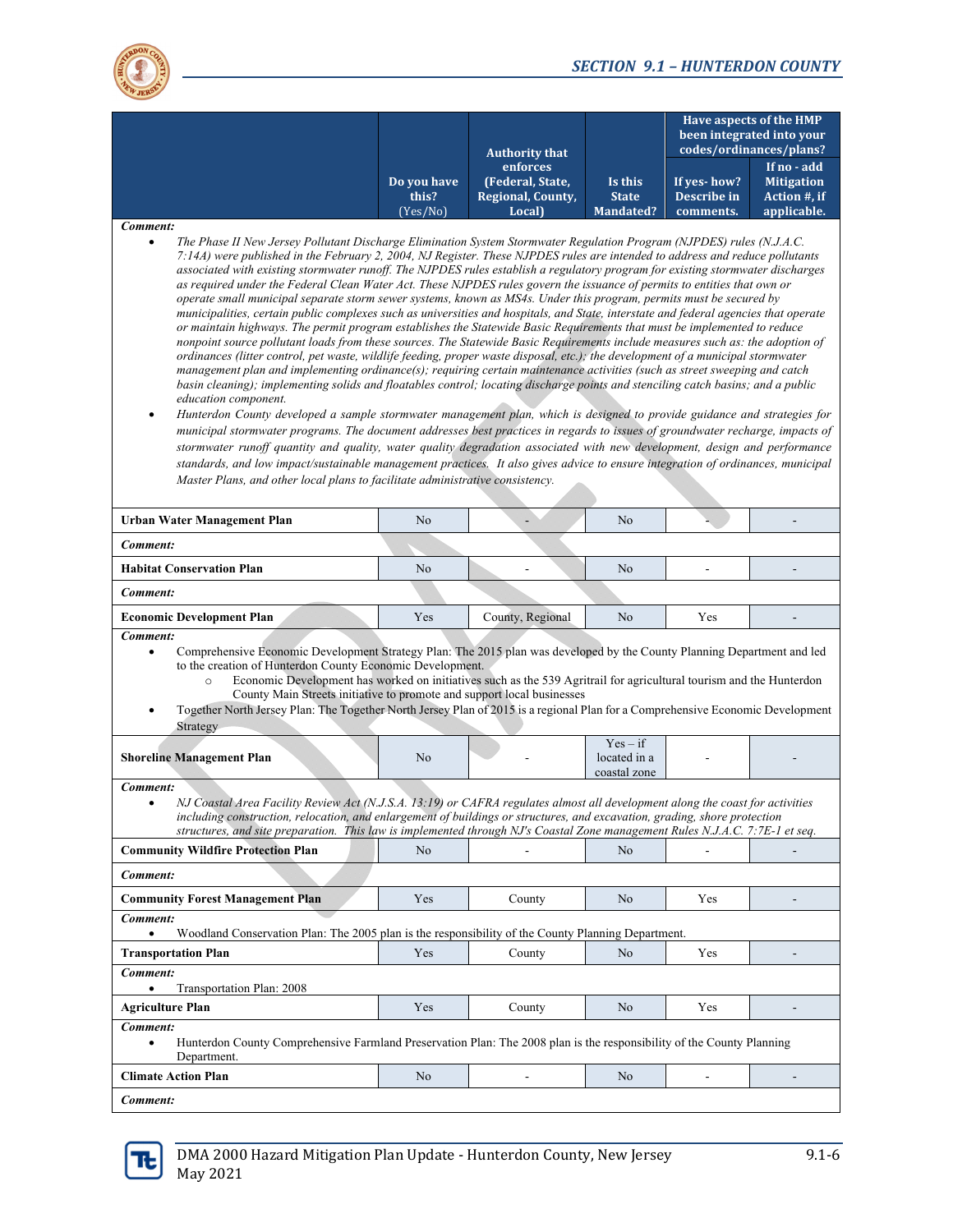|  | Do you have this? (Yes/No) | Authority that enforces (Federal, State, Regional, County, Local) | Is this State Mandated? | Have aspects of the HMP been integrated into your codes/ordinances/plans? | |
|---|---|---|---|---|---|
|  |  |  |  | If yes- how? Describe in comments. | If no - add Mitigation Action #, if applicable. |

***Comment:***

- *The Phase II New Jersey Pollutant Discharge Elimination System Stormwater Regulation Program (NJPDES) rules (N.J.A.C. 7:14A) were published in the February 2, 2004, NJ Register. These NJPDES rules are intended to address and reduce pollutants associated with existing stormwater runoff. The NJPDES rules establish a regulatory program for existing stormwater discharges as required under the Federal Clean Water Act. These NJPDES rules govern the issuance of permits to entities that own or operate small municipal separate storm sewer systems, known as MS4s. Under this program, permits must be secured by municipalities, certain public complexes such as universities and hospitals, and State, interstate and federal agencies that operate or maintain highways. The permit program establishes the Statewide Basic Requirements that must be implemented to reduce nonpoint source pollutant loads from these sources. The Statewide Basic Requirements include measures such as: the adoption of ordinances (litter control, pet waste, wildlife feeding, proper waste disposal, etc.); the development of a municipal stormwater management plan and implementing ordinance(s); requiring certain maintenance activities (such as street sweeping and catch basin cleaning); implementing solids and floatables control; locating discharge points and stenciling catch basins; and a public education component.*
- *Hunterdon County developed a sample stormwater management plan, which is designed to provide guidance and strategies for municipal stormwater programs. The document addresses best practices in regards to issues of groundwater recharge, impacts of stormwater runoff quantity and quality, water quality degradation associated with new development, design and performance standards, and low impact/sustainable management practices. It also gives advice to ensure integration of ordinances, municipal Master Plans, and other local plans to facilitate administrative consistency.*

| **Urban Water Management Plan** | No | - | No | - | - |
|---|---|---|---|---|---|

***Comment:***

| **Habitat Conservation Plan** | No | - | No | - | - |
|---|---|---|---|---|---|

***Comment:***

| **Economic Development Plan** | Yes | County, Regional | No | Yes | - |
|---|---|---|---|---|---|

***Comment:***

- Comprehensive Economic Development Strategy Plan: The 2015 plan was developed by the County Planning Department and led to the creation of Hunterdon County Economic Development.
  - Economic Development has worked on initiatives such as the 539 Agritrail for agricultural tourism and the Hunterdon County Main Streets initiative to promote and support local businesses
- Together North Jersey Plan: The Together North Jersey Plan of 2015 is a regional Plan for a Comprehensive Economic Development Strategy

| **Shoreline Management Plan** | No | - | Yes – if located in a coastal zone | - | - |
|---|---|---|---|---|---|

***Comment:***

- *NJ Coastal Area Facility Review Act (N.J.S.A. 13:19) or CAFRA regulates almost all development along the coast for activities including construction, relocation, and enlargement of buildings or structures, and excavation, grading, shore protection structures, and site preparation. This law is implemented through NJ's Coastal Zone management Rules N.J.A.C. 7:7E-1 et seq.*

| **Community Wildfire Protection Plan** | No | - | No | - | - |
|---|---|---|---|---|---|

***Comment:***

| **Community Forest Management Plan** | Yes | County | No | Yes | - |
|---|---|---|---|---|---|

***Comment:***

- Woodland Conservation Plan: The 2005 plan is the responsibility of the County Planning Department.

| **Transportation Plan** | Yes | County | No | Yes | - |
|---|---|---|---|---|---|

***Comment:***

- Transportation Plan: 2008

| **Agriculture Plan** | Yes | County | No | Yes | - |
|---|---|---|---|---|---|

***Comment:***

- Hunterdon County Comprehensive Farmland Preservation Plan: The 2008 plan is the responsibility of the County Planning Department.

| **Climate Action Plan** | No | - | No | - | - |
|---|---|---|---|---|---|

***Comment:***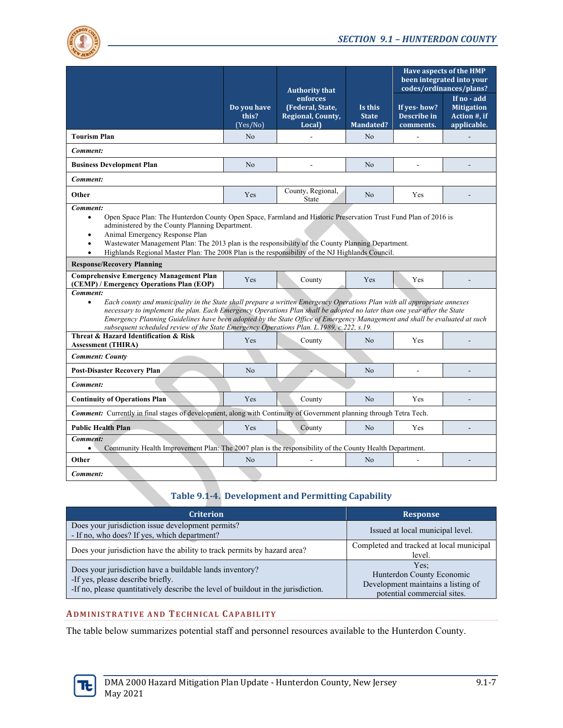| | Do you have this? (Yes/No) | Authority that enforces (Federal, State, Regional, County, Local) | Is this State Mandated? | Have aspects of the HMP been integrated into your codes/ordinances/plans? If yes- how? Describe in comments. | If no - add Mitigation Action #, if applicable. |
|---|---|---|---|---|---|
| **Tourism Plan** | No | - | No | - | - |
| ***Comment:*** | | | | | |
| **Business Development Plan** | No | - | No | - | - |
| ***Comment:*** | | | | | |
| **Other** | Yes | County, Regional, State | No | Yes | - |
| ***Comment:*** • Open Space Plan: The Hunterdon County Open Space, Farmland and Historic Preservation Trust Fund Plan of 2016 is administered by the County Planning Department. • Animal Emergency Response Plan • Wastewater Management Plan: The 2013 plan is the responsibility of the County Planning Department. • Highlands Regional Master Plan: The 2008 Plan is the responsibility of the NJ Highlands Council. | | | | | |
| **Response/Recovery Planning** | | | | | |
| **Comprehensive Emergency Management Plan (CEMP) / Emergency Operations Plan (EOP)** | Yes | County | Yes | Yes | - |
| ***Comment:*** • *Each county and municipality in the State shall prepare a written Emergency Operations Plan with all appropriate annexes necessary to implement the plan. Each Emergency Operations Plan shall be adopted no later than one year after the State Emergency Planning Guidelines have been adopted by the State Office of Emergency Management and shall be evaluated at such subsequent scheduled review of the State Emergency Operations Plan. L.1989, c.222, s.19.* | | | | | |
| **Threat & Hazard Identification & Risk Assessment (THIRA)** | Yes | County | No | Yes | - |
| ***Comment: County*** | | | | | |
| **Post-Disaster Recovery Plan** | No | - | No | - | - |
| ***Comment:*** | | | | | |
| **Continuity of Operations Plan** | Yes | County | No | Yes | - |
| ***Comment:*** Currently in final stages of development, along with Continuity of Government planning through Tetra Tech. | | | | | |
| **Public Health Plan** | Yes | County | No | Yes | - |
| ***Comment:*** • Community Health Improvement Plan: The 2007 plan is the responsibility of the County Health Department. | | | | | |
| **Other** | No | - | No | - | - |
| ***Comment:*** | | | | | |

**Table 9.1-4. Development and Permitting Capability**

| Criterion | Response |
|---|---|
| Does your jurisdiction issue development permits? - If no, who does? If yes, which department? | Issued at local municipal level. |
| Does your jurisdiction have the ability to track permits by hazard area? | Completed and tracked at local municipal level. |
| Does your jurisdiction have a buildable lands inventory? -If yes, please describe briefly. -If no, please quantitatively describe the level of buildout in the jurisdiction. | Yes; Hunterdon County Economic Development maintains a listing of potential commercial sites. |

### Administrative and Technical Capability

The table below summarizes potential staff and personnel resources available to the Hunterdon County.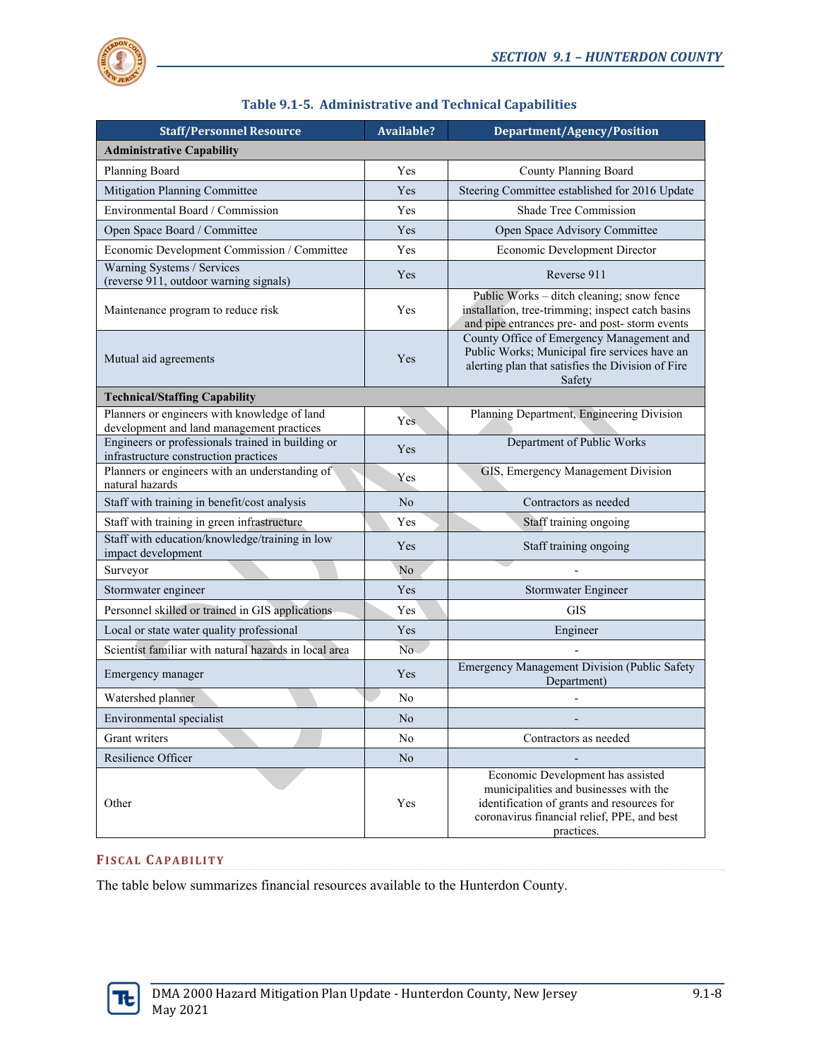**Table 9.1-5. Administrative and Technical Capabilities**

| Staff/Personnel Resource | Available? | Department/Agency/Position |
|---|---|---|
| **Administrative Capability** | | |
| Planning Board | Yes | County Planning Board |
| Mitigation Planning Committee | Yes | Steering Committee established for 2016 Update |
| Environmental Board / Commission | Yes | Shade Tree Commission |
| Open Space Board / Committee | Yes | Open Space Advisory Committee |
| Economic Development Commission / Committee | Yes | Economic Development Director |
| Warning Systems / Services (reverse 911, outdoor warning signals) | Yes | Reverse 911 |
| Maintenance program to reduce risk | Yes | Public Works – ditch cleaning; snow fence installation, tree-trimming; inspect catch basins and pipe entrances pre- and post- storm events |
| Mutual aid agreements | Yes | County Office of Emergency Management and Public Works; Municipal fire services have an alerting plan that satisfies the Division of Fire Safety |
| **Technical/Staffing Capability** | | |
| Planners or engineers with knowledge of land development and land management practices | Yes | Planning Department, Engineering Division |
| Engineers or professionals trained in building or infrastructure construction practices | Yes | Department of Public Works |
| Planners or engineers with an understanding of natural hazards | Yes | GIS, Emergency Management Division |
| Staff with training in benefit/cost analysis | No | Contractors as needed |
| Staff with training in green infrastructure | Yes | Staff training ongoing |
| Staff with education/knowledge/training in low impact development | Yes | Staff training ongoing |
| Surveyor | No | - |
| Stormwater engineer | Yes | Stormwater Engineer |
| Personnel skilled or trained in GIS applications | Yes | GIS |
| Local or state water quality professional | Yes | Engineer |
| Scientist familiar with natural hazards in local area | No | - |
| Emergency manager | Yes | Emergency Management Division (Public Safety Department) |
| Watershed planner | No | - |
| Environmental specialist | No | - |
| Grant writers | No | Contractors as needed |
| Resilience Officer | No | - |
| Other | Yes | Economic Development has assisted municipalities and businesses with the identification of grants and resources for coronavirus financial relief, PPE, and best practices. |

### Fiscal Capability

The table below summarizes financial resources available to the Hunterdon County.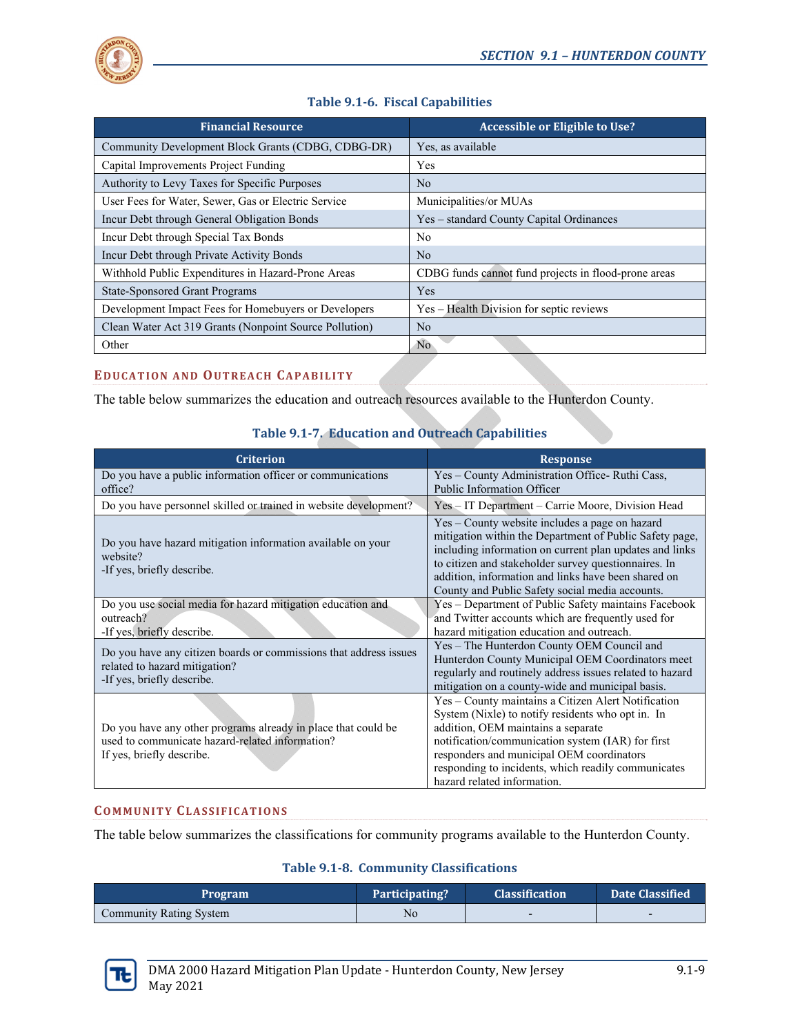**Table 9.1-6. Fiscal Capabilities**

| Financial Resource | Accessible or Eligible to Use? |
|---|---|
| Community Development Block Grants (CDBG, CDBG-DR) | Yes, as available |
| Capital Improvements Project Funding | Yes |
| Authority to Levy Taxes for Specific Purposes | No |
| User Fees for Water, Sewer, Gas or Electric Service | Municipalities/or MUAs |
| Incur Debt through General Obligation Bonds | Yes – standard County Capital Ordinances |
| Incur Debt through Special Tax Bonds | No |
| Incur Debt through Private Activity Bonds | No |
| Withhold Public Expenditures in Hazard-Prone Areas | CDBG funds cannot fund projects in flood-prone areas |
| State-Sponsored Grant Programs | Yes |
| Development Impact Fees for Homebuyers or Developers | Yes – Health Division for septic reviews |
| Clean Water Act 319 Grants (Nonpoint Source Pollution) | No |
| Other | No |

### Education and Outreach Capability

The table below summarizes the education and outreach resources available to the Hunterdon County.

**Table 9.1-7. Education and Outreach Capabilities**

| Criterion | Response |
|---|---|
| Do you have a public information officer or communications office? | Yes – County Administration Office- Ruthi Cass, Public Information Officer |
| Do you have personnel skilled or trained in website development? | Yes – IT Department – Carrie Moore, Division Head |
| Do you have hazard mitigation information available on your website? -If yes, briefly describe. | Yes – County website includes a page on hazard mitigation within the Department of Public Safety page, including information on current plan updates and links to citizen and stakeholder survey questionnaires. In addition, information and links have been shared on County and Public Safety social media accounts. |
| Do you use social media for hazard mitigation education and outreach? -If yes, briefly describe. | Yes – Department of Public Safety maintains Facebook and Twitter accounts which are frequently used for hazard mitigation education and outreach. |
| Do you have any citizen boards or commissions that address issues related to hazard mitigation? -If yes, briefly describe. | Yes – The Hunterdon County OEM Council and Hunterdon County Municipal OEM Coordinators meet regularly and routinely address issues related to hazard mitigation on a county-wide and municipal basis. |
| Do you have any other programs already in place that could be used to communicate hazard-related information? If yes, briefly describe. | Yes – County maintains a Citizen Alert Notification System (Nixle) to notify residents who opt in. In addition, OEM maintains a separate notification/communication system (IAR) for first responders and municipal OEM coordinators responding to incidents, which readily communicates hazard related information. |

### Community Classifications

The table below summarizes the classifications for community programs available to the Hunterdon County.

**Table 9.1-8. Community Classifications**

| Program | Participating? | Classification | Date Classified |
|---|---|---|---|
| Community Rating System | No | - | - |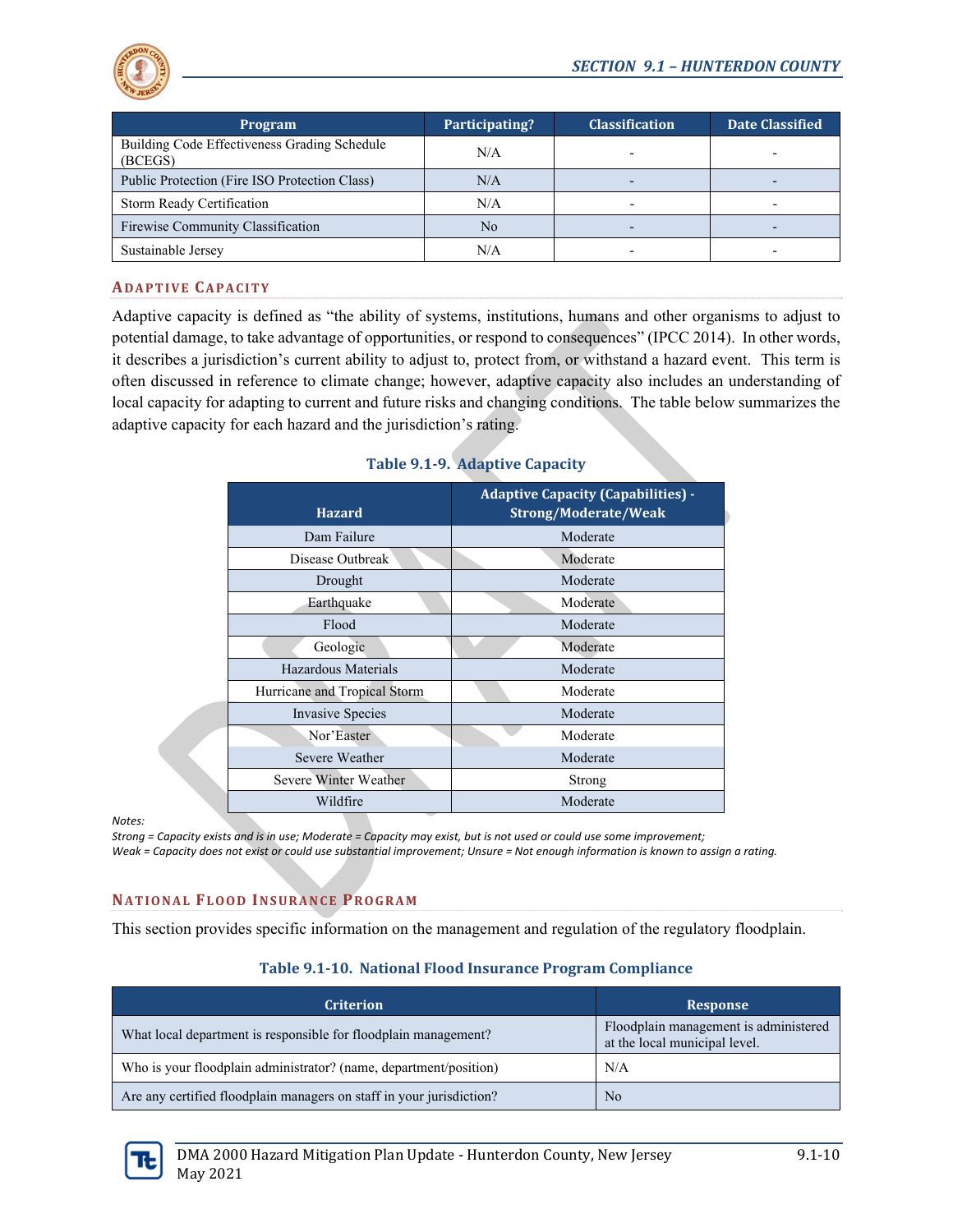| Program | Participating? | Classification | Date Classified |
| --- | --- | --- | --- |
| Building Code Effectiveness Grading Schedule (BCEGS) | N/A | - | - |
| Public Protection (Fire ISO Protection Class) | N/A | - | - |
| Storm Ready Certification | N/A | - | - |
| Firewise Community Classification | No | - | - |
| Sustainable Jersey | N/A | - | - |

## Adaptive Capacity

Adaptive capacity is defined as "the ability of systems, institutions, humans and other organisms to adjust to potential damage, to take advantage of opportunities, or respond to consequences" (IPCC 2014). In other words, it describes a jurisdiction's current ability to adjust to, protect from, or withstand a hazard event. This term is often discussed in reference to climate change; however, adaptive capacity also includes an understanding of local capacity for adapting to current and future risks and changing conditions. The table below summarizes the adaptive capacity for each hazard and the jurisdiction's rating.

**Table 9.1-9. Adaptive Capacity**

| Hazard | Adaptive Capacity (Capabilities) - Strong/Moderate/Weak |
| --- | --- |
| Dam Failure | Moderate |
| Disease Outbreak | Moderate |
| Drought | Moderate |
| Earthquake | Moderate |
| Flood | Moderate |
| Geologic | Moderate |
| Hazardous Materials | Moderate |
| Hurricane and Tropical Storm | Moderate |
| Invasive Species | Moderate |
| Nor'Easter | Moderate |
| Severe Weather | Moderate |
| Severe Winter Weather | Strong |
| Wildfire | Moderate |

*Notes:*
*Strong = Capacity exists and is in use; Moderate = Capacity may exist, but is not used or could use some improvement;*
*Weak = Capacity does not exist or could use substantial improvement; Unsure = Not enough information is known to assign a rating.*

## National Flood Insurance Program

This section provides specific information on the management and regulation of the regulatory floodplain.

**Table 9.1-10. National Flood Insurance Program Compliance**

| Criterion | Response |
| --- | --- |
| What local department is responsible for floodplain management? | Floodplain management is administered at the local municipal level. |
| Who is your floodplain administrator? (name, department/position) | N/A |
| Are any certified floodplain managers on staff in your jurisdiction? | No |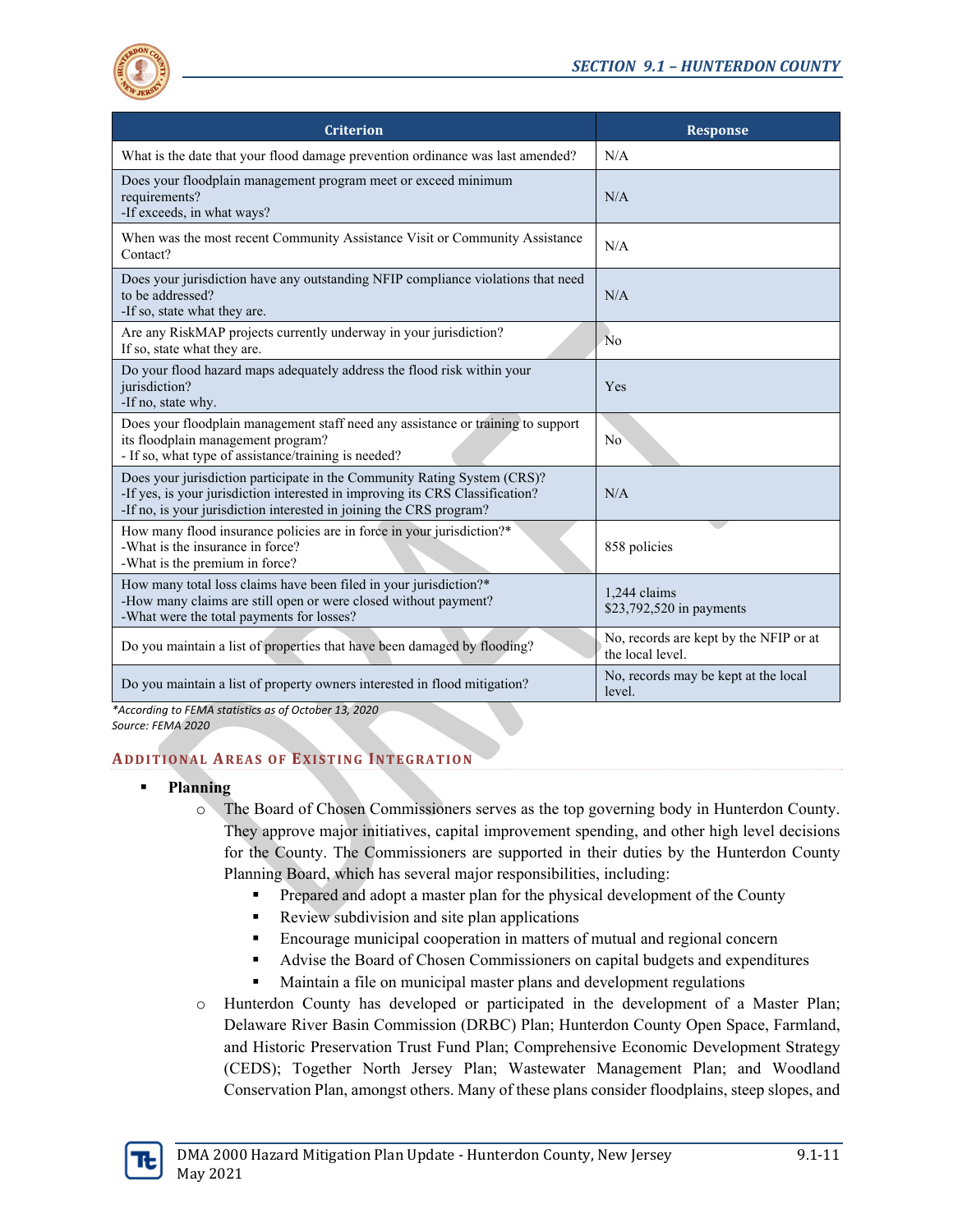| Criterion | Response |
| --- | --- |
| What is the date that your flood damage prevention ordinance was last amended? | N/A |
| Does your floodplain management program meet or exceed minimum requirements?<br>-If exceeds, in what ways? | N/A |
| When was the most recent Community Assistance Visit or Community Assistance Contact? | N/A |
| Does your jurisdiction have any outstanding NFIP compliance violations that need to be addressed?<br>-If so, state what they are. | N/A |
| Are any RiskMAP projects currently underway in your jurisdiction?<br>If so, state what they are. | No |
| Do your flood hazard maps adequately address the flood risk within your jurisdiction?<br>-If no, state why. | Yes |
| Does your floodplain management staff need any assistance or training to support its floodplain management program?<br>- If so, what type of assistance/training is needed? | No |
| Does your jurisdiction participate in the Community Rating System (CRS)?<br>-If yes, is your jurisdiction interested in improving its CRS Classification?<br>-If no, is your jurisdiction interested in joining the CRS program? | N/A |
| How many flood insurance policies are in force in your jurisdiction?*<br>-What is the insurance in force?<br>-What is the premium in force? | 858 policies |
| How many total loss claims have been filed in your jurisdiction?*<br>-How many claims are still open or were closed without payment?<br>-What were the total payments for losses? | 1,244 claims<br>$23,792,520 in payments |
| Do you maintain a list of properties that have been damaged by flooding? | No, records are kept by the NFIP or at the local level. |
| Do you maintain a list of property owners interested in flood mitigation? | No, records may be kept at the local level. |

*According to FEMA statistics as of October 13, 2020*
*Source: FEMA 2020*

### Additional Areas of Existing Integration

- **Planning**
  - The Board of Chosen Commissioners serves as the top governing body in Hunterdon County. They approve major initiatives, capital improvement spending, and other high level decisions for the County. The Commissioners are supported in their duties by the Hunterdon County Planning Board, which has several major responsibilities, including:
    - Prepared and adopt a master plan for the physical development of the County
    - Review subdivision and site plan applications
    - Encourage municipal cooperation in matters of mutual and regional concern
    - Advise the Board of Chosen Commissioners on capital budgets and expenditures
    - Maintain a file on municipal master plans and development regulations
  - Hunterdon County has developed or participated in the development of a Master Plan; Delaware River Basin Commission (DRBC) Plan; Hunterdon County Open Space, Farmland, and Historic Preservation Trust Fund Plan; Comprehensive Economic Development Strategy (CEDS); Together North Jersey Plan; Wastewater Management Plan; and Woodland Conservation Plan, amongst others. Many of these plans consider floodplains, steep slopes, and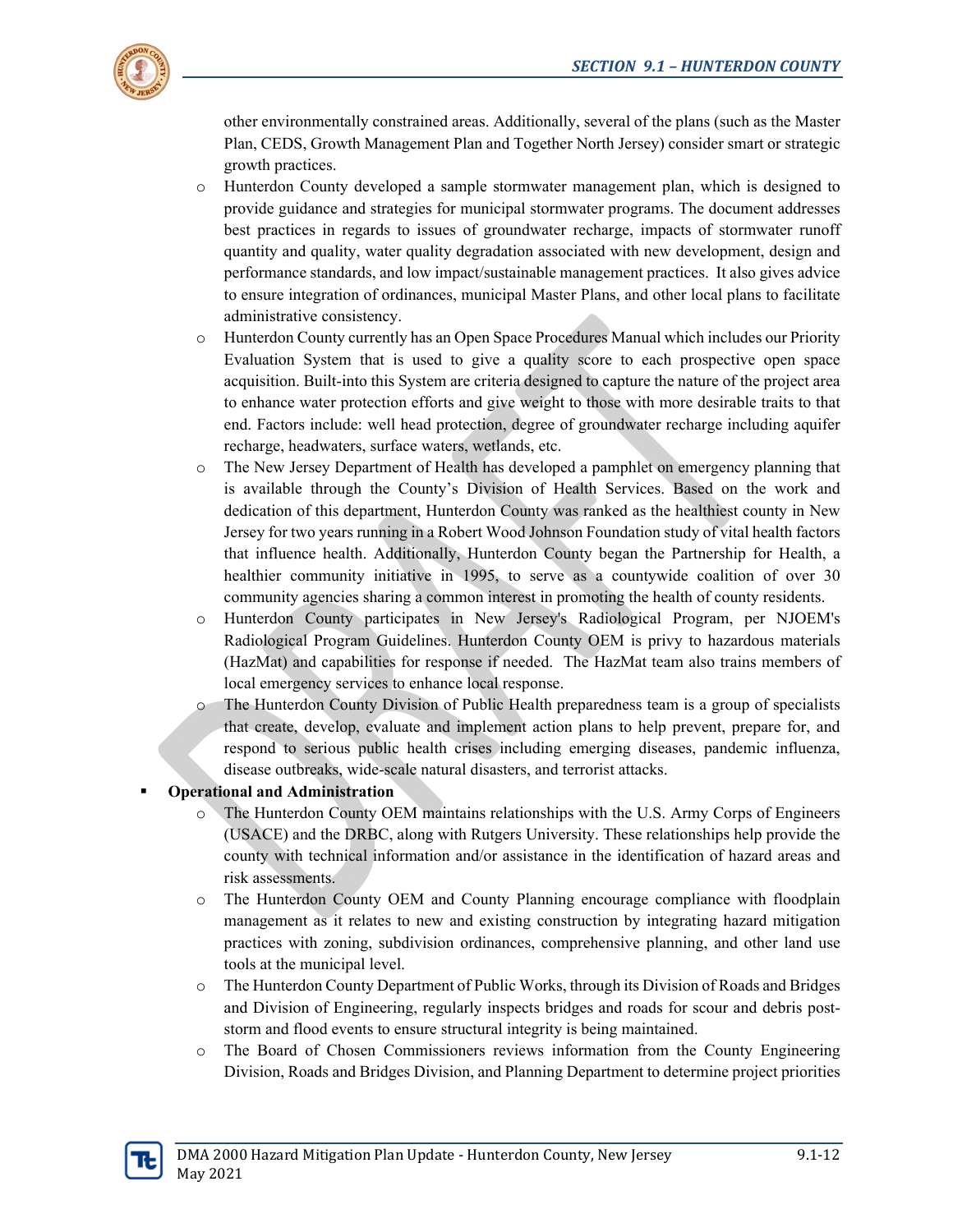other environmentally constrained areas. Additionally, several of the plans (such as the Master Plan, CEDS, Growth Management Plan and Together North Jersey) consider smart or strategic growth practices.

  - Hunterdon County developed a sample stormwater management plan, which is designed to provide guidance and strategies for municipal stormwater programs. The document addresses best practices in regards to issues of groundwater recharge, impacts of stormwater runoff quantity and quality, water quality degradation associated with new development, design and performance standards, and low impact/sustainable management practices. It also gives advice to ensure integration of ordinances, municipal Master Plans, and other local plans to facilitate administrative consistency.
  - Hunterdon County currently has an Open Space Procedures Manual which includes our Priority Evaluation System that is used to give a quality score to each prospective open space acquisition. Built-into this System are criteria designed to capture the nature of the project area to enhance water protection efforts and give weight to those with more desirable traits to that end. Factors include: well head protection, degree of groundwater recharge including aquifer recharge, headwaters, surface waters, wetlands, etc.
  - The New Jersey Department of Health has developed a pamphlet on emergency planning that is available through the County's Division of Health Services. Based on the work and dedication of this department, Hunterdon County was ranked as the healthiest county in New Jersey for two years running in a Robert Wood Johnson Foundation study of vital health factors that influence health. Additionally, Hunterdon County began the Partnership for Health, a healthier community initiative in 1995, to serve as a countywide coalition of over 30 community agencies sharing a common interest in promoting the health of county residents.
  - Hunterdon County participates in New Jersey's Radiological Program, per NJOEM's Radiological Program Guidelines. Hunterdon County OEM is privy to hazardous materials (HazMat) and capabilities for response if needed. The HazMat team also trains members of local emergency services to enhance local response.
  - The Hunterdon County Division of Public Health preparedness team is a group of specialists that create, develop, evaluate and implement action plans to help prevent, prepare for, and respond to serious public health crises including emerging diseases, pandemic influenza, disease outbreaks, wide-scale natural disasters, and terrorist attacks.

- **Operational and Administration**
  - The Hunterdon County OEM maintains relationships with the U.S. Army Corps of Engineers (USACE) and the DRBC, along with Rutgers University. These relationships help provide the county with technical information and/or assistance in the identification of hazard areas and risk assessments.
  - The Hunterdon County OEM and County Planning encourage compliance with floodplain management as it relates to new and existing construction by integrating hazard mitigation practices with zoning, subdivision ordinances, comprehensive planning, and other land use tools at the municipal level.
  - The Hunterdon County Department of Public Works, through its Division of Roads and Bridges and Division of Engineering, regularly inspects bridges and roads for scour and debris post-storm and flood events to ensure structural integrity is being maintained.
  - The Board of Chosen Commissioners reviews information from the County Engineering Division, Roads and Bridges Division, and Planning Department to determine project priorities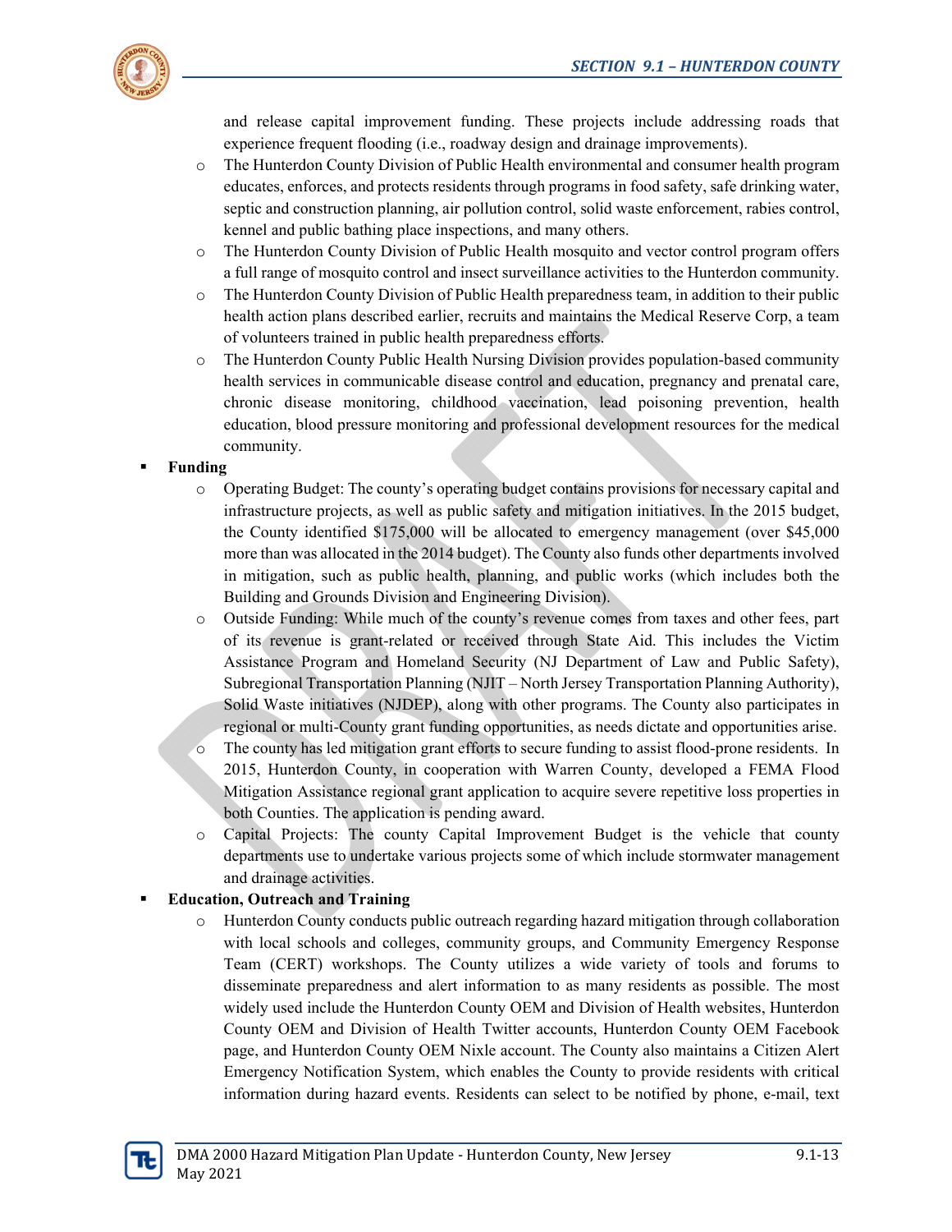and release capital improvement funding. These projects include addressing roads that experience frequent flooding (i.e., roadway design and drainage improvements).

- The Hunterdon County Division of Public Health environmental and consumer health program educates, enforces, and protects residents through programs in food safety, safe drinking water, septic and construction planning, air pollution control, solid waste enforcement, rabies control, kennel and public bathing place inspections, and many others.
- The Hunterdon County Division of Public Health mosquito and vector control program offers a full range of mosquito control and insect surveillance activities to the Hunterdon community.
- The Hunterdon County Division of Public Health preparedness team, in addition to their public health action plans described earlier, recruits and maintains the Medical Reserve Corp, a team of volunteers trained in public health preparedness efforts.
- The Hunterdon County Public Health Nursing Division provides population-based community health services in communicable disease control and education, pregnancy and prenatal care, chronic disease monitoring, childhood vaccination, lead poisoning prevention, health education, blood pressure monitoring and professional development resources for the medical community.

- **Funding**
  - Operating Budget: The county's operating budget contains provisions for necessary capital and infrastructure projects, as well as public safety and mitigation initiatives. In the 2015 budget, the County identified $175,000 will be allocated to emergency management (over $45,000 more than was allocated in the 2014 budget). The County also funds other departments involved in mitigation, such as public health, planning, and public works (which includes both the Building and Grounds Division and Engineering Division).
  - Outside Funding: While much of the county's revenue comes from taxes and other fees, part of its revenue is grant-related or received through State Aid. This includes the Victim Assistance Program and Homeland Security (NJ Department of Law and Public Safety), Subregional Transportation Planning (NJIT – North Jersey Transportation Planning Authority), Solid Waste initiatives (NJDEP), along with other programs. The County also participates in regional or multi-County grant funding opportunities, as needs dictate and opportunities arise.
  - The county has led mitigation grant efforts to secure funding to assist flood-prone residents. In 2015, Hunterdon County, in cooperation with Warren County, developed a FEMA Flood Mitigation Assistance regional grant application to acquire severe repetitive loss properties in both Counties. The application is pending award.
  - Capital Projects: The county Capital Improvement Budget is the vehicle that county departments use to undertake various projects some of which include stormwater management and drainage activities.
- **Education, Outreach and Training**
  - Hunterdon County conducts public outreach regarding hazard mitigation through collaboration with local schools and colleges, community groups, and Community Emergency Response Team (CERT) workshops. The County utilizes a wide variety of tools and forums to disseminate preparedness and alert information to as many residents as possible. The most widely used include the Hunterdon County OEM and Division of Health websites, Hunterdon County OEM and Division of Health Twitter accounts, Hunterdon County OEM Facebook page, and Hunterdon County OEM Nixle account. The County also maintains a Citizen Alert Emergency Notification System, which enables the County to provide residents with critical information during hazard events. Residents can select to be notified by phone, e-mail, text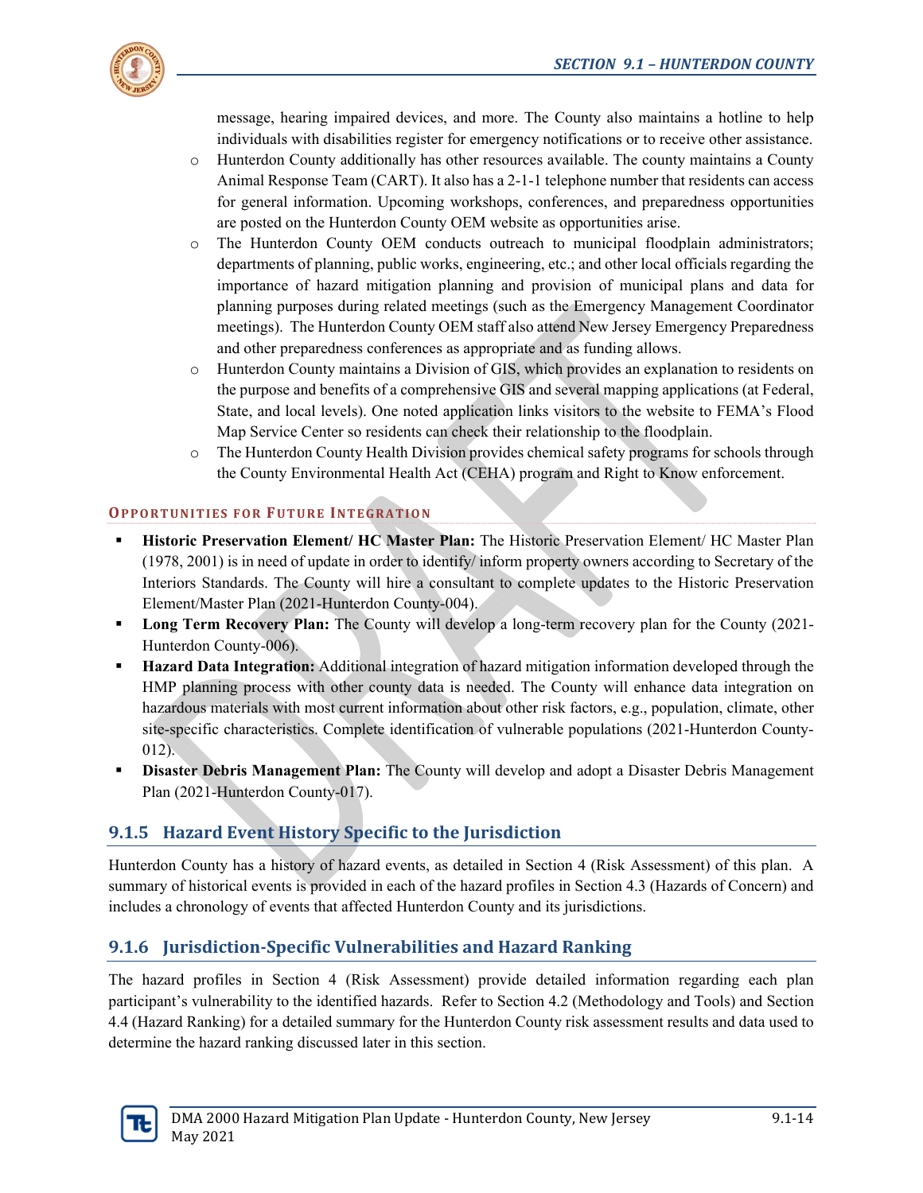message, hearing impaired devices, and more. The County also maintains a hotline to help individuals with disabilities register for emergency notifications or to receive other assistance.

- Hunterdon County additionally has other resources available. The county maintains a County Animal Response Team (CART). It also has a 2-1-1 telephone number that residents can access for general information. Upcoming workshops, conferences, and preparedness opportunities are posted on the Hunterdon County OEM website as opportunities arise.
- The Hunterdon County OEM conducts outreach to municipal floodplain administrators; departments of planning, public works, engineering, etc.; and other local officials regarding the importance of hazard mitigation planning and provision of municipal plans and data for planning purposes during related meetings (such as the Emergency Management Coordinator meetings). The Hunterdon County OEM staff also attend New Jersey Emergency Preparedness and other preparedness conferences as appropriate and as funding allows.
- Hunterdon County maintains a Division of GIS, which provides an explanation to residents on the purpose and benefits of a comprehensive GIS and several mapping applications (at Federal, State, and local levels). One noted application links visitors to the website to FEMA's Flood Map Service Center so residents can check their relationship to the floodplain.
- The Hunterdon County Health Division provides chemical safety programs for schools through the County Environmental Health Act (CEHA) program and Right to Know enforcement.

#### Opportunities for Future Integration

- **Historic Preservation Element/ HC Master Plan:** The Historic Preservation Element/ HC Master Plan (1978, 2001) is in need of update in order to identify/ inform property owners according to Secretary of the Interiors Standards. The County will hire a consultant to complete updates to the Historic Preservation Element/Master Plan (2021-Hunterdon County-004).
- **Long Term Recovery Plan:** The County will develop a long-term recovery plan for the County (2021-Hunterdon County-006).
- **Hazard Data Integration:** Additional integration of hazard mitigation information developed through the HMP planning process with other county data is needed. The County will enhance data integration on hazardous materials with most current information about other risk factors, e.g., population, climate, other site-specific characteristics. Complete identification of vulnerable populations (2021-Hunterdon County-012).
- **Disaster Debris Management Plan:** The County will develop and adopt a Disaster Debris Management Plan (2021-Hunterdon County-017).

## 9.1.5 Hazard Event History Specific to the Jurisdiction

Hunterdon County has a history of hazard events, as detailed in Section 4 (Risk Assessment) of this plan. A summary of historical events is provided in each of the hazard profiles in Section 4.3 (Hazards of Concern) and includes a chronology of events that affected Hunterdon County and its jurisdictions.

## 9.1.6 Jurisdiction-Specific Vulnerabilities and Hazard Ranking

The hazard profiles in Section 4 (Risk Assessment) provide detailed information regarding each plan participant's vulnerability to the identified hazards. Refer to Section 4.2 (Methodology and Tools) and Section 4.4 (Hazard Ranking) for a detailed summary for the Hunterdon County risk assessment results and data used to determine the hazard ranking discussed later in this section.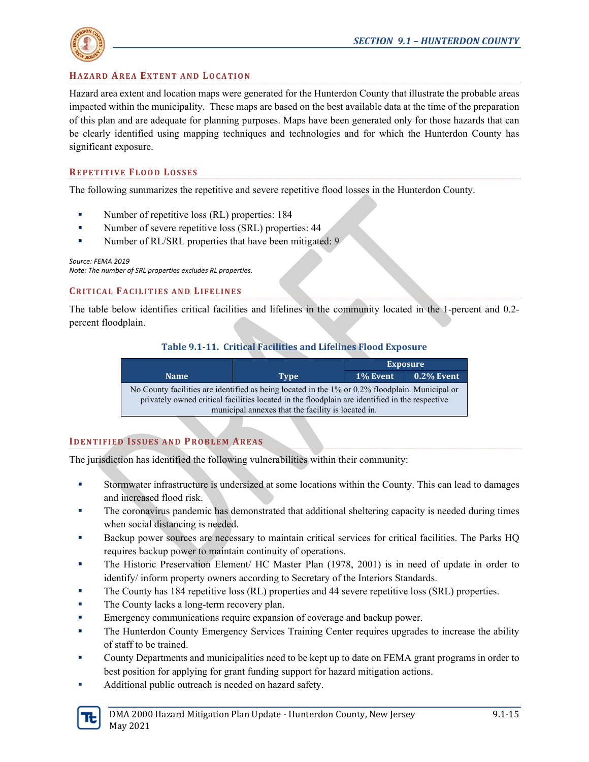### Hazard Area Extent and Location

Hazard area extent and location maps were generated for the Hunterdon County that illustrate the probable areas impacted within the municipality. These maps are based on the best available data at the time of the preparation of this plan and are adequate for planning purposes. Maps have been generated only for those hazards that can be clearly identified using mapping techniques and technologies and for which the Hunterdon County has significant exposure.

### Repetitive Flood Losses

The following summarizes the repetitive and severe repetitive flood losses in the Hunterdon County.

- Number of repetitive loss (RL) properties: 184
- Number of severe repetitive loss (SRL) properties: 44
- Number of RL/SRL properties that have been mitigated: 9

*Source: FEMA 2019*
*Note: The number of SRL properties excludes RL properties.*

### Critical Facilities and Lifelines

The table below identifies critical facilities and lifelines in the community located in the 1-percent and 0.2-percent floodplain.

**Table 9.1-11. Critical Facilities and Lifelines Flood Exposure**

| Name | Type | Exposure | |
|---|---|---|---|
| | | 1% Event | 0.2% Event |
| No County facilities are identified as being located in the 1% or 0.2% floodplain. Municipal or privately owned critical facilities located in the floodplain are identified in the respective municipal annexes that the facility is located in. | | | |

### Identified Issues and Problem Areas

The jurisdiction has identified the following vulnerabilities within their community:

- Stormwater infrastructure is undersized at some locations within the County. This can lead to damages and increased flood risk.
- The coronavirus pandemic has demonstrated that additional sheltering capacity is needed during times when social distancing is needed.
- Backup power sources are necessary to maintain critical services for critical facilities. The Parks HQ requires backup power to maintain continuity of operations.
- The Historic Preservation Element/ HC Master Plan (1978, 2001) is in need of update in order to identify/ inform property owners according to Secretary of the Interiors Standards.
- The County has 184 repetitive loss (RL) properties and 44 severe repetitive loss (SRL) properties.
- The County lacks a long-term recovery plan.
- Emergency communications require expansion of coverage and backup power.
- The Hunterdon County Emergency Services Training Center requires upgrades to increase the ability of staff to be trained.
- County Departments and municipalities need to be kept up to date on FEMA grant programs in order to best position for applying for grant funding support for hazard mitigation actions.
- Additional public outreach is needed on hazard safety.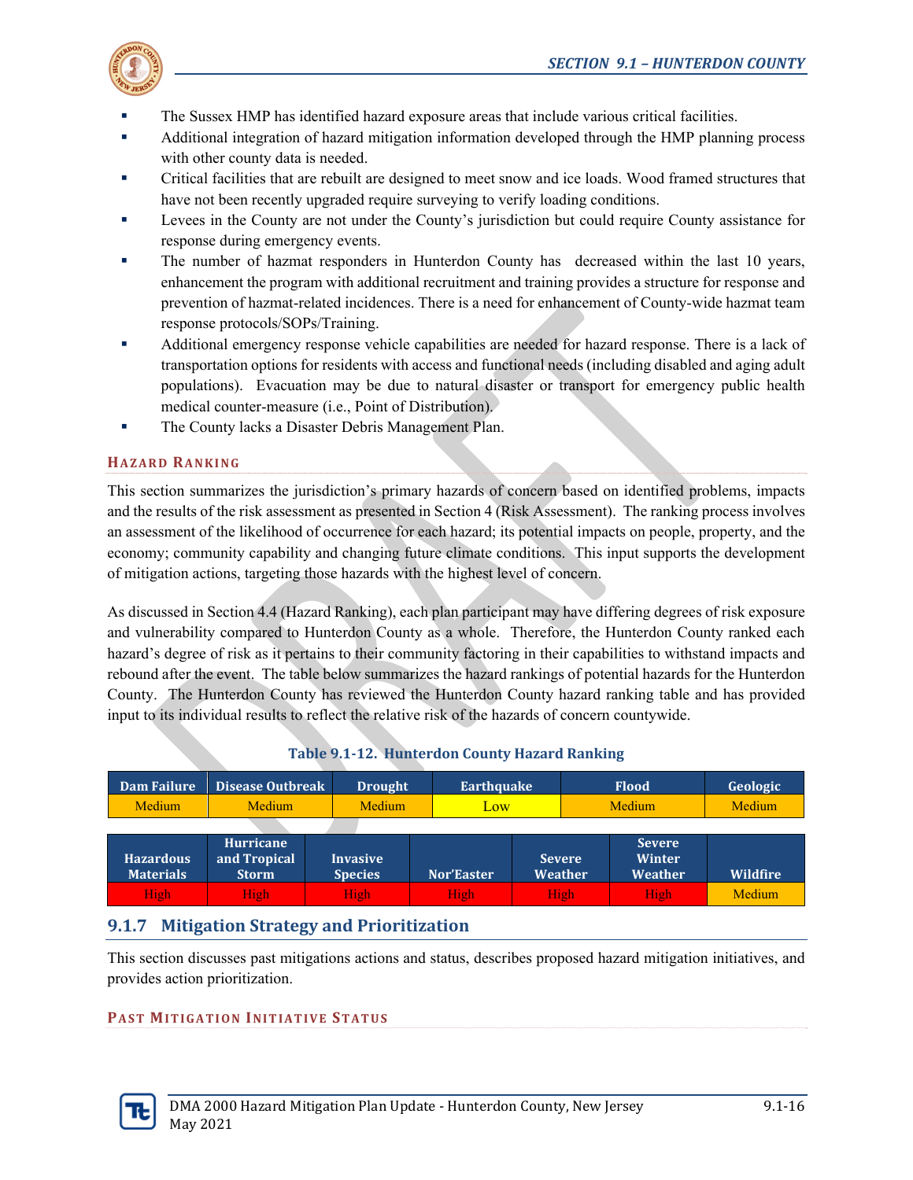- The Sussex HMP has identified hazard exposure areas that include various critical facilities.
- Additional integration of hazard mitigation information developed through the HMP planning process with other county data is needed.
- Critical facilities that are rebuilt are designed to meet snow and ice loads. Wood framed structures that have not been recently upgraded require surveying to verify loading conditions.
- Levees in the County are not under the County's jurisdiction but could require County assistance for response during emergency events.
- The number of hazmat responders in Hunterdon County has decreased within the last 10 years, enhancement the program with additional recruitment and training provides a structure for response and prevention of hazmat-related incidences. There is a need for enhancement of County-wide hazmat team response protocols/SOPs/Training.
- Additional emergency response vehicle capabilities are needed for hazard response. There is a lack of transportation options for residents with access and functional needs (including disabled and aging adult populations). Evacuation may be due to natural disaster or transport for emergency public health medical counter-measure (i.e., Point of Distribution).
- The County lacks a Disaster Debris Management Plan.

### Hazard Ranking

This section summarizes the jurisdiction's primary hazards of concern based on identified problems, impacts and the results of the risk assessment as presented in Section 4 (Risk Assessment). The ranking process involves an assessment of the likelihood of occurrence for each hazard; its potential impacts on people, property, and the economy; community capability and changing future climate conditions. This input supports the development of mitigation actions, targeting those hazards with the highest level of concern.

As discussed in Section 4.4 (Hazard Ranking), each plan participant may have differing degrees of risk exposure and vulnerability compared to Hunterdon County as a whole. Therefore, the Hunterdon County ranked each hazard's degree of risk as it pertains to their community factoring in their capabilities to withstand impacts and rebound after the event. The table below summarizes the hazard rankings of potential hazards for the Hunterdon County. The Hunterdon County has reviewed the Hunterdon County hazard ranking table and has provided input to its individual results to reflect the relative risk of the hazards of concern countywide.

**Table 9.1-12. Hunterdon County Hazard Ranking**

| Dam Failure | Disease Outbreak | Drought | Earthquake | Flood | Geologic |
|---|---|---|---|---|---|
| Medium | Medium | Medium | Low | Medium | Medium |

| Hazardous Materials | Hurricane and Tropical Storm | Invasive Species | Nor'Easter | Severe Weather | Severe Winter Weather | Wildfire |
|---|---|---|---|---|---|---|
| High | High | High | High | High | High | Medium |

## 9.1.7 Mitigation Strategy and Prioritization

This section discusses past mitigations actions and status, describes proposed hazard mitigation initiatives, and provides action prioritization.

### Past Mitigation Initiative Status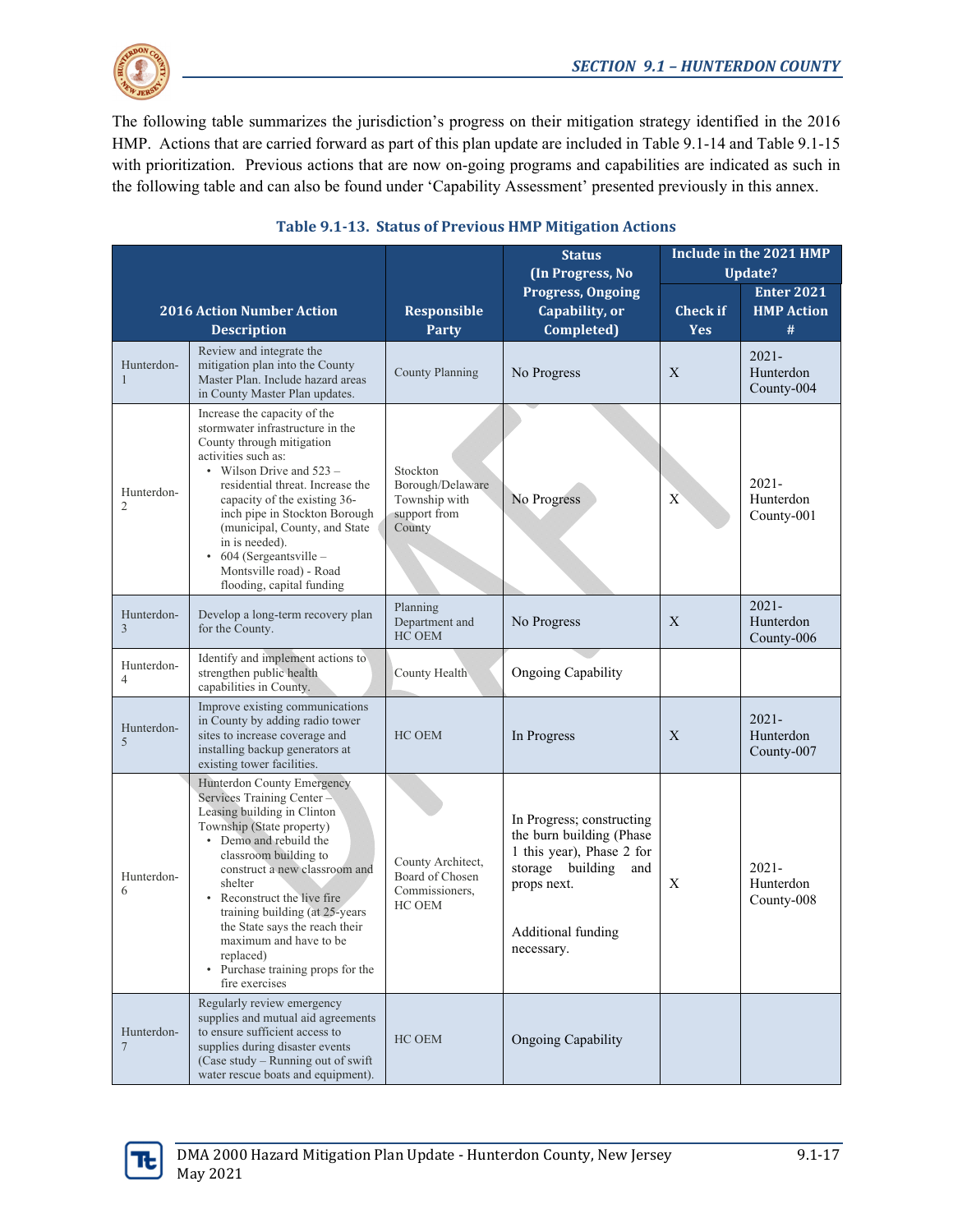The following table summarizes the jurisdiction's progress on their mitigation strategy identified in the 2016 HMP. Actions that are carried forward as part of this plan update are included in Table 9.1-14 and Table 9.1-15 with prioritization. Previous actions that are now on-going programs and capabilities are indicated as such in the following table and can also be found under 'Capability Assessment' presented previously in this annex.

**Table 9.1-13. Status of Previous HMP Mitigation Actions**

| 2016 Action Number Action Description | | Responsible Party | Status (In Progress, No Progress, Ongoing Capability, or Completed) | Include in the 2021 HMP Update? | |
|---|---|---|---|---|---|
| | | | | Check if Yes | Enter 2021 HMP Action # |
| Hunterdon-1 | Review and integrate the mitigation plan into the County Master Plan. Include hazard areas in County Master Plan updates. | County Planning | No Progress | X | 2021-Hunterdon County-004 |
| Hunterdon-2 | Increase the capacity of the stormwater infrastructure in the County through mitigation activities such as: • Wilson Drive and 523 – residential threat. Increase the capacity of the existing 36-inch pipe in Stockton Borough (municipal, County, and State in is needed). • 604 (Sergeantsville – Montsville road) - Road flooding, capital funding | Stockton Borough/Delaware Township with support from County | No Progress | X | 2021-Hunterdon County-001 |
| Hunterdon-3 | Develop a long-term recovery plan for the County. | Planning Department and HC OEM | No Progress | X | 2021-Hunterdon County-006 |
| Hunterdon-4 | Identify and implement actions to strengthen public health capabilities in County. | County Health | Ongoing Capability | | |
| Hunterdon-5 | Improve existing communications in County by adding radio tower sites to increase coverage and installing backup generators at existing tower facilities. | HC OEM | In Progress | X | 2021-Hunterdon County-007 |
| Hunterdon-6 | Hunterdon County Emergency Services Training Center – Leasing building in Clinton Township (State property) • Demo and rebuild the classroom building to construct a new classroom and shelter • Reconstruct the live fire training building (at 25-years the State says the reach their maximum and have to be replaced) • Purchase training props for the fire exercises | County Architect, Board of Chosen Commissioners, HC OEM | In Progress; constructing the burn building (Phase 1 this year), Phase 2 for storage building and props next. Additional funding necessary. | X | 2021-Hunterdon County-008 |
| Hunterdon-7 | Regularly review emergency supplies and mutual aid agreements to ensure sufficient access to supplies during disaster events (Case study – Running out of swift water rescue boats and equipment). | HC OEM | Ongoing Capability | | |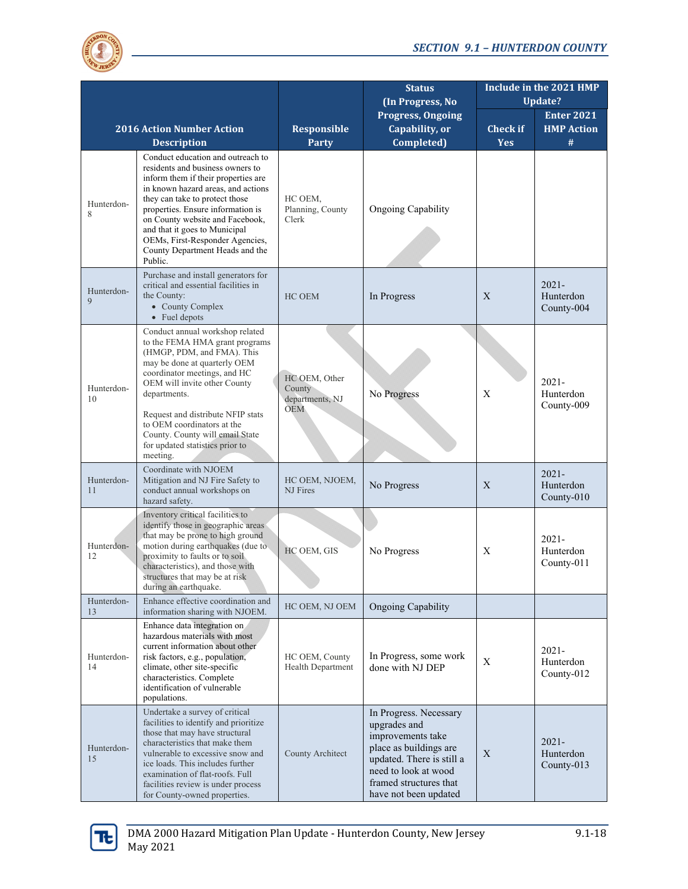| 2016 Action Number Action Description | | Responsible Party | Status (In Progress, No Progress, Ongoing Capability, or Completed) | Include in the 2021 HMP Update? | |
|---|---|---|---|---|---|
| | | | | Check if Yes | Enter 2021 HMP Action # |
| Hunterdon-8 | Conduct education and outreach to residents and business owners to inform them if their properties are in known hazard areas, and actions they can take to protect those properties. Ensure information is on County website and Facebook, and that it goes to Municipal OEMs, First-Responder Agencies, County Department Heads and the Public. | HC OEM, Planning, County Clerk | Ongoing Capability | | |
| Hunterdon-9 | Purchase and install generators for critical and essential facilities in the County: • County Complex • Fuel depots | HC OEM | In Progress | X | 2021-Hunterdon County-004 |
| Hunterdon-10 | Conduct annual workshop related to the FEMA HMA grant programs (HMGP, PDM, and FMA). This may be done at quarterly OEM coordinator meetings, and HC OEM will invite other County departments. Request and distribute NFIP stats to OEM coordinators at the County. County will email State for updated statistics prior to meeting. | HC OEM, Other County departments, NJ OEM | No Progress | X | 2021-Hunterdon County-009 |
| Hunterdon-11 | Coordinate with NJOEM Mitigation and NJ Fire Safety to conduct annual workshops on hazard safety. | HC OEM, NJOEM, NJ Fires | No Progress | X | 2021-Hunterdon County-010 |
| Hunterdon-12 | Inventory critical facilities to identify those in geographic areas that may be prone to high ground motion during earthquakes (due to proximity to faults or to soil characteristics), and those with structures that may be at risk during an earthquake. | HC OEM, GIS | No Progress | X | 2021-Hunterdon County-011 |
| Hunterdon-13 | Enhance effective coordination and information sharing with NJOEM. | HC OEM, NJ OEM | Ongoing Capability | | |
| Hunterdon-14 | Enhance data integration on hazardous materials with most current information about other risk factors, e.g., population, climate, other site-specific characteristics. Complete identification of vulnerable populations. | HC OEM, County Health Department | In Progress, some work done with NJ DEP | X | 2021-Hunterdon County-012 |
| Hunterdon-15 | Undertake a survey of critical facilities to identify and prioritize those that may have structural characteristics that make them vulnerable to excessive snow and ice loads. This includes further examination of flat-roofs. Full facilities review is under process for County-owned properties. | County Architect | In Progress. Necessary upgrades and improvements take place as buildings are updated. There is still a need to look at wood framed structures that have not been updated | X | 2021-Hunterdon County-013 |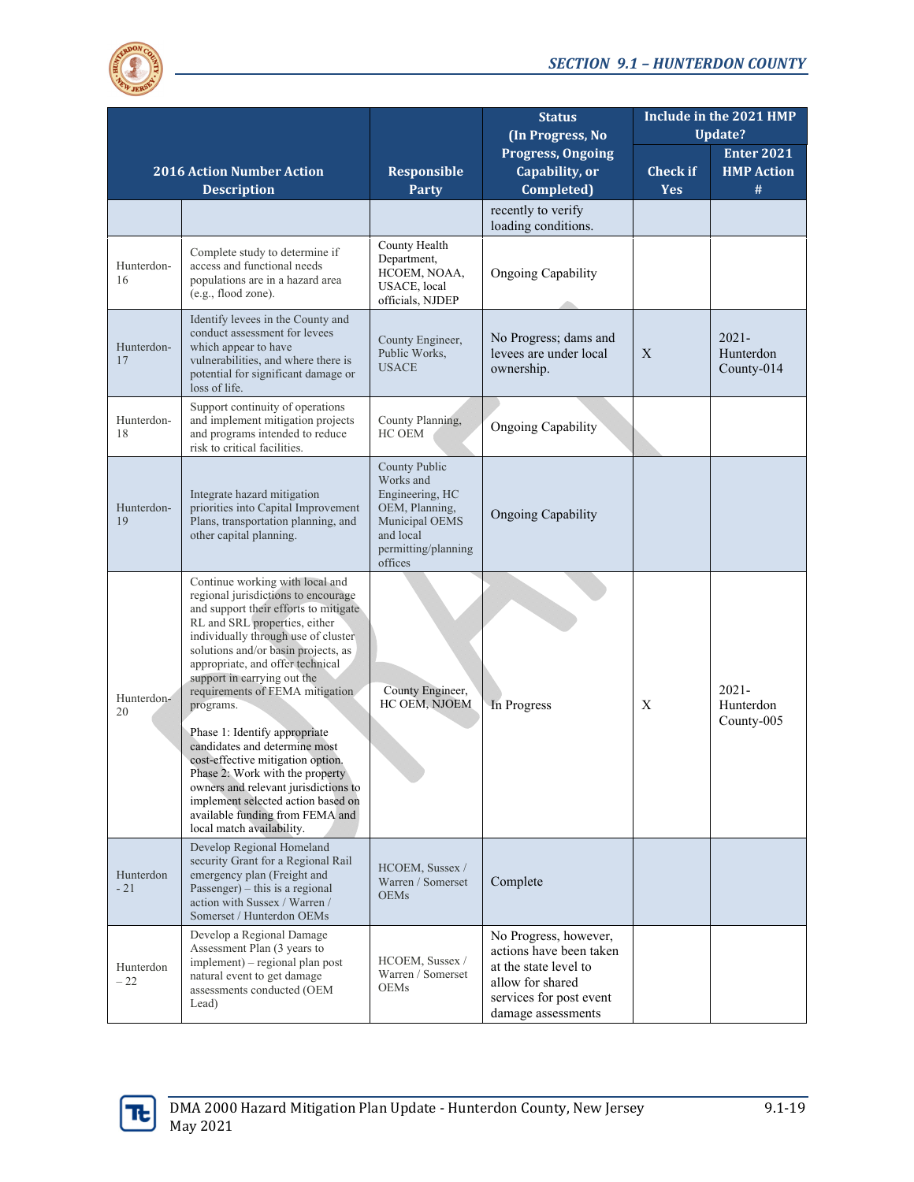| 2016 Action Number Action Description | | Responsible Party | Status (In Progress, No Progress, Ongoing Capability, or Completed) | Include in the 2021 HMP Update? | |
|---|---|---|---|---|---|
| | | | | Check if Yes | Enter 2021 HMP Action # |
| | | | recently to verify loading conditions. | | |
| Hunterdon-16 | Complete study to determine if access and functional needs populations are in a hazard area (e.g., flood zone). | County Health Department, HCOEM, NOAA, USACE, local officials, NJDEP | Ongoing Capability | | |
| Hunterdon-17 | Identify levees in the County and conduct assessment for levees which appear to have vulnerabilities, and where there is potential for significant damage or loss of life. | County Engineer, Public Works, USACE | No Progress; dams and levees are under local ownership. | X | 2021-Hunterdon County-014 |
| Hunterdon-18 | Support continuity of operations and implement mitigation projects and programs intended to reduce risk to critical facilities. | County Planning, HC OEM | Ongoing Capability | | |
| Hunterdon-19 | Integrate hazard mitigation priorities into Capital Improvement Plans, transportation planning, and other capital planning. | County Public Works and Engineering, HC OEM, Planning, Municipal OEMS and local permitting/planning offices | Ongoing Capability | | |
| Hunterdon-20 | Continue working with local and regional jurisdictions to encourage and support their efforts to mitigate RL and SRL properties, either individually through use of cluster solutions and/or basin projects, as appropriate, and offer technical support in carrying out the requirements of FEMA mitigation programs.<br><br>Phase 1: Identify appropriate candidates and determine most cost-effective mitigation option.<br>Phase 2: Work with the property owners and relevant jurisdictions to implement selected action based on available funding from FEMA and local match availability. | County Engineer, HC OEM, NJOEM | In Progress | X | 2021-Hunterdon County-005 |
| Hunterdon - 21 | Develop Regional Homeland security Grant for a Regional Rail emergency plan (Freight and Passenger) – this is a regional action with Sussex / Warren / Somerset / Hunterdon OEMs | HCOEM, Sussex / Warren / Somerset OEMs | Complete | | |
| Hunterdon – 22 | Develop a Regional Damage Assessment Plan (3 years to implement) – regional plan post natural event to get damage assessments conducted (OEM Lead) | HCOEM, Sussex / Warren / Somerset OEMs | No Progress, however, actions have been taken at the state level to allow for shared services for post event damage assessments | | |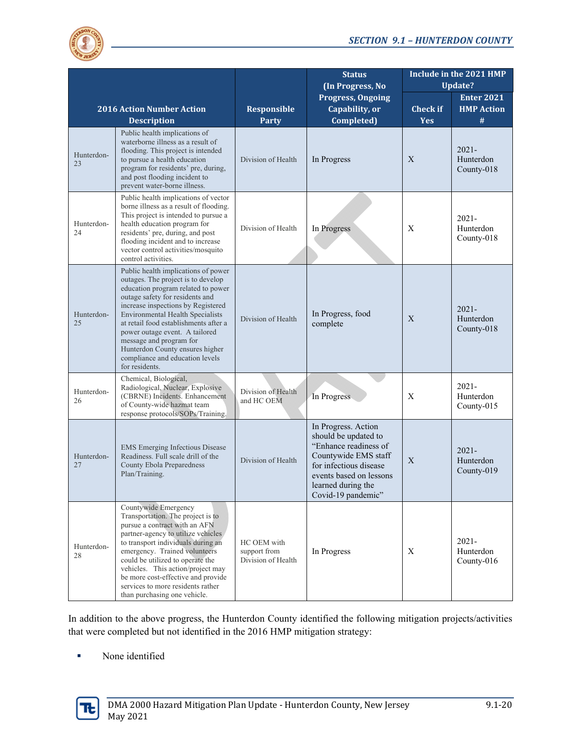| 2016 Action Number Action Description | | Responsible Party | Status (In Progress, No Progress, Ongoing Capability, or Completed) | Include in the 2021 HMP Update? | |
|---|---|---|---|---|---|
| | | | | Check if Yes | Enter 2021 HMP Action # |
| Hunterdon-23 | Public health implications of waterborne illness as a result of flooding. This project is intended to pursue a health education program for residents' pre, during, and post flooding incident to prevent water-borne illness. | Division of Health | In Progress | X | 2021-Hunterdon County-018 |
| Hunterdon-24 | Public health implications of vector borne illness as a result of flooding. This project is intended to pursue a health education program for residents' pre, during, and post flooding incident and to increase vector control activities/mosquito control activities. | Division of Health | In Progress | X | 2021-Hunterdon County-018 |
| Hunterdon-25 | Public health implications of power outages. The project is to develop education program related to power outage safety for residents and increase inspections by Registered Environmental Health Specialists at retail food establishments after a power outage event. A tailored message and program for Hunterdon County ensures higher compliance and education levels for residents. | Division of Health | In Progress, food complete | X | 2021-Hunterdon County-018 |
| Hunterdon-26 | Chemical, Biological, Radiological, Nuclear, Explosive (CBRNE) Incidents. Enhancement of County-wide hazmat team response protocols/SOPs/Training. | Division of Health and HC OEM | In Progress | X | 2021-Hunterdon County-015 |
| Hunterdon-27 | EMS Emerging Infectious Disease Readiness. Full scale drill of the County Ebola Preparedness Plan/Training. | Division of Health | In Progress. Action should be updated to "Enhance readiness of Countywide EMS staff for infectious disease events based on lessons learned during the Covid-19 pandemic" | X | 2021-Hunterdon County-019 |
| Hunterdon-28 | Countywide Emergency Transportation. The project is to pursue a contract with an AFN partner-agency to utilize vehicles to transport individuals during an emergency. Trained volunteers could be utilized to operate the vehicles. This action/project may be more cost-effective and provide services to more residents rather than purchasing one vehicle. | HC OEM with support from Division of Health | In Progress | X | 2021-Hunterdon County-016 |

In addition to the above progress, the Hunterdon County identified the following mitigation projects/activities that were completed but not identified in the 2016 HMP mitigation strategy:

- None identified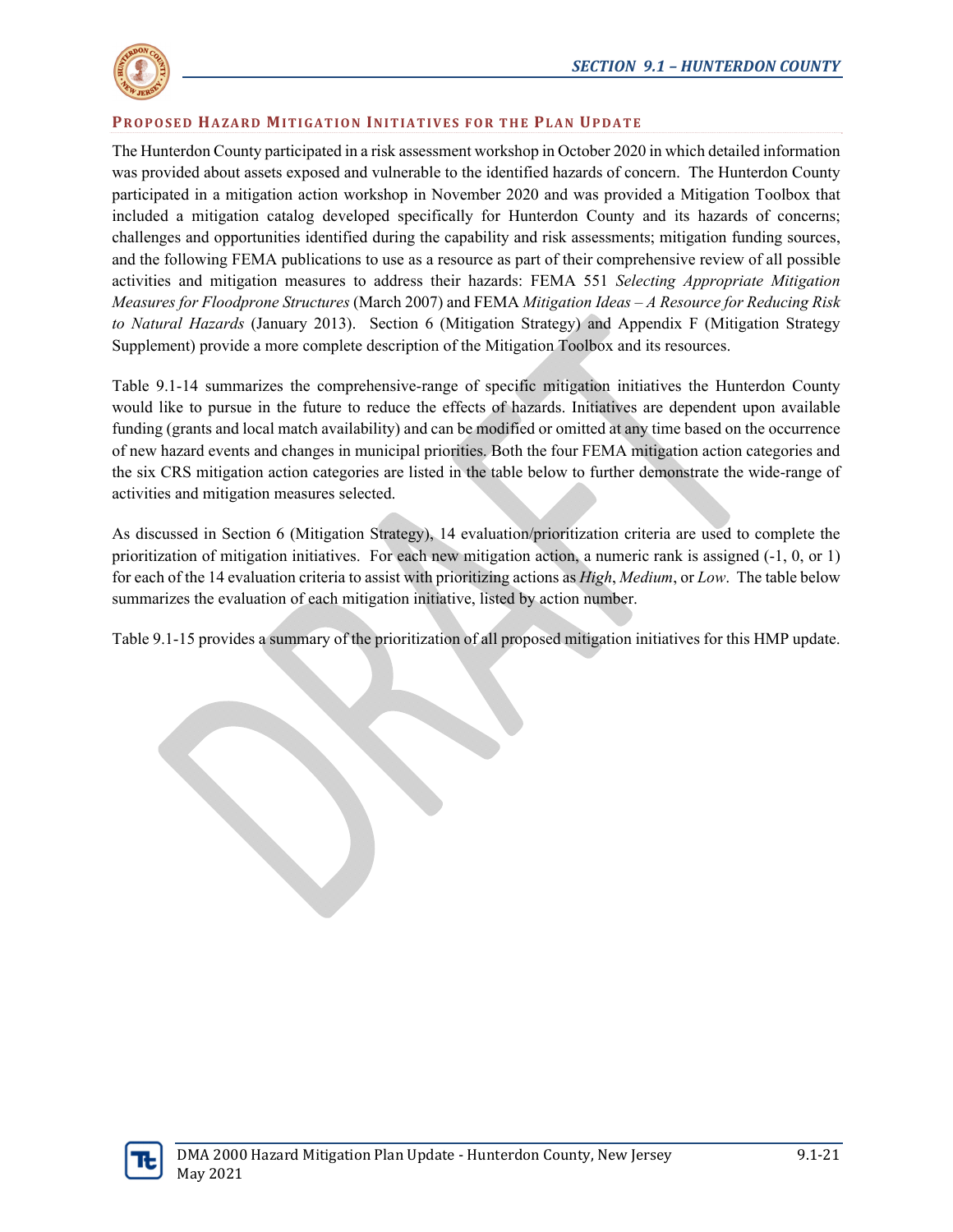### Proposed Hazard Mitigation Initiatives for the Plan Update

The Hunterdon County participated in a risk assessment workshop in October 2020 in which detailed information was provided about assets exposed and vulnerable to the identified hazards of concern. The Hunterdon County participated in a mitigation action workshop in November 2020 and was provided a Mitigation Toolbox that included a mitigation catalog developed specifically for Hunterdon County and its hazards of concerns; challenges and opportunities identified during the capability and risk assessments; mitigation funding sources, and the following FEMA publications to use as a resource as part of their comprehensive review of all possible activities and mitigation measures to address their hazards: FEMA 551 *Selecting Appropriate Mitigation Measures for Floodprone Structures* (March 2007) and FEMA *Mitigation Ideas – A Resource for Reducing Risk to Natural Hazards* (January 2013). Section 6 (Mitigation Strategy) and Appendix F (Mitigation Strategy Supplement) provide a more complete description of the Mitigation Toolbox and its resources.

Table 9.1-14 summarizes the comprehensive-range of specific mitigation initiatives the Hunterdon County would like to pursue in the future to reduce the effects of hazards. Initiatives are dependent upon available funding (grants and local match availability) and can be modified or omitted at any time based on the occurrence of new hazard events and changes in municipal priorities. Both the four FEMA mitigation action categories and the six CRS mitigation action categories are listed in the table below to further demonstrate the wide-range of activities and mitigation measures selected.

As discussed in Section 6 (Mitigation Strategy), 14 evaluation/prioritization criteria are used to complete the prioritization of mitigation initiatives. For each new mitigation action, a numeric rank is assigned (-1, 0, or 1) for each of the 14 evaluation criteria to assist with prioritizing actions as *High*, *Medium*, or *Low*. The table below summarizes the evaluation of each mitigation initiative, listed by action number.

Table 9.1-15 provides a summary of the prioritization of all proposed mitigation initiatives for this HMP update.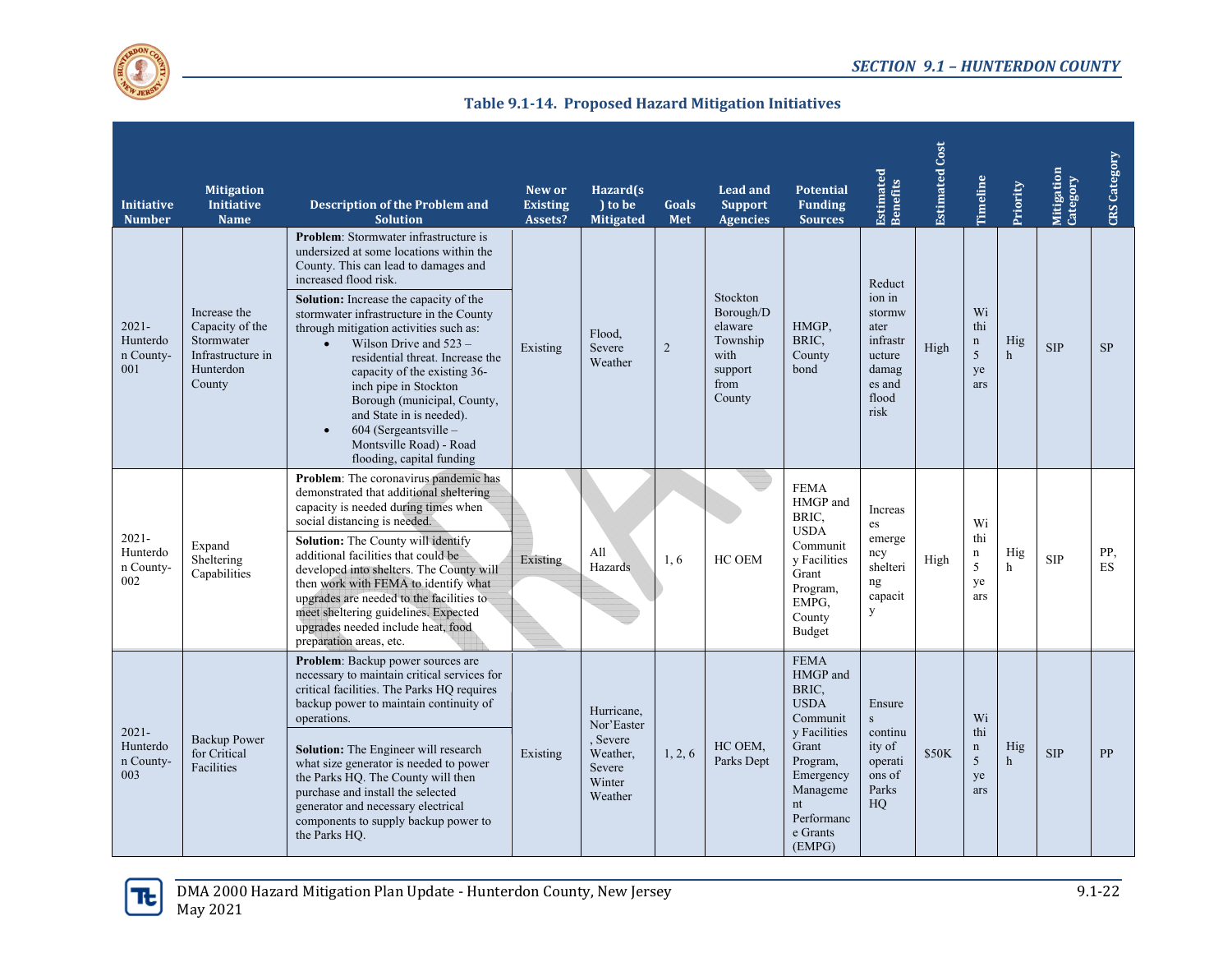**Table 9.1-14. Proposed Hazard Mitigation Initiatives**

| Initiative Number | Mitigation Initiative Name | Description of the Problem and Solution | New or Existing Assets? | Hazard(s) to be Mitigated | Goals Met | Lead and Support Agencies | Potential Funding Sources | Estimated Benefits | Estimated Cost | Timeline | Priority | Mitigation Category | CRS Category |
|---|---|---|---|---|---|---|---|---|---|---|---|---|---|
| 2021-Hunterdon County-001 | Increase the Capacity of the Stormwater Infrastructure in Hunterdon County | **Problem**: Stormwater infrastructure is undersized at some locations within the County. This can lead to damages and increased flood risk. **Solution:** Increase the capacity of the stormwater infrastructure in the County through mitigation activities such as: • Wilson Drive and 523 – residential threat. Increase the capacity of the existing 36-inch pipe in Stockton Borough (municipal, County, and State in is needed). • 604 (Sergeantsville – Montsville Road) - Road flooding, capital funding | Existing | Flood, Severe Weather | 2 | Stockton Borough/Delaware Township with support from County | HMGP, BRIC, County bond | Reduction in stormwater infrastructure damages and flood risk | High | Within 5 years | High | SIP | SP |
| 2021-Hunterdon County-002 | Expand Sheltering Capabilities | **Problem**: The coronavirus pandemic has demonstrated that additional sheltering capacity is needed during times when social distancing is needed. **Solution:** The County will identify additional facilities that could be developed into shelters. The County will then work with FEMA to identify what upgrades are needed to the facilities to meet sheltering guidelines. Expected upgrades needed include heat, food preparation areas, etc. | Existing | All Hazards | 1, 6 | HC OEM | FEMA HMGP and BRIC, USDA Community Facilities Grant Program, EMPG, County Budget | Increases emergency sheltering capacity | High | Within 5 years | High | SIP | PP, ES |
| 2021-Hunterdon County-003 | Backup Power for Critical Facilities | **Problem**: Backup power sources are necessary to maintain critical services for critical facilities. The Parks HQ requires backup power to maintain continuity of operations. **Solution:** The Engineer will research what size generator is needed to power the Parks HQ. The County will then purchase and install the selected generator and necessary electrical components to supply backup power to the Parks HQ. | Existing | Hurricane, Nor'Easter, Severe Weather, Severe Winter Weather | 1, 2, 6 | HC OEM, Parks Dept | FEMA HMGP and BRIC, USDA Community Facilities Grant Program, Emergency Management Performance Grants (EMPG) | Ensures continuity of operations of Parks HQ | $50K | Within 5 years | High | SIP | PP |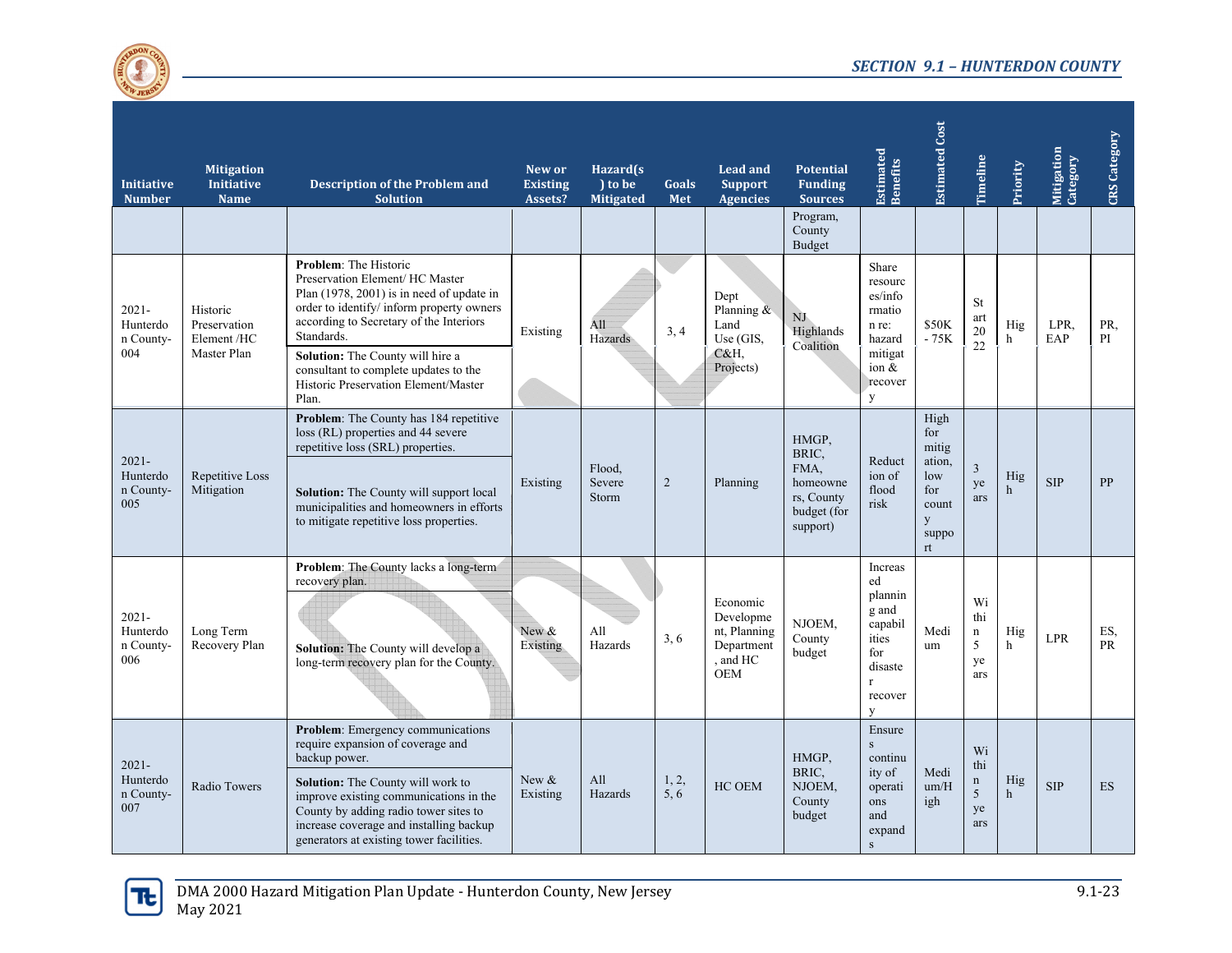| Initiative Number | Mitigation Initiative Name | Description of the Problem and Solution | New or Existing Assets? | Hazard(s) to be Mitigated | Goals Met | Lead and Support Agencies | Potential Funding Sources | Estimated Benefits | Estimated Cost | Timeline | Priority | Mitigation Category | CRS Category |
|---|---|---|---|---|---|---|---|---|---|---|---|---|---|
| | | | | | | | Program, County Budget | | | | | | |
| 2021-Hunterdon County-004 | Historic Preservation Element /HC Master Plan | **Problem**: The Historic Preservation Element/ HC Master Plan (1978, 2001) is in need of update in order to identify/ inform property owners according to Secretary of the Interiors Standards.<br>**Solution:** The County will hire a consultant to complete updates to the Historic Preservation Element/Master Plan. | Existing | All Hazards | 3, 4 | Dept Planning & Land Use (GIS, C&H, Projects) | NJ Highlands Coalition | Share resources/information re: hazard mitigation & recovery | $50K - 75K | Start 2022 | High | LPR, EAP | PR, PI |
| 2021-Hunterdon County-005 | Repetitive Loss Mitigation | **Problem**: The County has 184 repetitive loss (RL) properties and 44 severe repetitive loss (SRL) properties.<br>**Solution:** The County will support local municipalities and homeowners in efforts to mitigate repetitive loss properties. | Existing | Flood, Severe Storm | 2 | Planning | HMGP, BRIC, FMA, homeowners, County budget (for support) | Reduction of flood risk | High for mitigation, low for county support | 3 years | High | SIP | PP |
| 2021-Hunterdon County-006 | Long Term Recovery Plan | **Problem**: The County lacks a long-term recovery plan.<br>**Solution:** The County will develop a long-term recovery plan for the County. | New & Existing | All Hazards | 3, 6 | Economic Development, Planning Department, and HC OEM | NJOEM, County budget | Increased planning and capabilities for disaster recovery | Medium | Within 5 years | High | LPR | ES, PR |
| 2021-Hunterdon County-007 | Radio Towers | **Problem**: Emergency communications require expansion of coverage and backup power.<br>**Solution:** The County will work to improve existing communications in the County by adding radio tower sites to increase coverage and installing backup generators at existing tower facilities. | New & Existing | All Hazards | 1, 2, 5, 6 | HC OEM | HMGP, BRIC, NJOEM, County budget | Ensures continuity of operations and expands | Medium/High | Within 5 years | High | SIP | ES |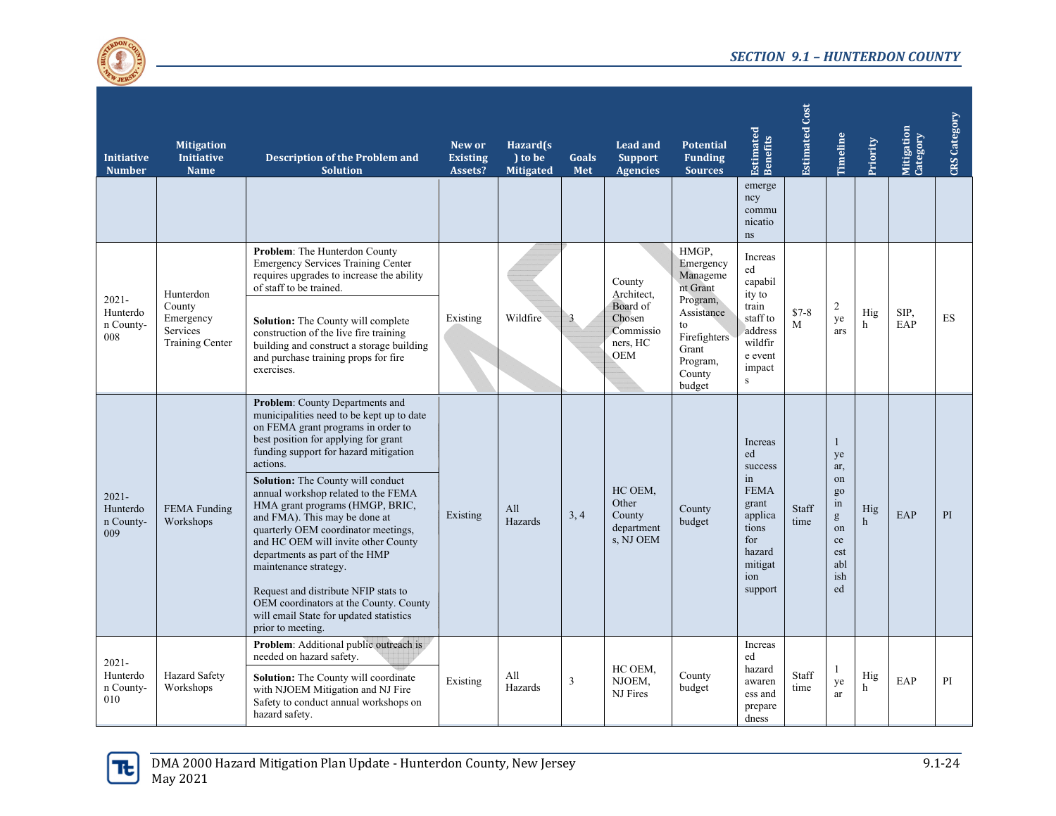| Initiative Number | Mitigation Initiative Name | Description of the Problem and Solution | New or Existing Assets? | Hazard(s) to be Mitigated | Goals Met | Lead and Support Agencies | Potential Funding Sources | Estimated Benefits | Estimated Cost | Timeline | Priority | Mitigation Category | CRS Category |
|---|---|---|---|---|---|---|---|---|---|---|---|---|---|
| | | | | | | | | emergency communications | | | | | |
| 2021-Hunterdon County-008 | Hunterdon County Emergency Services Training Center | **Problem**: The Hunterdon County Emergency Services Training Center requires upgrades to increase the ability of staff to be trained.<br><br>**Solution:** The County will complete construction of the live fire training building and construct a storage building and purchase training props for fire exercises. | Existing | Wildfire | 3 | County Architect, Board of Chosen Commissioners, HC OEM | HMGP, Emergency Management Grant Program, Assistance to Firefighters Grant Program, County budget | Increased capability to train staff to address wildfire event impacts | $7-8 M | 2 years | High | SIP, EAP | ES |
| 2021-Hunterdon County-009 | FEMA Funding Workshops | **Problem**: County Departments and municipalities need to be kept up to date on FEMA grant programs in order to best position for applying for grant funding support for hazard mitigation actions.<br><br>**Solution:** The County will conduct annual workshop related to the FEMA HMA grant programs (HMGP, BRIC, and FMA). This may be done at quarterly OEM coordinator meetings, and HC OEM will invite other County departments as part of the HMP maintenance strategy.<br><br>Request and distribute NFIP stats to OEM coordinators at the County. County will email State for updated statistics prior to meeting. | Existing | All Hazards | 3, 4 | HC OEM, Other County departments, NJ OEM | County budget | Increased success in FEMA grant applications for hazard mitigation support | Staff time | 1 year, ongoing once established | High | EAP | PI |
| 2021-Hunterdon County-010 | Hazard Safety Workshops | **Problem**: Additional public outreach is needed on hazard safety.<br><br>**Solution:** The County will coordinate with NJOEM Mitigation and NJ Fire Safety to conduct annual workshops on hazard safety. | Existing | All Hazards | 3 | HC OEM, NJOEM, NJ Fires | County budget | Increased hazard awareness and preparedness | Staff time | 1 year | High | EAP | PI |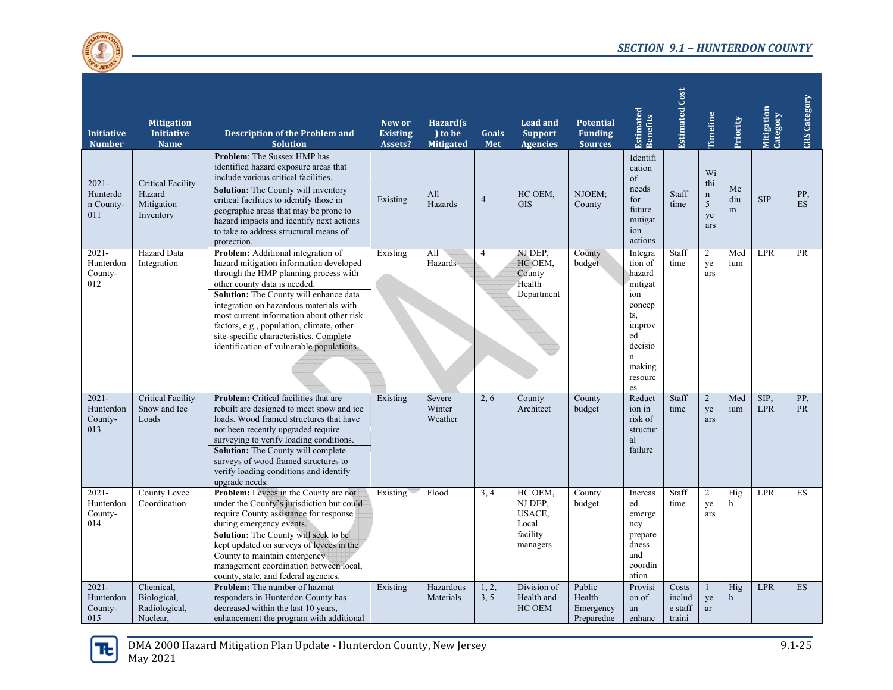| Initiative Number | Mitigation Initiative Name | Description of the Problem and Solution | New or Existing Assets? | Hazard(s) to be Mitigated | Goals Met | Lead and Support Agencies | Potential Funding Sources | Estimated Benefits | Estimated Cost | Timeline | Priority | Mitigation Category | CRS Category |
|---|---|---|---|---|---|---|---|---|---|---|---|---|---|
| 2021-Hunterdon County-011 | Critical Facility Hazard Mitigation Inventory | **Problem**: The Sussex HMP has identified hazard exposure areas that include various critical facilities.<br>**Solution:** The County will inventory critical facilities to identify those in geographic areas that may be prone to hazard impacts and identify next actions to take to address structural means of protection. | Existing | All Hazards | 4 | HC OEM, GIS | NJOEM; County | Identification of needs for future mitigation actions | Staff time | Within 5 years | Medium | SIP | PP, ES |
| 2021-Hunterdon County-012 | Hazard Data Integration | **Problem:** Additional integration of hazard mitigation information developed through the HMP planning process with other county data is needed.<br>**Solution:** The County will enhance data integration on hazardous materials with most current information about other risk factors, e.g., population, climate, other site-specific characteristics. Complete identification of vulnerable populations. | Existing | All Hazards | 4 | NJ DEP, HC OEM, County Health Department | County budget | Integration of hazard mitigation concepts, improved decision making resources | Staff time | 2 years | Medium | LPR | PR |
| 2021-Hunterdon County-013 | Critical Facility Snow and Ice Loads | **Problem:** Critical facilities that are rebuilt are designed to meet snow and ice loads. Wood framed structures that have not been recently upgraded require surveying to verify loading conditions.<br>**Solution:** The County will complete surveys of wood framed structures to verify loading conditions and identify upgrade needs. | Existing | Severe Winter Weather | 2, 6 | County Architect | County budget | Reduction in risk of structural failure | Staff time | 2 years | Medium | SIP, LPR | PP, PR |
| 2021-Hunterdon County-014 | County Levee Coordination | **Problem:** Levees in the County are not under the County's jurisdiction but could require County assistance for response during emergency events.<br>**Solution:** The County will seek to be kept updated on surveys of levees in the County to maintain emergency management coordination between local, county, state, and federal agencies. | Existing | Flood | 3, 4 | HC OEM, NJ DEP, USACE, Local facility managers | County budget | Increased emergency preparedness and coordination | Staff time | 2 years | High | LPR | ES |
| 2021-Hunterdon County-015 | Chemical, Biological, Radiological, Nuclear, | **Problem:** The number of hazmat responders in Hunterdon County has decreased within the last 10 years, enhancement the program with additional | Existing | Hazardous Materials | 1, 2, 3, 5 | Division of Health and HC OEM | Public Health Emergency Preparedne | Provision of an enhanc | Costs include staff traini | 1 year | High | LPR | ES |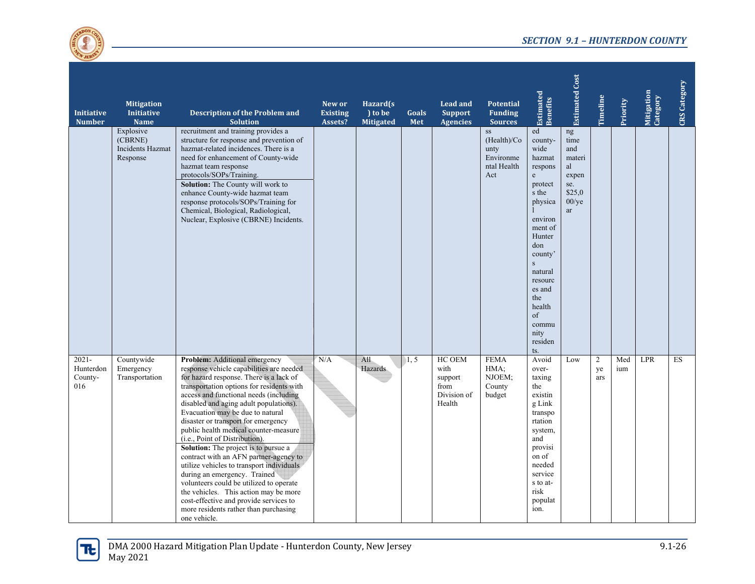| Initiative Number | Mitigation Initiative Name | Description of the Problem and Solution | New or Existing Assets? | Hazard(s) to be Mitigated | Goals Met | Lead and Support Agencies | Potential Funding Sources | Estimated Benefits | Estimated Cost | Timeline | Priority | Mitigation Category | CRS Category |
|---|---|---|---|---|---|---|---|---|---|---|---|---|---|
| | Explosive (CBRNE) Incidents Hazmat Response | recruitment and training provides a structure for response and prevention of hazmat-related incidences. There is a need for enhancement of County-wide hazmat team response protocols/SOPs/Training. **Solution:** The County will work to enhance County-wide hazmat team response protocols/SOPs/Training for Chemical, Biological, Radiological, Nuclear, Explosive (CBRNE) Incidents. | | | | | ss (Health)/County Environmental Health Act | ed county-wide hazmat response protects the physical environment of Hunterdon county's natural resources and the health of community residents. | ng time and material expense. $25,000/year | | | | |
| 2021-Hunterdon County-016 | Countywide Emergency Transportation | **Problem:** Additional emergency response vehicle capabilities are needed for hazard response. There is a lack of transportation options for residents with access and functional needs (including disabled and aging adult populations). Evacuation may be due to natural disaster or transport for emergency public health medical counter-measure (i.e., Point of Distribution). **Solution:** The project is to pursue a contract with an AFN partner-agency to utilize vehicles to transport individuals during an emergency. Trained volunteers could be utilized to operate the vehicles. This action may be more cost-effective and provide services to more residents rather than purchasing one vehicle. | N/A | All Hazards | 1, 5 | HC OEM with support from Division of Health | FEMA HMA; NJOEM; County budget | Avoid over-taxing the existing Link transportation system, and provision of needed services to at-risk population. | Low | 2 years | Medium | LPR | ES |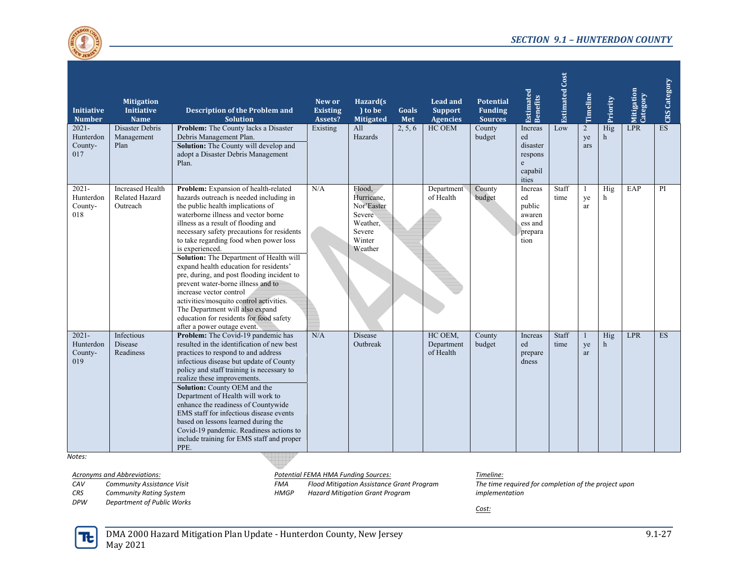| Initiative Number | Mitigation Initiative Name | Description of the Problem and Solution | New or Existing Assets? | Hazard(s) to be Mitigated | Goals Met | Lead and Support Agencies | Potential Funding Sources | Estimated Benefits | Estimated Cost | Timeline | Priority | Mitigation Category | CRS Category |
|---|---|---|---|---|---|---|---|---|---|---|---|---|---|
| 2021-Hunterdon County-017 | Disaster Debris Management Plan | **Problem:** The County lacks a Disaster Debris Management Plan. **Solution:** The County will develop and adopt a Disaster Debris Management Plan. | Existing | All Hazards | 2, 5, 6 | HC OEM | County budget | Increased disaster response capabilities | Low | 2 years | High | LPR | ES |
| 2021-Hunterdon County-018 | Increased Health Related Hazard Outreach | **Problem:** Expansion of health-related hazards outreach is needed including in the public health implications of waterborne illness and vector borne illness as a result of flooding and necessary safety precautions for residents to take regarding food when power loss is experienced. **Solution:** The Department of Health will expand health education for residents' pre, during, and post flooding incident to prevent water-borne illness and to increase vector control activities/mosquito control activities. The Department will also expand education for residents for food safety after a power outage event. | N/A | Flood, Hurricane, Nor'Easter Severe Weather, Severe Winter Weather | | Department of Health | County budget | Increased public awareness and preparation | Staff time | 1 year | High | EAP | PI |
| 2021-Hunterdon County-019 | Infectious Disease Readiness | **Problem:** The Covid-19 pandemic has resulted in the identification of new best practices to respond to and address infectious disease but update of County policy and staff training is necessary to realize these improvements. **Solution:** County OEM and the Department of Health will work to enhance the readiness of Countywide EMS staff for infectious disease events based on lessons learned during the Covid-19 pandemic. Readiness actions to include training for EMS staff and proper PPE. | N/A | Disease Outbreak | | HC OEM, Department of Health | County budget | Increased preparedness | Staff time | 1 year | High | LPR | ES |

*Notes:*

*Acronyms and Abbreviations:*
*CAV Community Assistance Visit*
*CRS Community Rating System*
*DPW Department of Public Works*

*Potential FEMA HMA Funding Sources:*
*FMA Flood Mitigation Assistance Grant Program*
*HMGP Hazard Mitigation Grant Program*

*Timeline:*
*The time required for completion of the project upon implementation*

*Cost:*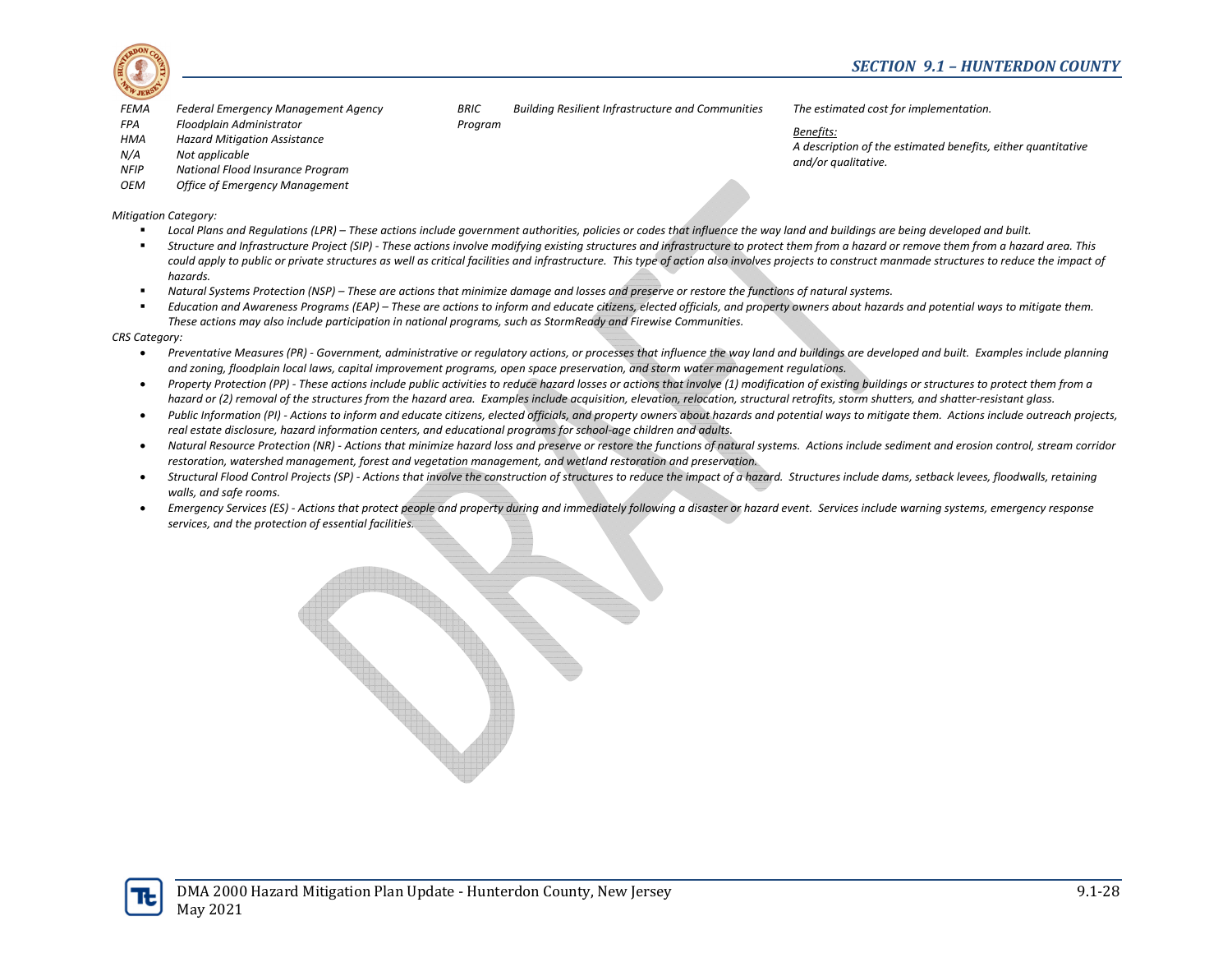| | |
|---|---|
| *FEMA* | *Federal Emergency Management Agency* |
| *FPA* | *Floodplain Administrator* |
| *HMA* | *Hazard Mitigation Assistance* |
| *N/A* | *Not applicable* |
| *NFIP* | *National Flood Insurance Program* |
| *OEM* | *Office of Emergency Management* |
| *BRIC Program* | *Building Resilient Infrastructure and Communities* |

*The estimated cost for implementation.*

*Benefits:*
*A description of the estimated benefits, either quantitative and/or qualitative.*

*Mitigation Category:*

- *Local Plans and Regulations (LPR) – These actions include government authorities, policies or codes that influence the way land and buildings are being developed and built.*
- *Structure and Infrastructure Project (SIP) - These actions involve modifying existing structures and infrastructure to protect them from a hazard or remove them from a hazard area. This could apply to public or private structures as well as critical facilities and infrastructure. This type of action also involves projects to construct manmade structures to reduce the impact of hazards.*
- *Natural Systems Protection (NSP) – These are actions that minimize damage and losses and preserve or restore the functions of natural systems.*
- *Education and Awareness Programs (EAP) – These are actions to inform and educate citizens, elected officials, and property owners about hazards and potential ways to mitigate them. These actions may also include participation in national programs, such as StormReady and Firewise Communities.*

*CRS Category:*

- *Preventative Measures (PR) - Government, administrative or regulatory actions, or processes that influence the way land and buildings are developed and built. Examples include planning and zoning, floodplain local laws, capital improvement programs, open space preservation, and storm water management regulations.*
- *Property Protection (PP) - These actions include public activities to reduce hazard losses or actions that involve (1) modification of existing buildings or structures to protect them from a hazard or (2) removal of the structures from the hazard area. Examples include acquisition, elevation, relocation, structural retrofits, storm shutters, and shatter-resistant glass.*
- *Public Information (PI) - Actions to inform and educate citizens, elected officials, and property owners about hazards and potential ways to mitigate them. Actions include outreach projects, real estate disclosure, hazard information centers, and educational programs for school-age children and adults.*
- *Natural Resource Protection (NR) - Actions that minimize hazard loss and preserve or restore the functions of natural systems. Actions include sediment and erosion control, stream corridor restoration, watershed management, forest and vegetation management, and wetland restoration and preservation.*
- *Structural Flood Control Projects (SP) - Actions that involve the construction of structures to reduce the impact of a hazard. Structures include dams, setback levees, floodwalls, retaining walls, and safe rooms.*
- *Emergency Services (ES) - Actions that protect people and property during and immediately following a disaster or hazard event. Services include warning systems, emergency response services, and the protection of essential facilities.*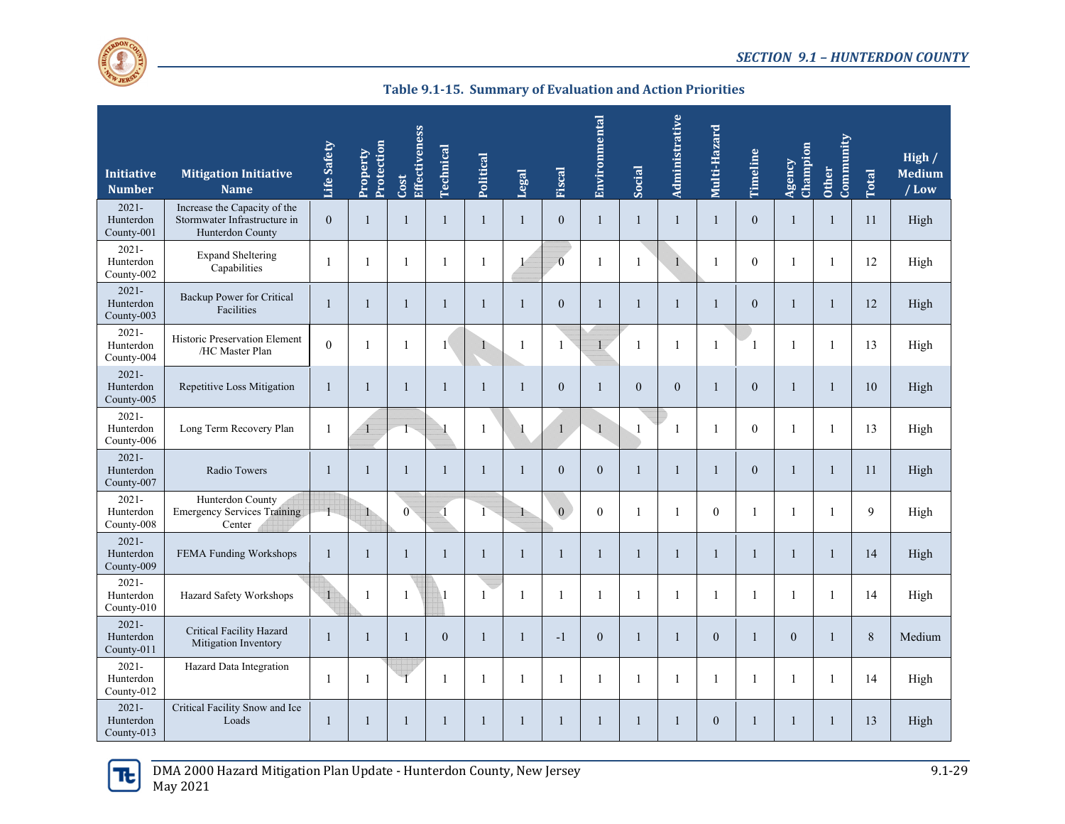**Table 9.1-15. Summary of Evaluation and Action Priorities**

| Initiative Number | Mitigation Initiative Name | Life Safety | Property Protection | Cost Effectiveness | Technical | Political | Legal | Fiscal | Environmental | Social | Administrative | Multi-Hazard | Timeline | Agency Champion | Other Community | Total | High / Medium / Low |
|---|---|---|---|---|---|---|---|---|---|---|---|---|---|---|---|---|---|
| 2021-Hunterdon County-001 | Increase the Capacity of the Stormwater Infrastructure in Hunterdon County | 0 | 1 | 1 | 1 | 1 | 1 | 0 | 1 | 1 | 1 | 1 | 0 | 1 | 1 | 11 | High |
| 2021-Hunterdon County-002 | Expand Sheltering Capabilities | 1 | 1 | 1 | 1 | 1 | 1 | 0 | 1 | 1 | 1 | 1 | 0 | 1 | 1 | 12 | High |
| 2021-Hunterdon County-003 | Backup Power for Critical Facilities | 1 | 1 | 1 | 1 | 1 | 1 | 0 | 1 | 1 | 1 | 1 | 0 | 1 | 1 | 12 | High |
| 2021-Hunterdon County-004 | Historic Preservation Element /HC Master Plan | 0 | 1 | 1 | 1 | 1 | 1 | 1 | 1 | 1 | 1 | 1 | 1 | 1 | 1 | 13 | High |
| 2021-Hunterdon County-005 | Repetitive Loss Mitigation | 1 | 1 | 1 | 1 | 1 | 1 | 0 | 1 | 0 | 0 | 1 | 0 | 1 | 1 | 10 | High |
| 2021-Hunterdon County-006 | Long Term Recovery Plan | 1 | 1 | 1 | 1 | 1 | 1 | 1 | 1 | 1 | 1 | 1 | 0 | 1 | 1 | 13 | High |
| 2021-Hunterdon County-007 | Radio Towers | 1 | 1 | 1 | 1 | 1 | 1 | 0 | 0 | 1 | 1 | 1 | 0 | 1 | 1 | 11 | High |
| 2021-Hunterdon County-008 | Hunterdon County Emergency Services Training Center | 1 | 1 | 0 | 1 | 1 | 1 | 0 | 0 | 1 | 1 | 0 | 1 | 1 | 1 | 9 | High |
| 2021-Hunterdon County-009 | FEMA Funding Workshops | 1 | 1 | 1 | 1 | 1 | 1 | 1 | 1 | 1 | 1 | 1 | 1 | 1 | 1 | 14 | High |
| 2021-Hunterdon County-010 | Hazard Safety Workshops | 1 | 1 | 1 | 1 | 1 | 1 | 1 | 1 | 1 | 1 | 1 | 1 | 1 | 1 | 14 | High |
| 2021-Hunterdon County-011 | Critical Facility Hazard Mitigation Inventory | 1 | 1 | 1 | 0 | 1 | 1 | -1 | 0 | 1 | 1 | 0 | 1 | 0 | 1 | 8 | Medium |
| 2021-Hunterdon County-012 | Hazard Data Integration | 1 | 1 | 1 | 1 | 1 | 1 | 1 | 1 | 1 | 1 | 1 | 1 | 1 | 1 | 14 | High |
| 2021-Hunterdon County-013 | Critical Facility Snow and Ice Loads | 1 | 1 | 1 | 1 | 1 | 1 | 1 | 1 | 1 | 1 | 0 | 1 | 1 | 1 | 13 | High |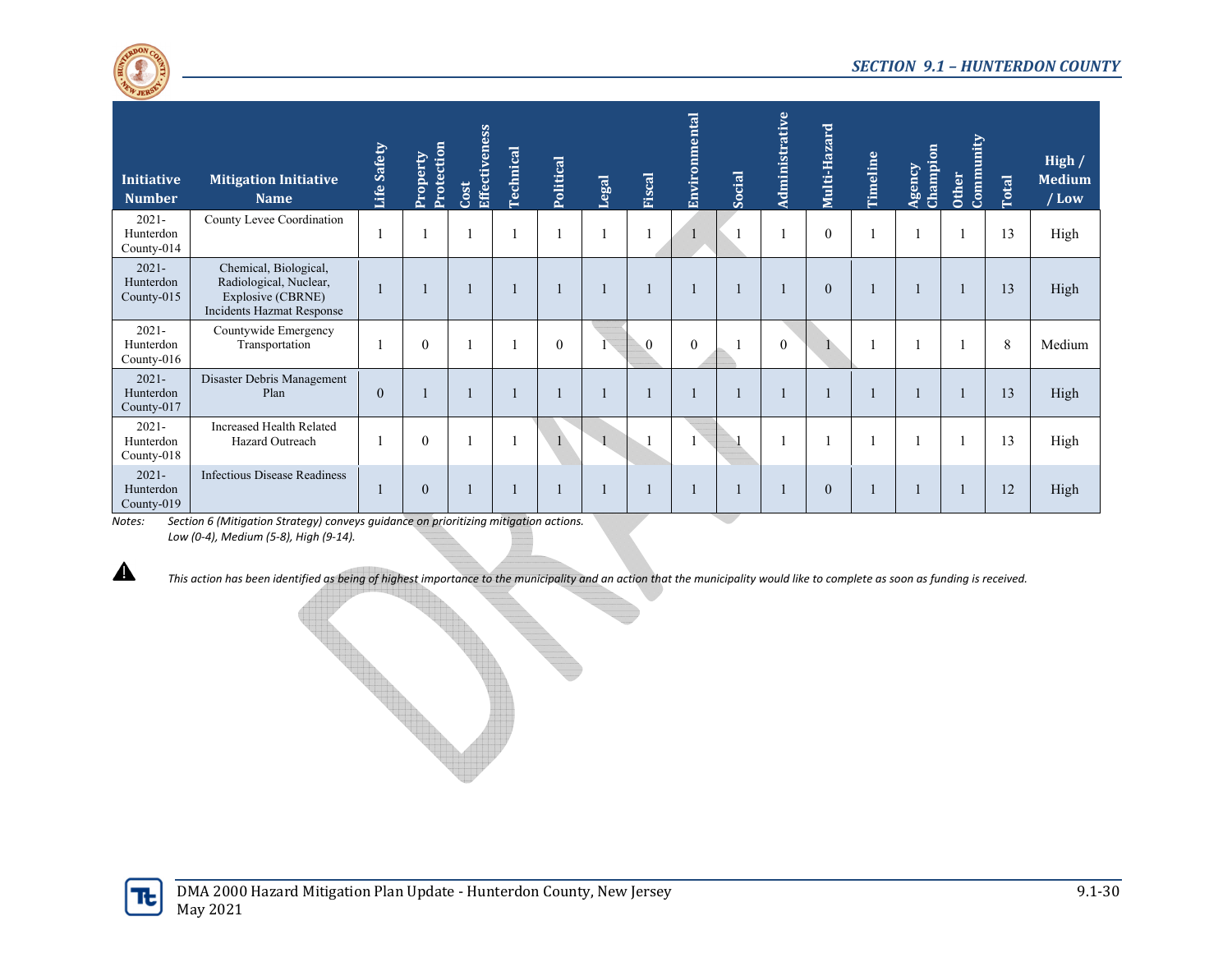| Initiative Number | Mitigation Initiative Name | Life Safety | Property Protection | Cost Effectiveness | Technical | Political | Legal | Fiscal | Environmental | Social | Administrative | Multi-Hazard | Timeline | Agency Champion | Other Community | Total | High / Medium / Low |
|---|---|---|---|---|---|---|---|---|---|---|---|---|---|---|---|---|---|
| 2021-Hunterdon County-014 | County Levee Coordination | 1 | 1 | 1 | 1 | 1 | 1 | 1 | 1 | 1 | 1 | 0 | 1 | 1 | 1 | 13 | High |
| 2021-Hunterdon County-015 | Chemical, Biological, Radiological, Nuclear, Explosive (CBRNE) Incidents Hazmat Response | 1 | 1 | 1 | 1 | 1 | 1 | 1 | 1 | 1 | 1 | 0 | 1 | 1 | 1 | 13 | High |
| 2021-Hunterdon County-016 | Countywide Emergency Transportation | 1 | 0 | 1 | 1 | 0 | 1 | 0 | 0 | 1 | 0 | 1 | 1 | 1 | 1 | 8 | Medium |
| 2021-Hunterdon County-017 | Disaster Debris Management Plan | 0 | 1 | 1 | 1 | 1 | 1 | 1 | 1 | 1 | 1 | 1 | 1 | 1 | 1 | 13 | High |
| 2021-Hunterdon County-018 | Increased Health Related Hazard Outreach | 1 | 0 | 1 | 1 | 1 | 1 | 1 | 1 | 1 | 1 | 1 | 1 | 1 | 1 | 13 | High |
| 2021-Hunterdon County-019 | Infectious Disease Readiness | 1 | 0 | 1 | 1 | 1 | 1 | 1 | 1 | 1 | 1 | 0 | 1 | 1 | 1 | 12 | High |

Notes: *Section 6 (Mitigation Strategy) conveys guidance on prioritizing mitigation actions.*
*Low (0-4), Medium (5-8), High (9-14).*

⚠ *This action has been identified as being of highest importance to the municipality and an action that the municipality would like to complete as soon as funding is received.*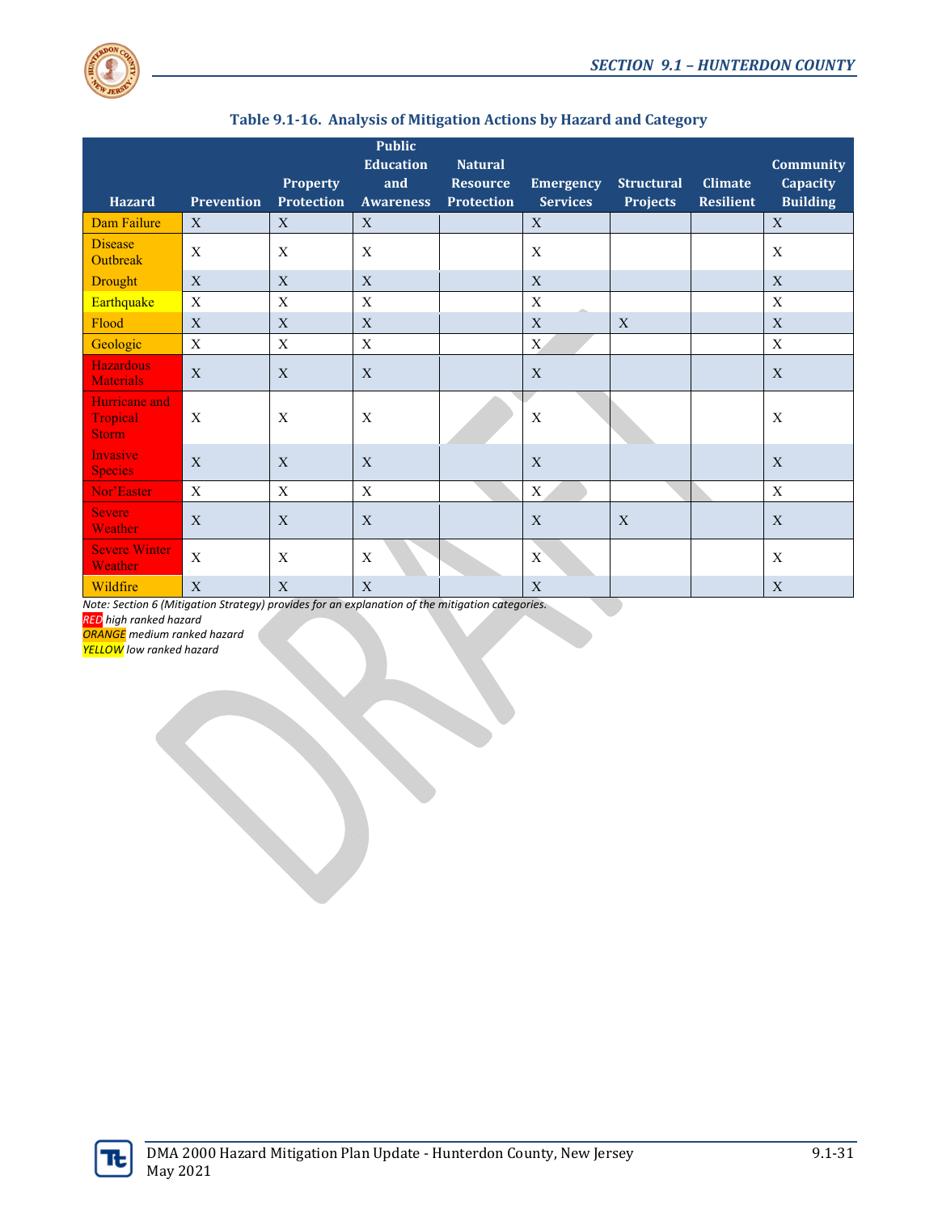**Table 9.1-16. Analysis of Mitigation Actions by Hazard and Category**

| Hazard | Prevention | Property Protection | Public Education and Awareness | Natural Resource Protection | Emergency Services | Structural Projects | Climate Resilient | Community Capacity Building |
|---|---|---|---|---|---|---|---|---|
| Dam Failure | X | X | X | | X | | | X |
| Disease Outbreak | X | X | X | | X | | | X |
| Drought | X | X | X | | X | | | X |
| Earthquake | X | X | X | | X | | | X |
| Flood | X | X | X | | X | X | | X |
| Geologic | X | X | X | | X | | | X |
| Hazardous Materials | X | X | X | | X | | | X |
| Hurricane and Tropical Storm | X | X | X | | X | | | X |
| Invasive Species | X | X | X | | X | | | X |
| Nor'Easter | X | X | X | | X | | | X |
| Severe Weather | X | X | X | | X | X | | X |
| Severe Winter Weather | X | X | X | | X | | | X |
| Wildfire | X | X | X | | X | | | X |

*Note: Section 6 (Mitigation Strategy) provides for an explanation of the mitigation categories.*
*RED high ranked hazard*
*ORANGE medium ranked hazard*
*YELLOW low ranked hazard*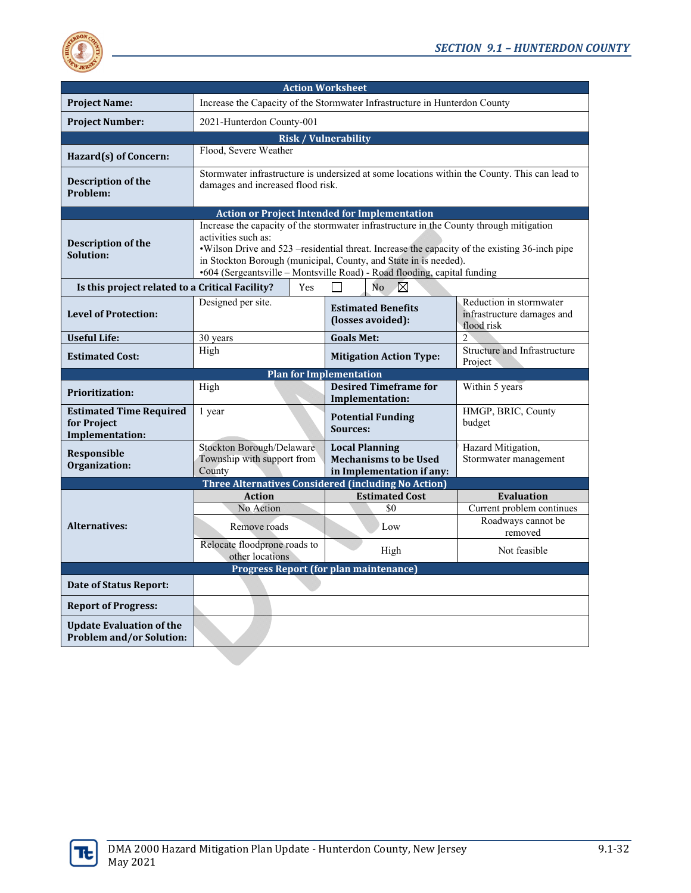| Action Worksheet | | | |
|---|---|---|---|
| **Project Name:** | Increase the Capacity of the Stormwater Infrastructure in Hunterdon County | | |
| **Project Number:** | 2021-Hunterdon County-001 | | |
| **Risk / Vulnerability** | | | |
| **Hazard(s) of Concern:** | Flood, Severe Weather | | |
| **Description of the Problem:** | Stormwater infrastructure is undersized at some locations within the County. This can lead to damages and increased flood risk. | | |
| **Action or Project Intended for Implementation** | | | |
| **Description of the Solution:** | Increase the capacity of the stormwater infrastructure in the County through mitigation activities such as:<br>•Wilson Drive and 523 –residential threat. Increase the capacity of the existing 36-inch pipe in Stockton Borough (municipal, County, and State in is needed).<br>•604 (Sergeantsville – Montsville Road) - Road flooding, capital funding | | |
| **Is this project related to a Critical Facility?** | Yes ☐ | No ☒ | |
| **Level of Protection:** | Designed per site. | **Estimated Benefits (losses avoided):** | Reduction in stormwater infrastructure damages and flood risk |
| **Useful Life:** | 30 years | **Goals Met:** | 2 |
| **Estimated Cost:** | High | **Mitigation Action Type:** | Structure and Infrastructure Project |
| **Plan for Implementation** | | | |
| **Prioritization:** | High | **Desired Timeframe for Implementation:** | Within 5 years |
| **Estimated Time Required for Project Implementation:** | 1 year | **Potential Funding Sources:** | HMGP, BRIC, County budget |
| **Responsible Organization:** | Stockton Borough/Delaware Township with support from County | **Local Planning Mechanisms to be Used in Implementation if any:** | Hazard Mitigation, Stormwater management |
| **Three Alternatives Considered (including No Action)** | | | |
| **Alternatives:** | **Action** | **Estimated Cost** | **Evaluation** |
| | No Action | $0 | Current problem continues |
| | Remove roads | Low | Roadways cannot be removed |
| | Relocate floodprone roads to other locations | High | Not feasible |
| **Progress Report (for plan maintenance)** | | | |
| **Date of Status Report:** | | | |
| **Report of Progress:** | | | |
| **Update Evaluation of the Problem and/or Solution:** | | | |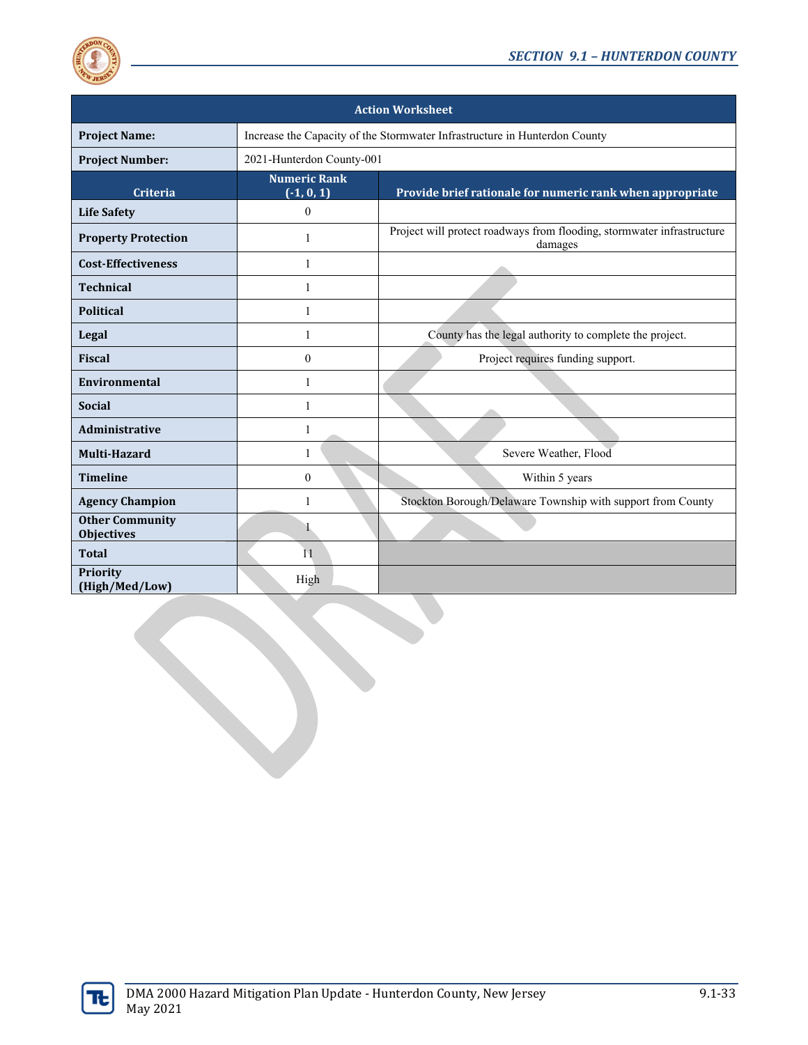| Action Worksheet | | |
|---|---|---|
| **Project Name:** | Increase the Capacity of the Stormwater Infrastructure in Hunterdon County | |
| **Project Number:** | 2021-Hunterdon County-001 | |
| **Criteria** | **Numeric Rank (-1, 0, 1)** | **Provide brief rationale for numeric rank when appropriate** |
| **Life Safety** | 0 | |
| **Property Protection** | 1 | Project will protect roadways from flooding, stormwater infrastructure damages |
| **Cost-Effectiveness** | 1 | |
| **Technical** | 1 | |
| **Political** | 1 | |
| **Legal** | 1 | County has the legal authority to complete the project. |
| **Fiscal** | 0 | Project requires funding support. |
| **Environmental** | 1 | |
| **Social** | 1 | |
| **Administrative** | 1 | |
| **Multi-Hazard** | 1 | Severe Weather, Flood |
| **Timeline** | 0 | Within 5 years |
| **Agency Champion** | 1 | Stockton Borough/Delaware Township with support from County |
| **Other Community Objectives** | 1 | |
| **Total** | 11 | |
| **Priority (High/Med/Low)** | High | |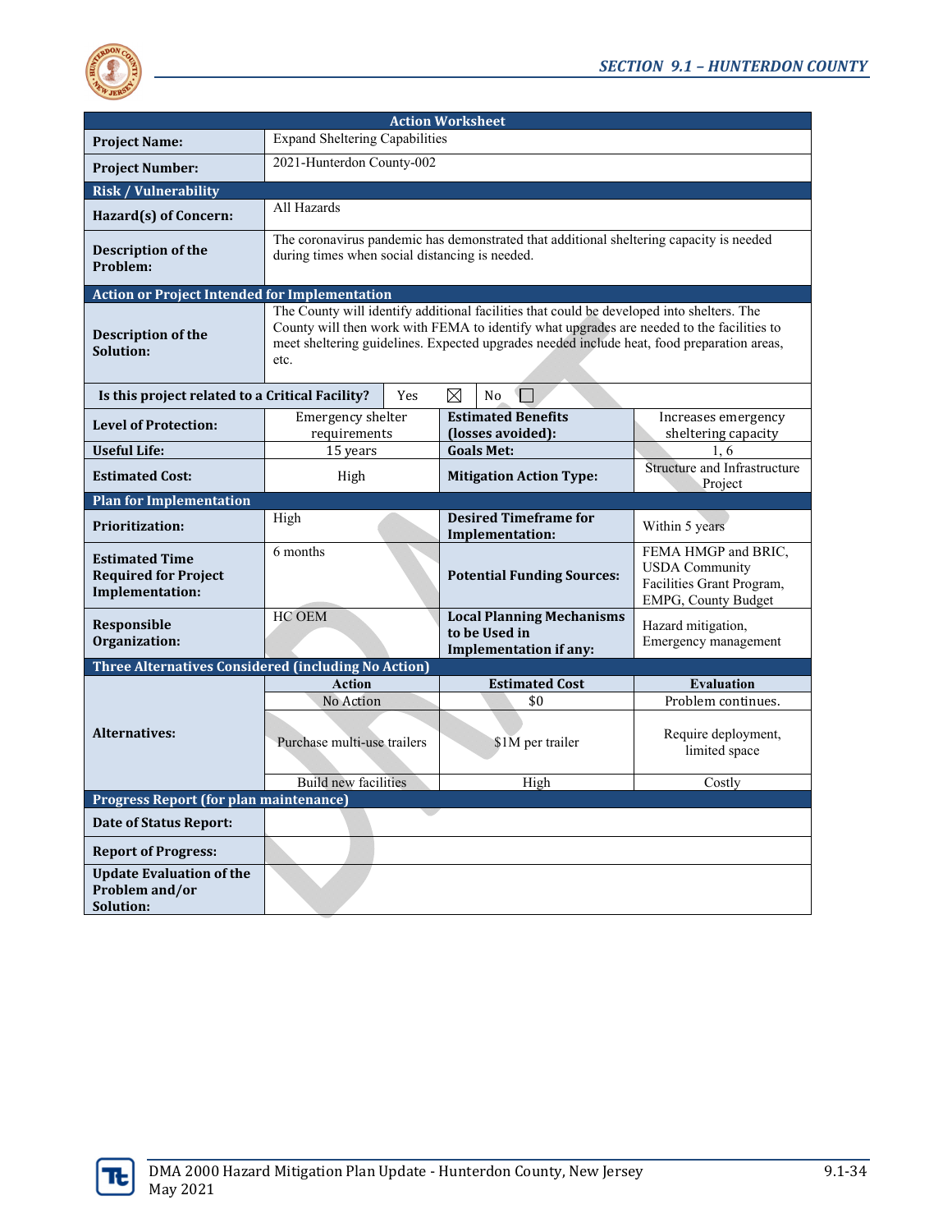| Action Worksheet | | | |
|---|---|---|---|
| **Project Name:** | Expand Sheltering Capabilities | | |
| **Project Number:** | 2021-Hunterdon County-002 | | |
| **Risk / Vulnerability** | | | |
| **Hazard(s) of Concern:** | All Hazards | | |
| **Description of the Problem:** | The coronavirus pandemic has demonstrated that additional sheltering capacity is needed during times when social distancing is needed. | | |
| **Action or Project Intended for Implementation** | | | |
| **Description of the Solution:** | The County will identify additional facilities that could be developed into shelters. The County will then work with FEMA to identify what upgrades are needed to the facilities to meet sheltering guidelines. Expected upgrades needed include heat, food preparation areas, etc. | | |
| **Is this project related to a Critical Facility?** | Yes ☒ No ☐ | | |
| **Level of Protection:** | Emergency shelter requirements | **Estimated Benefits (losses avoided):** | Increases emergency sheltering capacity |
| **Useful Life:** | 15 years | **Goals Met:** | 1, 6 |
| **Estimated Cost:** | High | **Mitigation Action Type:** | Structure and Infrastructure Project |
| **Plan for Implementation** | | | |
| **Prioritization:** | High | **Desired Timeframe for Implementation:** | Within 5 years |
| **Estimated Time Required for Project Implementation:** | 6 months | **Potential Funding Sources:** | FEMA HMGP and BRIC, USDA Community Facilities Grant Program, EMPG, County Budget |
| **Responsible Organization:** | HC OEM | **Local Planning Mechanisms to be Used in Implementation if any:** | Hazard mitigation, Emergency management |
| **Three Alternatives Considered (including No Action)** | | | |
| **Alternatives:** | **Action** | **Estimated Cost** | **Evaluation** |
| | No Action | $0 | Problem continues. |
| | Purchase multi-use trailers | $1M per trailer | Require deployment, limited space |
| | Build new facilities | High | Costly |
| **Progress Report (for plan maintenance)** | | | |
| **Date of Status Report:** | | | |
| **Report of Progress:** | | | |
| **Update Evaluation of the Problem and/or Solution:** | | | |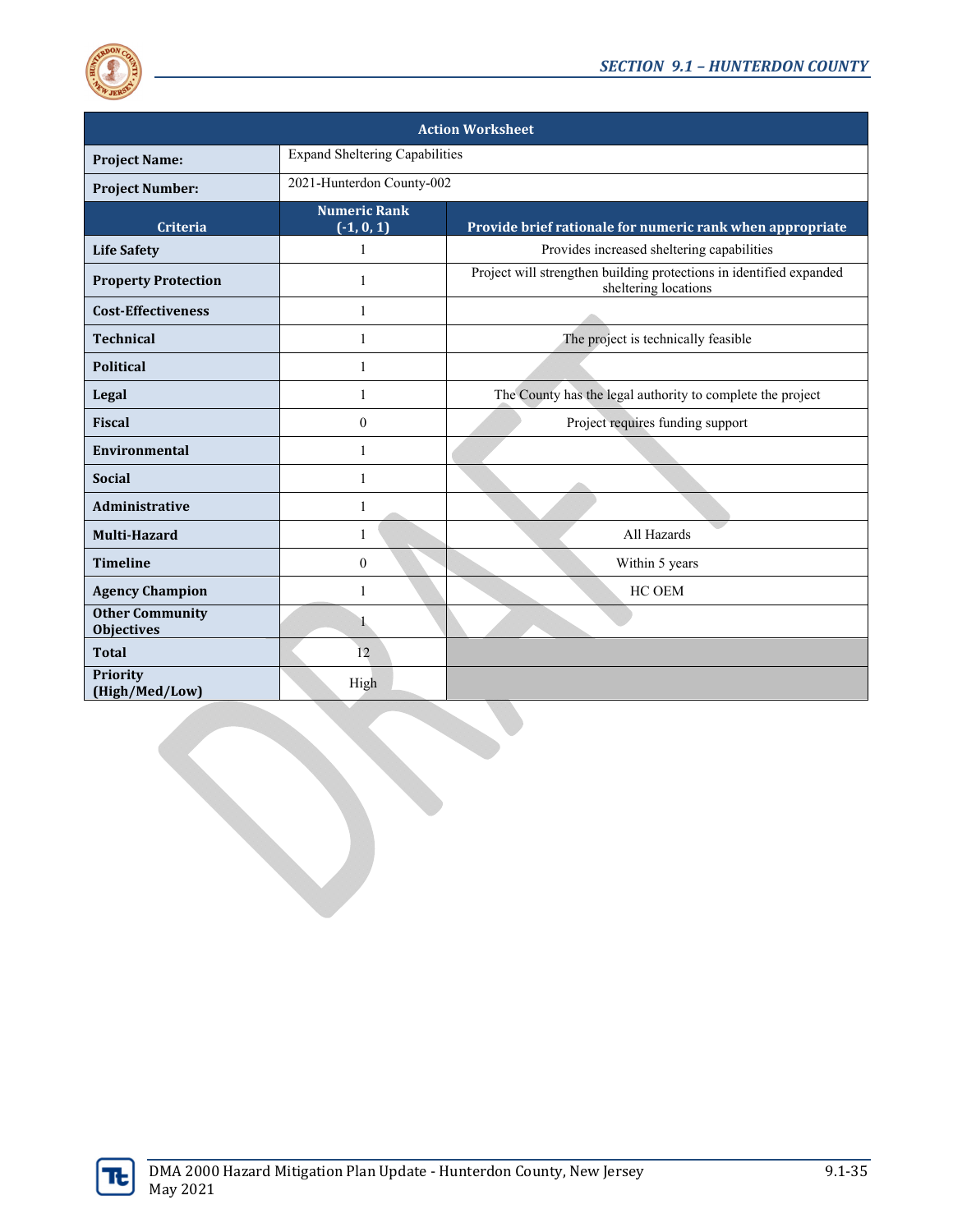| Action Worksheet | | |
|---|---|---|
| **Project Name:** | Expand Sheltering Capabilities | |
| **Project Number:** | 2021-Hunterdon County-002 | |
| **Criteria** | **Numeric Rank (-1, 0, 1)** | **Provide brief rationale for numeric rank when appropriate** |
| **Life Safety** | 1 | Provides increased sheltering capabilities |
| **Property Protection** | 1 | Project will strengthen building protections in identified expanded sheltering locations |
| **Cost-Effectiveness** | 1 | |
| **Technical** | 1 | The project is technically feasible |
| **Political** | 1 | |
| **Legal** | 1 | The County has the legal authority to complete the project |
| **Fiscal** | 0 | Project requires funding support |
| **Environmental** | 1 | |
| **Social** | 1 | |
| **Administrative** | 1 | |
| **Multi-Hazard** | 1 | All Hazards |
| **Timeline** | 0 | Within 5 years |
| **Agency Champion** | 1 | HC OEM |
| **Other Community Objectives** | 1 | |
| **Total** | 12 | |
| **Priority (High/Med/Low)** | High | |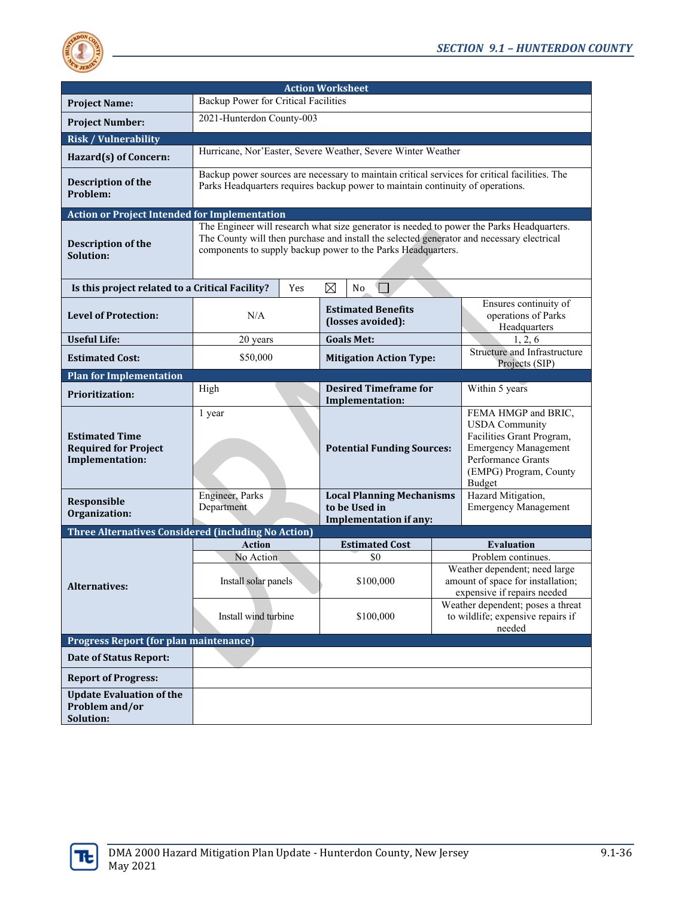| Action Worksheet | | | |
|---|---|---|---|
| **Project Name:** | Backup Power for Critical Facilities | | |
| **Project Number:** | 2021-Hunterdon County-003 | | |
| **Risk / Vulnerability** | | | |
| **Hazard(s) of Concern:** | Hurricane, Nor'Easter, Severe Weather, Severe Winter Weather | | |
| **Description of the Problem:** | Backup power sources are necessary to maintain critical services for critical facilities. The Parks Headquarters requires backup power to maintain continuity of operations. | | |
| **Action or Project Intended for Implementation** | | | |
| **Description of the Solution:** | The Engineer will research what size generator is needed to power the Parks Headquarters. The County will then purchase and install the selected generator and necessary electrical components to supply backup power to the Parks Headquarters. | | |
| **Is this project related to a Critical Facility?** | Yes ☒ No ☐ | | |
| **Level of Protection:** | N/A | **Estimated Benefits (losses avoided):** | Ensures continuity of operations of Parks Headquarters |
| **Useful Life:** | 20 years | **Goals Met:** | 1, 2, 6 |
| **Estimated Cost:** | $50,000 | **Mitigation Action Type:** | Structure and Infrastructure Projects (SIP) |
| **Plan for Implementation** | | | |
| **Prioritization:** | High | **Desired Timeframe for Implementation:** | Within 5 years |
| **Estimated Time Required for Project Implementation:** | 1 year | **Potential Funding Sources:** | FEMA HMGP and BRIC, USDA Community Facilities Grant Program, Emergency Management Performance Grants (EMPG) Program, County Budget |
| **Responsible Organization:** | Engineer, Parks Department | **Local Planning Mechanisms to be Used in Implementation if any:** | Hazard Mitigation, Emergency Management |
| **Three Alternatives Considered (including No Action)** | | | |
| **Alternatives:** | **Action** | **Estimated Cost** | **Evaluation** |
| | No Action | $0 | Problem continues. |
| | Install solar panels | $100,000 | Weather dependent; need large amount of space for installation; expensive if repairs needed |
| | Install wind turbine | $100,000 | Weather dependent; poses a threat to wildlife; expensive repairs if needed |
| **Progress Report (for plan maintenance)** | | | |
| **Date of Status Report:** | | | |
| **Report of Progress:** | | | |
| **Update Evaluation of the Problem and/or Solution:** | | | |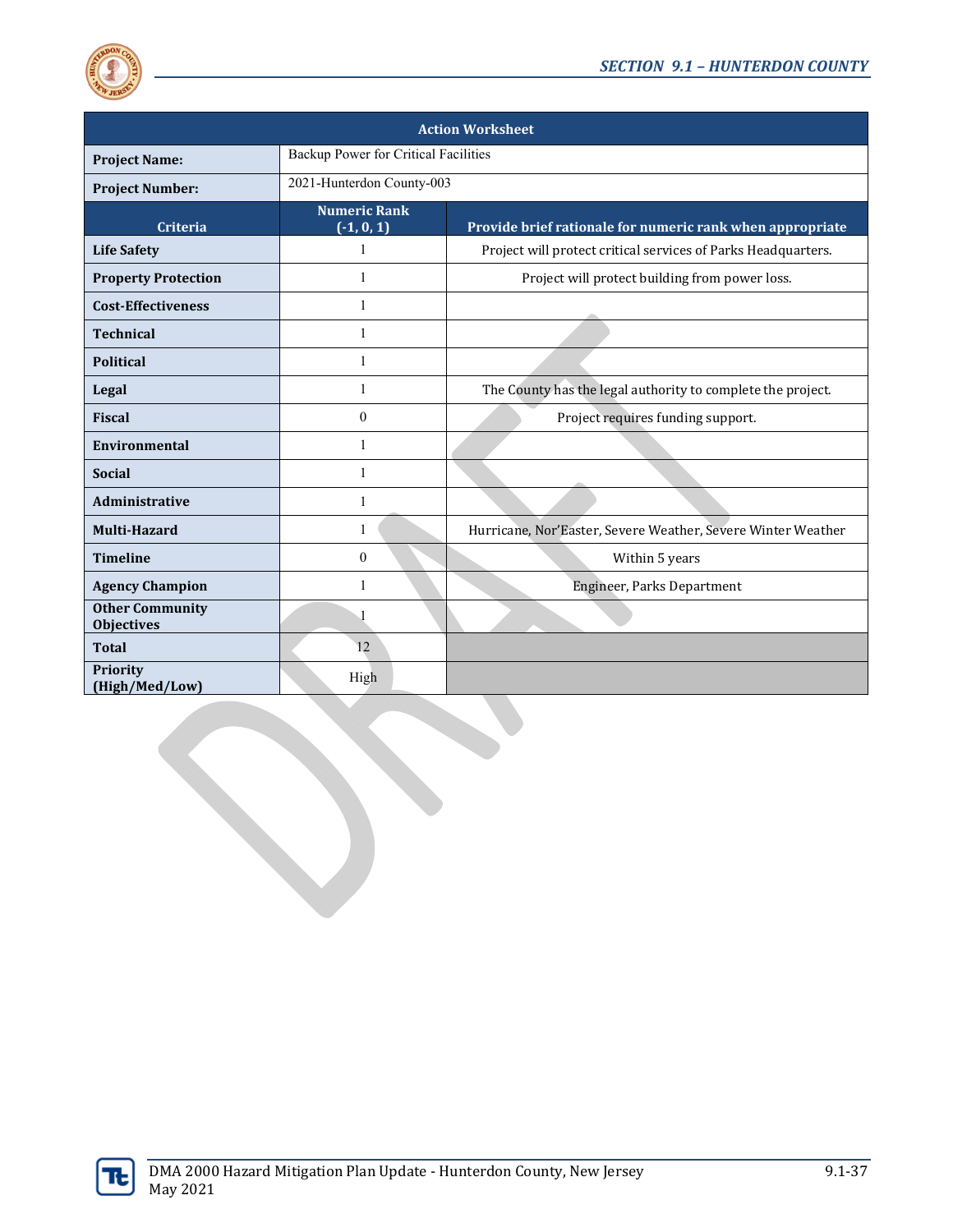| Action Worksheet | | |
|---|---|---|
| **Project Name:** | Backup Power for Critical Facilities | |
| **Project Number:** | 2021-Hunterdon County-003 | |
| **Criteria** | **Numeric Rank (-1, 0, 1)** | **Provide brief rationale for numeric rank when appropriate** |
| **Life Safety** | 1 | Project will protect critical services of Parks Headquarters. |
| **Property Protection** | 1 | Project will protect building from power loss. |
| **Cost-Effectiveness** | 1 | |
| **Technical** | 1 | |
| **Political** | 1 | |
| **Legal** | 1 | The County has the legal authority to complete the project. |
| **Fiscal** | 0 | Project requires funding support. |
| **Environmental** | 1 | |
| **Social** | 1 | |
| **Administrative** | 1 | |
| **Multi-Hazard** | 1 | Hurricane, Nor'Easter, Severe Weather, Severe Winter Weather |
| **Timeline** | 0 | Within 5 years |
| **Agency Champion** | 1 | Engineer, Parks Department |
| **Other Community Objectives** | 1 | |
| **Total** | 12 | |
| **Priority (High/Med/Low)** | High | |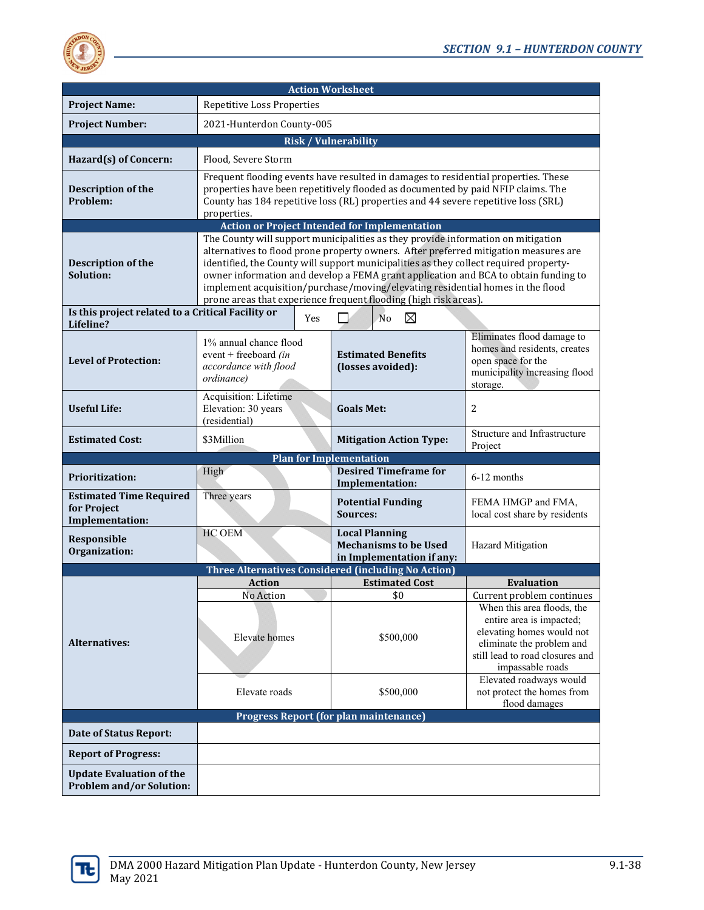| Action Worksheet | | | |
|---|---|---|---|
| **Project Name:** | Repetitive Loss Properties | | |
| **Project Number:** | 2021-Hunterdon County-005 | | |
| **Risk / Vulnerability** | | | |
| **Hazard(s) of Concern:** | Flood, Severe Storm | | |
| **Description of the Problem:** | Frequent flooding events have resulted in damages to residential properties. These properties have been repetitively flooded as documented by paid NFIP claims. The County has 184 repetitive loss (RL) properties and 44 severe repetitive loss (SRL) properties. | | |
| **Action or Project Intended for Implementation** | | | |
| **Description of the Solution:** | The County will support municipalities as they provide information on mitigation alternatives to flood prone property owners. After preferred mitigation measures are identified, the County will support municipalities as they collect required property-owner information and develop a FEMA grant application and BCA to obtain funding to implement acquisition/purchase/moving/elevating residential homes in the flood prone areas that experience frequent flooding (high risk areas). | | |
| **Is this project related to a Critical Facility or Lifeline?** | Yes ☐ | No ☒ | |
| **Level of Protection:** | 1% annual chance flood event + freeboard *(in accordance with flood ordinance)* | **Estimated Benefits (losses avoided):** | Eliminates flood damage to homes and residents, creates open space for the municipality increasing flood storage. |
| **Useful Life:** | Acquisition: Lifetime<br>Elevation: 30 years (residential) | **Goals Met:** | 2 |
| **Estimated Cost:** | $3Million | **Mitigation Action Type:** | Structure and Infrastructure Project |
| **Plan for Implementation** | | | |
| **Prioritization:** | High | **Desired Timeframe for Implementation:** | 6-12 months |
| **Estimated Time Required for Project Implementation:** | Three years | **Potential Funding Sources:** | FEMA HMGP and FMA, local cost share by residents |
| **Responsible Organization:** | HC OEM | **Local Planning Mechanisms to be Used in Implementation if any:** | Hazard Mitigation |
| **Three Alternatives Considered (including No Action)** | | | |
| **Alternatives:** | **Action** | **Estimated Cost** | **Evaluation** |
| | No Action | $0 | Current problem continues |
| | Elevate homes | $500,000 | When this area floods, the entire area is impacted; elevating homes would not eliminate the problem and still lead to road closures and impassable roads |
| | Elevate roads | $500,000 | Elevated roadways would not protect the homes from flood damages |
| **Progress Report (for plan maintenance)** | | | |
| **Date of Status Report:** | | | |
| **Report of Progress:** | | | |
| **Update Evaluation of the Problem and/or Solution:** | | | |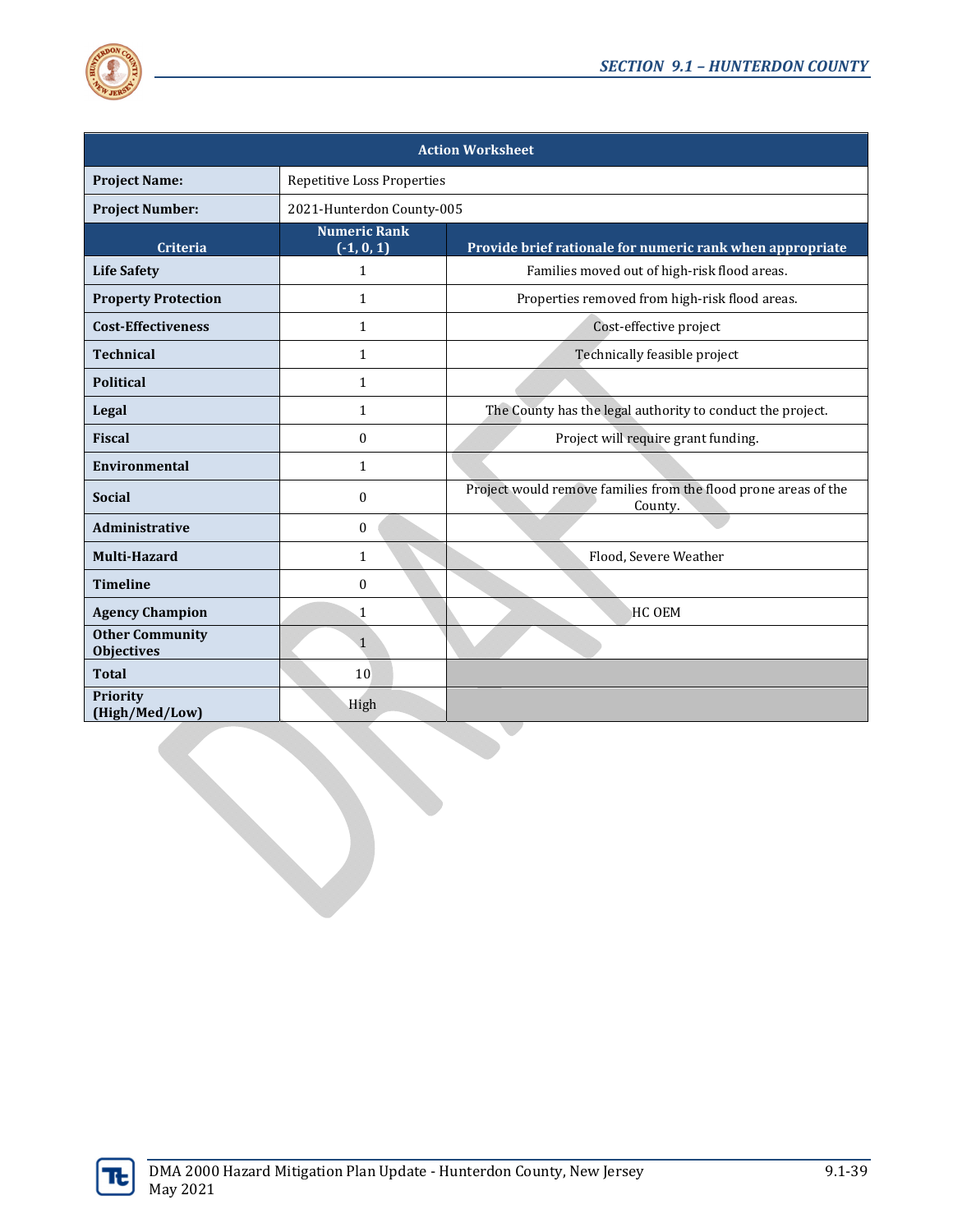| Action Worksheet | | |
|---|---|---|
| **Project Name:** | Repetitive Loss Properties | |
| **Project Number:** | 2021-Hunterdon County-005 | |
| **Criteria** | **Numeric Rank (-1, 0, 1)** | **Provide brief rationale for numeric rank when appropriate** |
| **Life Safety** | 1 | Families moved out of high-risk flood areas. |
| **Property Protection** | 1 | Properties removed from high-risk flood areas. |
| **Cost-Effectiveness** | 1 | Cost-effective project |
| **Technical** | 1 | Technically feasible project |
| **Political** | 1 | |
| **Legal** | 1 | The County has the legal authority to conduct the project. |
| **Fiscal** | 0 | Project will require grant funding. |
| **Environmental** | 1 | |
| **Social** | 0 | Project would remove families from the flood prone areas of the County. |
| **Administrative** | 0 | |
| **Multi-Hazard** | 1 | Flood, Severe Weather |
| **Timeline** | 0 | |
| **Agency Champion** | 1 | HC OEM |
| **Other Community Objectives** | 1 | |
| **Total** | 10 | |
| **Priority (High/Med/Low)** | High | |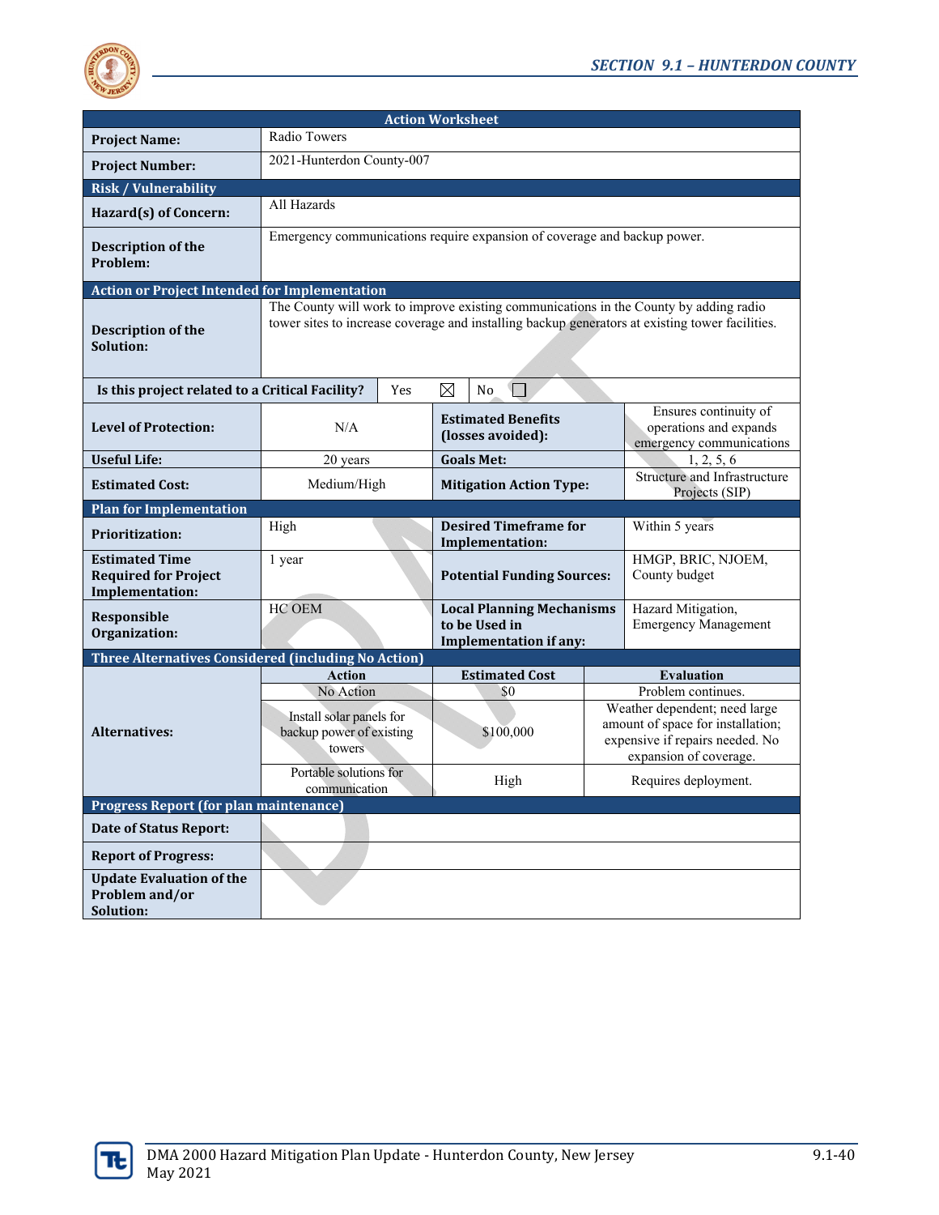| Action Worksheet | | | |
|---|---|---|---|
| **Project Name:** | Radio Towers | | |
| **Project Number:** | 2021-Hunterdon County-007 | | |
| **Risk / Vulnerability** | | | |
| **Hazard(s) of Concern:** | All Hazards | | |
| **Description of the Problem:** | Emergency communications require expansion of coverage and backup power. | | |
| **Action or Project Intended for Implementation** | | | |
| **Description of the Solution:** | The County will work to improve existing communications in the County by adding radio tower sites to increase coverage and installing backup generators at existing tower facilities. | | |
| **Is this project related to a Critical Facility?** | Yes ☒ | No ☐ | |
| **Level of Protection:** | N/A | **Estimated Benefits (losses avoided):** | Ensures continuity of operations and expands emergency communications |
| **Useful Life:** | 20 years | **Goals Met:** | 1, 2, 5, 6 |
| **Estimated Cost:** | Medium/High | **Mitigation Action Type:** | Structure and Infrastructure Projects (SIP) |
| **Plan for Implementation** | | | |
| **Prioritization:** | High | **Desired Timeframe for Implementation:** | Within 5 years |
| **Estimated Time Required for Project Implementation:** | 1 year | **Potential Funding Sources:** | HMGP, BRIC, NJOEM, County budget |
| **Responsible Organization:** | HC OEM | **Local Planning Mechanisms to be Used in Implementation if any:** | Hazard Mitigation, Emergency Management |
| **Three Alternatives Considered (including No Action)** | | | |
| **Alternatives:** | **Action** | **Estimated Cost** | **Evaluation** |
| | No Action | $0 | Problem continues. |
| | Install solar panels for backup power of existing towers | $100,000 | Weather dependent; need large amount of space for installation; expensive if repairs needed. No expansion of coverage. |
| | Portable solutions for communication | High | Requires deployment. |
| **Progress Report (for plan maintenance)** | | | |
| **Date of Status Report:** | | | |
| **Report of Progress:** | | | |
| **Update Evaluation of the Problem and/or Solution:** | | | |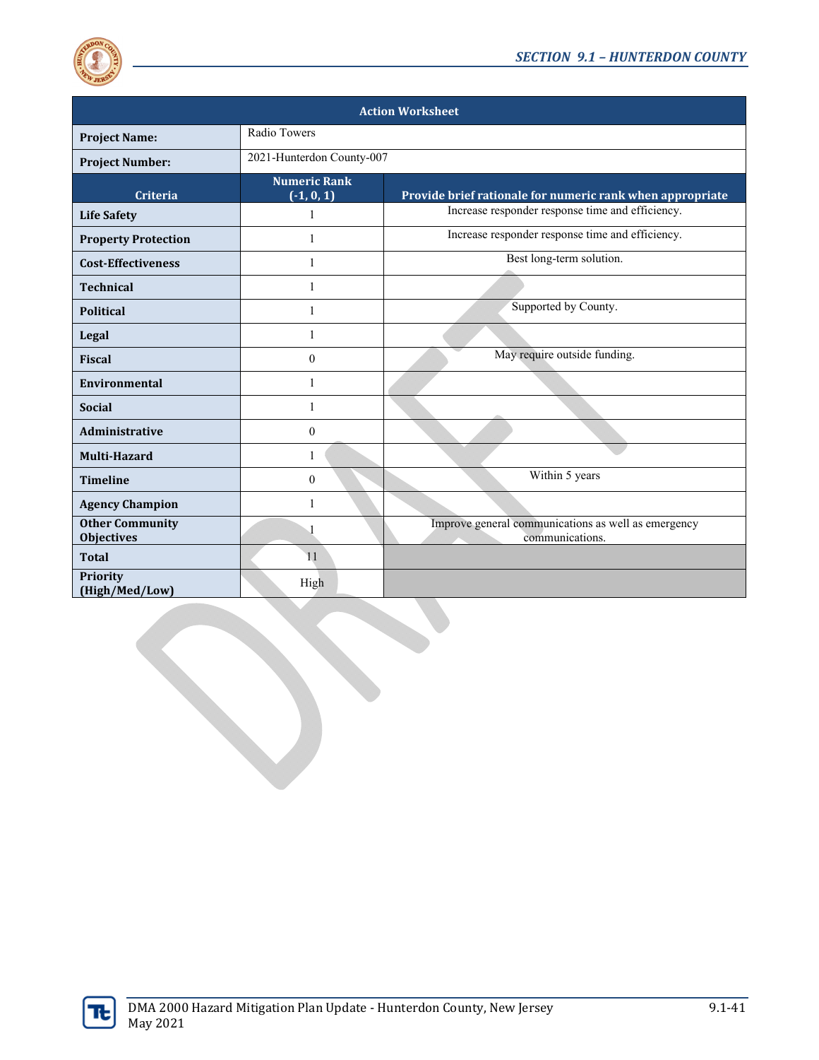| Action Worksheet | | |
|---|---|---|
| **Project Name:** | Radio Towers | |
| **Project Number:** | 2021-Hunterdon County-007 | |
| **Criteria** | **Numeric Rank (-1, 0, 1)** | **Provide brief rationale for numeric rank when appropriate** |
| **Life Safety** | 1 | Increase responder response time and efficiency. |
| **Property Protection** | 1 | Increase responder response time and efficiency. |
| **Cost-Effectiveness** | 1 | Best long-term solution. |
| **Technical** | 1 | |
| **Political** | 1 | Supported by County. |
| **Legal** | 1 | |
| **Fiscal** | 0 | May require outside funding. |
| **Environmental** | 1 | |
| **Social** | 1 | |
| **Administrative** | 0 | |
| **Multi-Hazard** | 1 | |
| **Timeline** | 0 | Within 5 years |
| **Agency Champion** | 1 | |
| **Other Community Objectives** | 1 | Improve general communications as well as emergency communications. |
| **Total** | 11 | |
| **Priority (High/Med/Low)** | High | |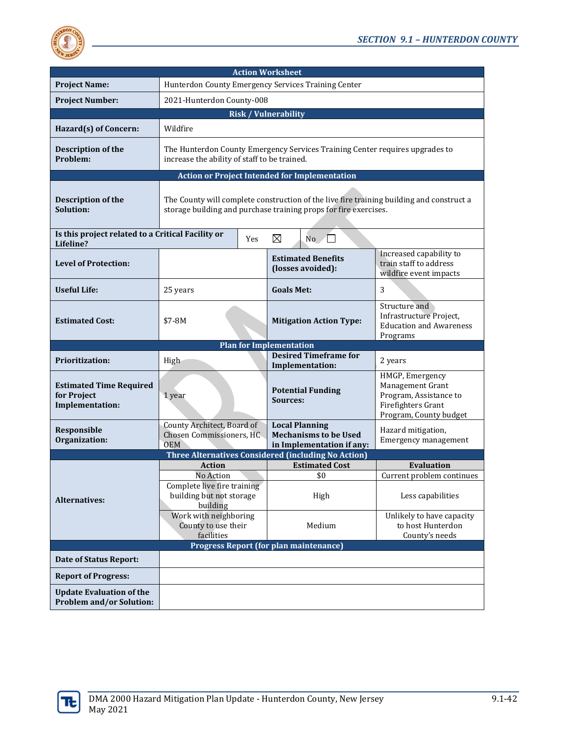| Action Worksheet | | | |
|---|---|---|---|
| **Project Name:** | Hunterdon County Emergency Services Training Center | | |
| **Project Number:** | 2021-Hunterdon County-008 | | |
| **Risk / Vulnerability** | | | |
| **Hazard(s) of Concern:** | Wildfire | | |
| **Description of the Problem:** | The Hunterdon County Emergency Services Training Center requires upgrades to increase the ability of staff to be trained. | | |
| **Action or Project Intended for Implementation** | | | |
| **Description of the Solution:** | The County will complete construction of the live fire training building and construct a storage building and purchase training props for fire exercises. | | |
| **Is this project related to a Critical Facility or Lifeline?** | Yes ☒ | No ☐ | |
| **Level of Protection:** | | **Estimated Benefits (losses avoided):** | Increased capability to train staff to address wildfire event impacts |
| **Useful Life:** | 25 years | **Goals Met:** | 3 |
| **Estimated Cost:** | $7-8M | **Mitigation Action Type:** | Structure and Infrastructure Project, Education and Awareness Programs |
| **Plan for Implementation** | | | |
| **Prioritization:** | High | **Desired Timeframe for Implementation:** | 2 years |
| **Estimated Time Required for Project Implementation:** | 1 year | **Potential Funding Sources:** | HMGP, Emergency Management Grant Program, Assistance to Firefighters Grant Program, County budget |
| **Responsible Organization:** | County Architect, Board of Chosen Commissioners, HC OEM | **Local Planning Mechanisms to be Used in Implementation if any:** | Hazard mitigation, Emergency management |
| **Three Alternatives Considered (including No Action)** | | | |
| **Alternatives:** | **Action** | **Estimated Cost** | **Evaluation** |
| | No Action | $0 | Current problem continues |
| | Complete live fire training building but not storage building | High | Less capabilities |
| | Work with neighboring County to use their facilities | Medium | Unlikely to have capacity to host Hunterdon County's needs |
| **Progress Report (for plan maintenance)** | | | |
| **Date of Status Report:** | | | |
| **Report of Progress:** | | | |
| **Update Evaluation of the Problem and/or Solution:** | | | |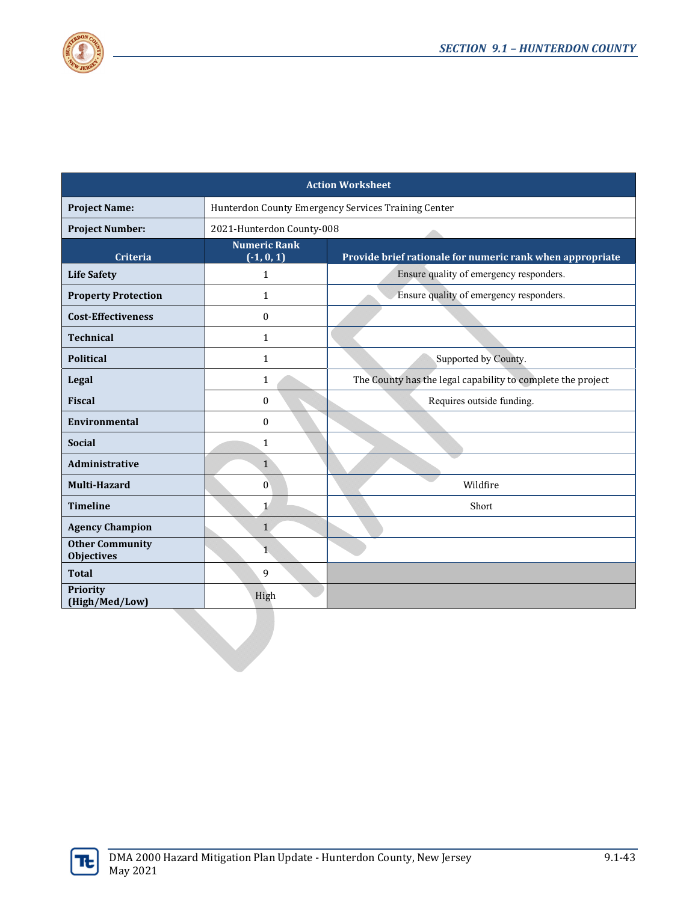| Action Worksheet | | |
|---|---|---|
| **Project Name:** | Hunterdon County Emergency Services Training Center | |
| **Project Number:** | 2021-Hunterdon County-008 | |
| **Criteria** | **Numeric Rank (-1, 0, 1)** | **Provide brief rationale for numeric rank when appropriate** |
| **Life Safety** | 1 | Ensure quality of emergency responders. |
| **Property Protection** | 1 | Ensure quality of emergency responders. |
| **Cost-Effectiveness** | 0 | |
| **Technical** | 1 | |
| **Political** | 1 | Supported by County. |
| **Legal** | 1 | The County has the legal capability to complete the project |
| **Fiscal** | 0 | Requires outside funding. |
| **Environmental** | 0 | |
| **Social** | 1 | |
| **Administrative** | 1 | |
| **Multi-Hazard** | 0 | Wildfire |
| **Timeline** | 1 | Short |
| **Agency Champion** | 1 | |
| **Other Community Objectives** | 1 | |
| **Total** | 9 | |
| **Priority (High/Med/Low)** | High | |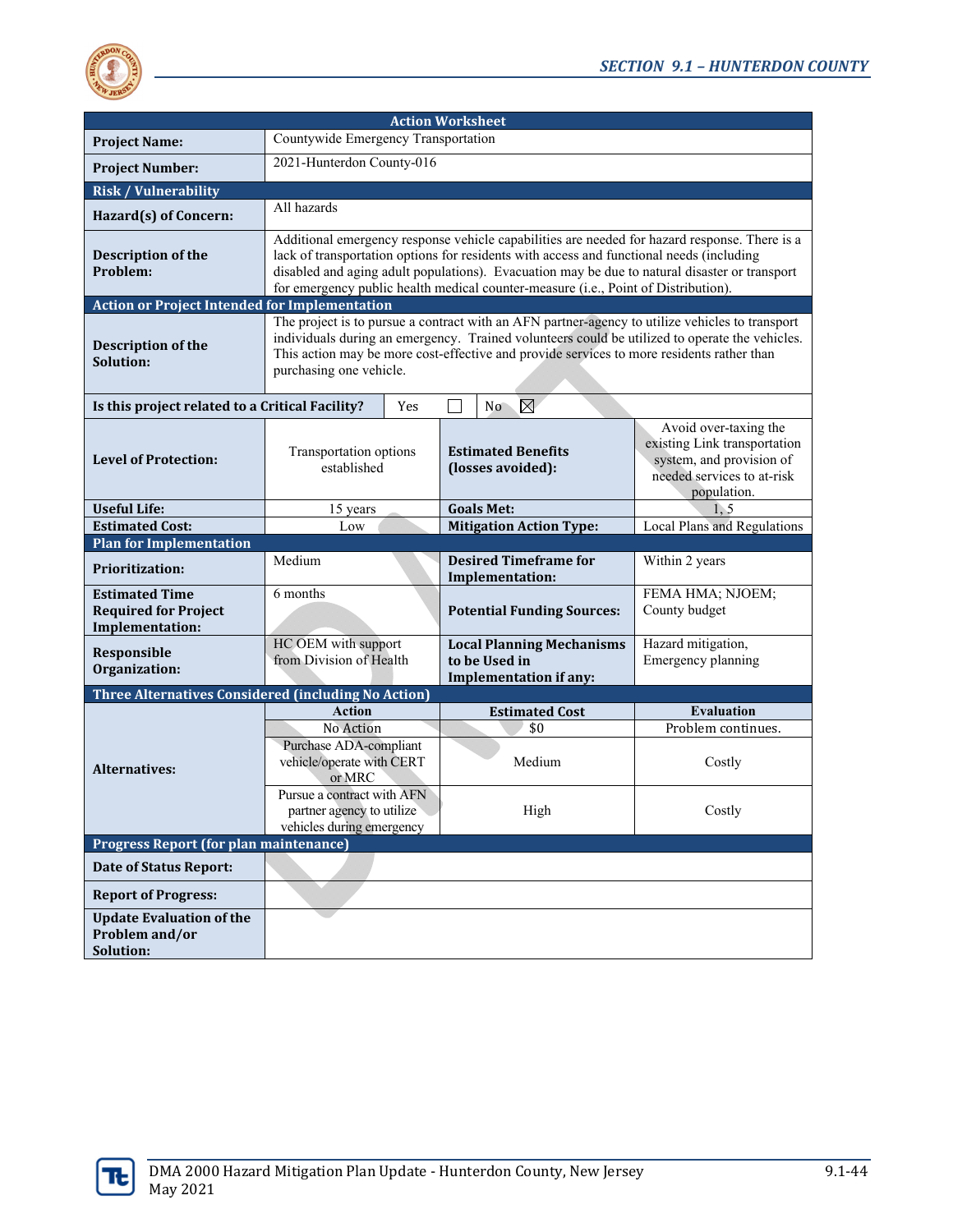| Action Worksheet | | | |
|---|---|---|---|
| **Project Name:** | Countywide Emergency Transportation | | |
| **Project Number:** | 2021-Hunterdon County-016 | | |
| **Risk / Vulnerability** | | | |
| **Hazard(s) of Concern:** | All hazards | | |
| **Description of the Problem:** | Additional emergency response vehicle capabilities are needed for hazard response. There is a lack of transportation options for residents with access and functional needs (including disabled and aging adult populations). Evacuation may be due to natural disaster or transport for emergency public health medical counter-measure (i.e., Point of Distribution). | | |
| **Action or Project Intended for Implementation** | | | |
| **Description of the Solution:** | The project is to pursue a contract with an AFN partner-agency to utilize vehicles to transport individuals during an emergency. Trained volunteers could be utilized to operate the vehicles. This action may be more cost-effective and provide services to more residents rather than purchasing one vehicle. | | |
| **Is this project related to a Critical Facility?** | Yes ☐ | No ☒ | |
| **Level of Protection:** | Transportation options established | **Estimated Benefits (losses avoided):** | Avoid over-taxing the existing Link transportation system, and provision of needed services to at-risk population. |
| **Useful Life:** | 15 years | **Goals Met:** | 1, 5 |
| **Estimated Cost:** | Low | **Mitigation Action Type:** | Local Plans and Regulations |
| **Plan for Implementation** | | | |
| **Prioritization:** | Medium | **Desired Timeframe for Implementation:** | Within 2 years |
| **Estimated Time Required for Project Implementation:** | 6 months | **Potential Funding Sources:** | FEMA HMA; NJOEM; County budget |
| **Responsible Organization:** | HC OEM with support from Division of Health | **Local Planning Mechanisms to be Used in Implementation if any:** | Hazard mitigation, Emergency planning |
| **Three Alternatives Considered (including No Action)** | | | |
| **Alternatives:** | **Action** | **Estimated Cost** | **Evaluation** |
| | No Action | $0 | Problem continues. |
| | Purchase ADA-compliant vehicle/operate with CERT or MRC | Medium | Costly |
| | Pursue a contract with AFN partner agency to utilize vehicles during emergency | High | Costly |
| **Progress Report (for plan maintenance)** | | | |
| **Date of Status Report:** | | | |
| **Report of Progress:** | | | |
| **Update Evaluation of the Problem and/or Solution:** | | | |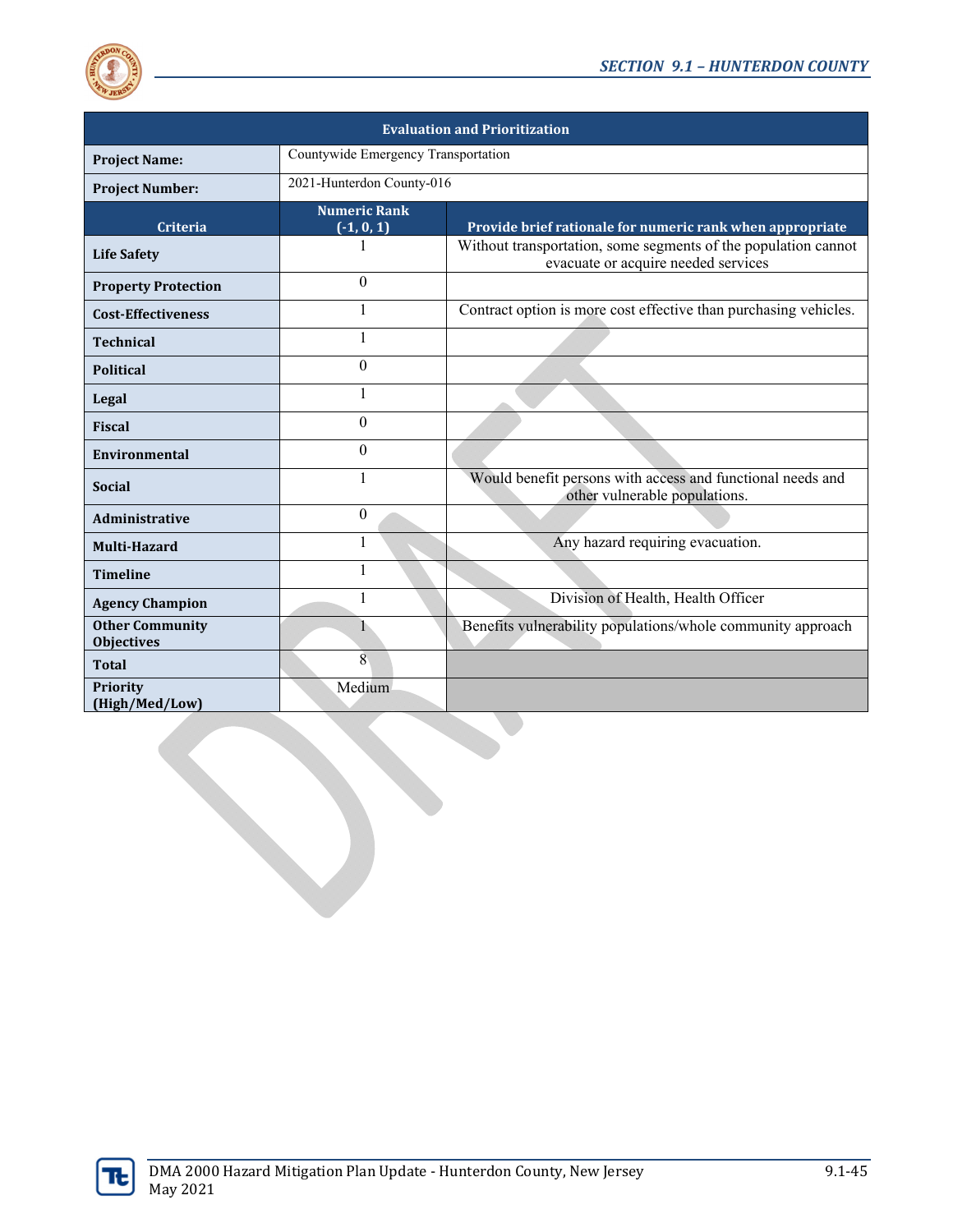| Evaluation and Prioritization | | |
|---|---|---|
| **Project Name:** | Countywide Emergency Transportation | |
| **Project Number:** | 2021-Hunterdon County-016 | |
| **Criteria** | **Numeric Rank (-1, 0, 1)** | **Provide brief rationale for numeric rank when appropriate** |
| **Life Safety** | 1 | Without transportation, some segments of the population cannot evacuate or acquire needed services |
| **Property Protection** | 0 | |
| **Cost-Effectiveness** | 1 | Contract option is more cost effective than purchasing vehicles. |
| **Technical** | 1 | |
| **Political** | 0 | |
| **Legal** | 1 | |
| **Fiscal** | 0 | |
| **Environmental** | 0 | |
| **Social** | 1 | Would benefit persons with access and functional needs and other vulnerable populations. |
| **Administrative** | 0 | |
| **Multi-Hazard** | 1 | Any hazard requiring evacuation. |
| **Timeline** | 1 | |
| **Agency Champion** | 1 | Division of Health, Health Officer |
| **Other Community Objectives** | 1 | Benefits vulnerability populations/whole community approach |
| **Total** | 8 | |
| **Priority (High/Med/Low)** | Medium | |